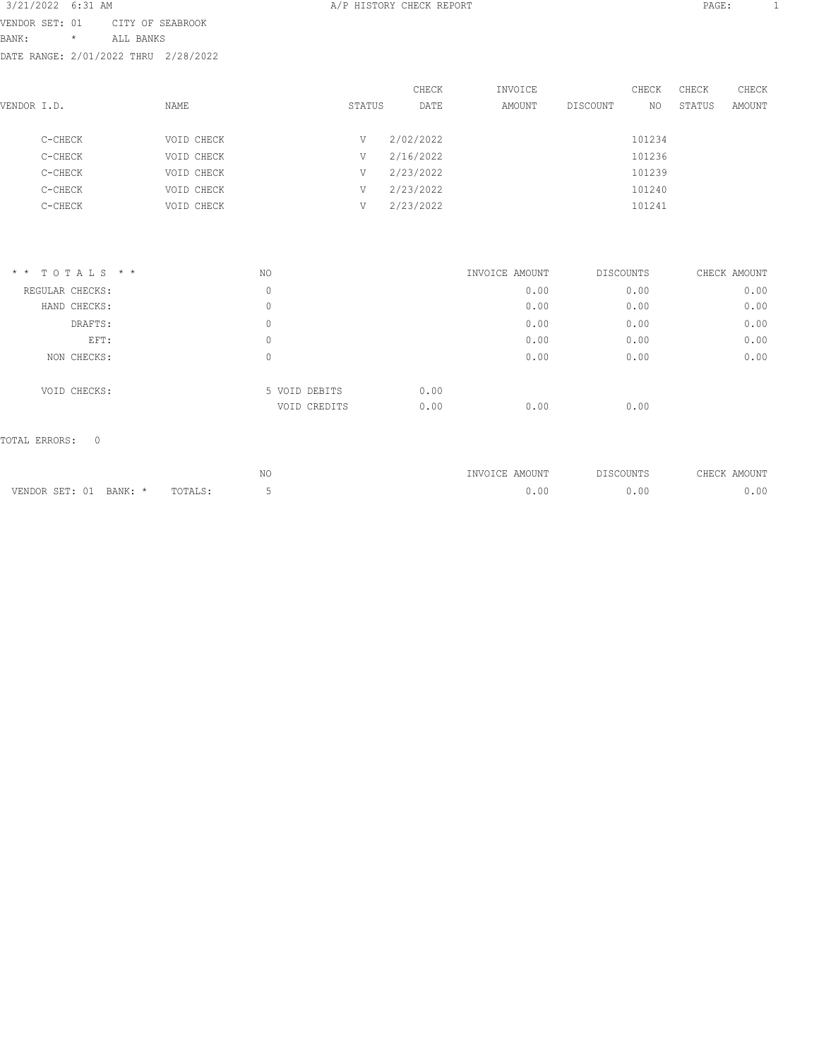3/21/2022 6:31 AM A/P HISTORY CHECK REPORT

VENDOR SET: 01 CITY OF SEABROOK
BANK: * ALL BANKS
DATE RANGE: 2/01/2022 THRU 2/28/2022

| VENDOR I.D. | NAME | STATUS | CHECK DATE | INVOICE AMOUNT | DISCOUNT | CHECK NO | CHECK STATUS | CHECK AMOUNT |
|---|---|---|---|---|---|---|---|---|
| C-CHECK | VOID CHECK | V | 2/02/2022 | | | 101234 | | |
| C-CHECK | VOID CHECK | V | 2/16/2022 | | | 101236 | | |
| C-CHECK | VOID CHECK | V | 2/23/2022 | | | 101239 | | |
| C-CHECK | VOID CHECK | V | 2/23/2022 | | | 101240 | | |
| C-CHECK | VOID CHECK | V | 2/23/2022 | | | 101241 | | |

| * * T O T A L S * * | NO | | | INVOICE AMOUNT | DISCOUNTS | CHECK AMOUNT |
|---|---|---|---|---|---|---|
| REGULAR CHECKS: | 0 | | | 0.00 | 0.00 | 0.00 |
| HAND CHECKS: | 0 | | | 0.00 | 0.00 | 0.00 |
| DRAFTS: | 0 | | | 0.00 | 0.00 | 0.00 |
| EFT: | 0 | | | 0.00 | 0.00 | 0.00 |
| NON CHECKS: | 0 | | | 0.00 | 0.00 | 0.00 |
| VOID CHECKS: | 5 | VOID DEBITS | 0.00 | | | |
| | | VOID CREDITS | 0.00 | 0.00 | 0.00 | |

TOTAL ERRORS: 0

| | | NO | INVOICE AMOUNT | DISCOUNTS | CHECK AMOUNT |
|---|---|---|---|---|---|
| VENDOR SET: 01 BANK: * | TOTALS: | 5 | 0.00 | 0.00 | 0.00 |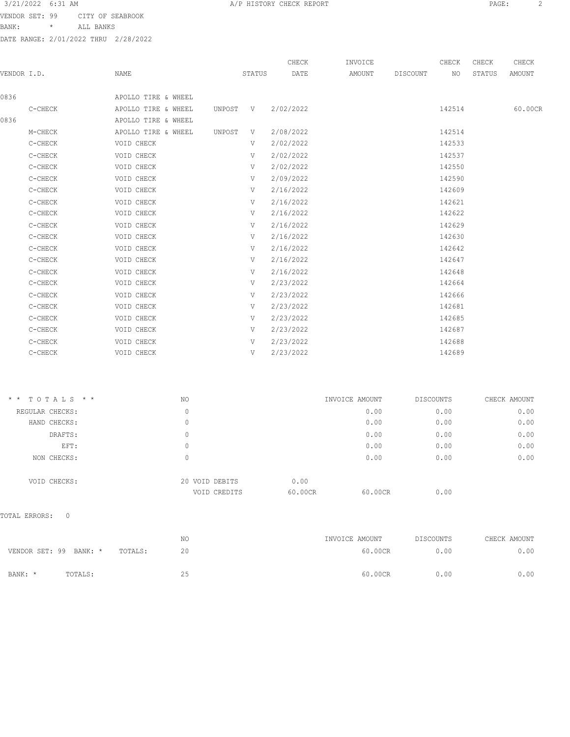3/21/2022 6:31 AM A/P HISTORY CHECK REPORT

VENDOR SET: 99 CITY OF SEABROOK

BANK: * ALL BANKS

DATE RANGE: 2/01/2022 THRU 2/28/2022

| VENDOR I.D. | NAME | STATUS | | CHECK DATE | INVOICE AMOUNT | DISCOUNT | CHECK NO | CHECK STATUS | CHECK AMOUNT |
|---|---|---|---|---|---|---|---|---|---|
| 0836 | APOLLO TIRE & WHEEL | | | | | | | | |
| C-CHECK | APOLLO TIRE & WHEEL | UNPOST | V | 2/02/2022 | | | 142514 | | 60.00CR |
| 0836 | APOLLO TIRE & WHEEL | | | | | | | | |
| M-CHECK | APOLLO TIRE & WHEEL | UNPOST | V | 2/08/2022 | | | 142514 | | |
| C-CHECK | VOID CHECK | | V | 2/02/2022 | | | 142533 | | |
| C-CHECK | VOID CHECK | | V | 2/02/2022 | | | 142537 | | |
| C-CHECK | VOID CHECK | | V | 2/02/2022 | | | 142550 | | |
| C-CHECK | VOID CHECK | | V | 2/09/2022 | | | 142590 | | |
| C-CHECK | VOID CHECK | | V | 2/16/2022 | | | 142609 | | |
| C-CHECK | VOID CHECK | | V | 2/16/2022 | | | 142621 | | |
| C-CHECK | VOID CHECK | | V | 2/16/2022 | | | 142622 | | |
| C-CHECK | VOID CHECK | | V | 2/16/2022 | | | 142629 | | |
| C-CHECK | VOID CHECK | | V | 2/16/2022 | | | 142630 | | |
| C-CHECK | VOID CHECK | | V | 2/16/2022 | | | 142642 | | |
| C-CHECK | VOID CHECK | | V | 2/16/2022 | | | 142647 | | |
| C-CHECK | VOID CHECK | | V | 2/16/2022 | | | 142648 | | |
| C-CHECK | VOID CHECK | | V | 2/23/2022 | | | 142664 | | |
| C-CHECK | VOID CHECK | | V | 2/23/2022 | | | 142666 | | |
| C-CHECK | VOID CHECK | | V | 2/23/2022 | | | 142681 | | |
| C-CHECK | VOID CHECK | | V | 2/23/2022 | | | 142685 | | |
| C-CHECK | VOID CHECK | | V | 2/23/2022 | | | 142687 | | |
| C-CHECK | VOID CHECK | | V | 2/23/2022 | | | 142688 | | |
| C-CHECK | VOID CHECK | | V | 2/23/2022 | | | 142689 | | |

| * * TOTALS * * | NO | | | INVOICE AMOUNT | DISCOUNTS | CHECK AMOUNT |
|---|---|---|---|---|---|---|
| REGULAR CHECKS: | 0 | | | 0.00 | 0.00 | 0.00 |
| HAND CHECKS: | 0 | | | 0.00 | 0.00 | 0.00 |
| DRAFTS: | 0 | | | 0.00 | 0.00 | 0.00 |
| EFT: | 0 | | | 0.00 | 0.00 | 0.00 |
| NON CHECKS: | 0 | | | 0.00 | 0.00 | 0.00 |
| VOID CHECKS: | 20 | VOID DEBITS | 0.00 | | | |
| | | VOID CREDITS | 60.00CR | 60.00CR | 0.00 | |

TOTAL ERRORS: 0

| | | NO | INVOICE AMOUNT | DISCOUNTS | CHECK AMOUNT |
|---|---|---|---|---|---|
| VENDOR SET: 99 BANK: * | TOTALS: | 20 | 60.00CR | 0.00 | 0.00 |
| BANK: * | TOTALS: | 25 | 60.00CR | 0.00 | 0.00 |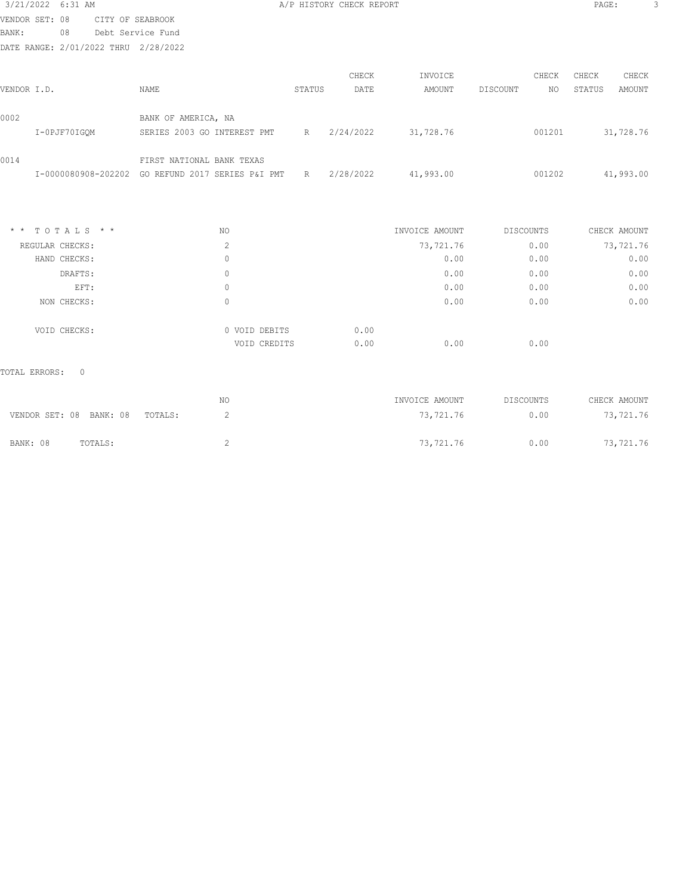VENDOR SET: 08 CITY OF SEABROOK
BANK: 08 Debt Service Fund
DATE RANGE: 2/01/2022 THRU 2/28/2022

| VENDOR I.D. | NAME | STATUS | CHECK DATE | INVOICE AMOUNT | DISCOUNT | CHECK NO | CHECK STATUS | CHECK AMOUNT |
|---|---|---|---|---|---|---|---|---|
| 0002 | BANK OF AMERICA, NA | | | | | | | |
| I-0PJF70IGQM | SERIES 2003 GO INTEREST PMT | R | 2/24/2022 | 31,728.76 | | 001201 | | 31,728.76 |
| 0014 | FIRST NATIONAL BANK TEXAS | | | | | | | |
| I-0000080908-202202 | GO REFUND 2017 SERIES P&I PMT | R | 2/28/2022 | 41,993.00 | | 001202 | | 41,993.00 |

| * * T O T A L S * * | NO | | | INVOICE AMOUNT | DISCOUNTS | CHECK AMOUNT |
|---|---|---|---|---|---|---|
| REGULAR CHECKS: | 2 | | | 73,721.76 | 0.00 | 73,721.76 |
| HAND CHECKS: | 0 | | | 0.00 | 0.00 | 0.00 |
| DRAFTS: | 0 | | | 0.00 | 0.00 | 0.00 |
| EFT: | 0 | | | 0.00 | 0.00 | 0.00 |
| NON CHECKS: | 0 | | | 0.00 | 0.00 | 0.00 |
| VOID CHECKS: | 0 | VOID DEBITS | 0.00 | | | |
| | | VOID CREDITS | 0.00 | 0.00 | 0.00 | |

TOTAL ERRORS: 0

| | NO | INVOICE AMOUNT | DISCOUNTS | CHECK AMOUNT |
|---|---|---|---|---|
| VENDOR SET: 08 BANK: 08 TOTALS: | 2 | 73,721.76 | 0.00 | 73,721.76 |
| BANK: 08 TOTALS: | 2 | 73,721.76 | 0.00 | 73,721.76 |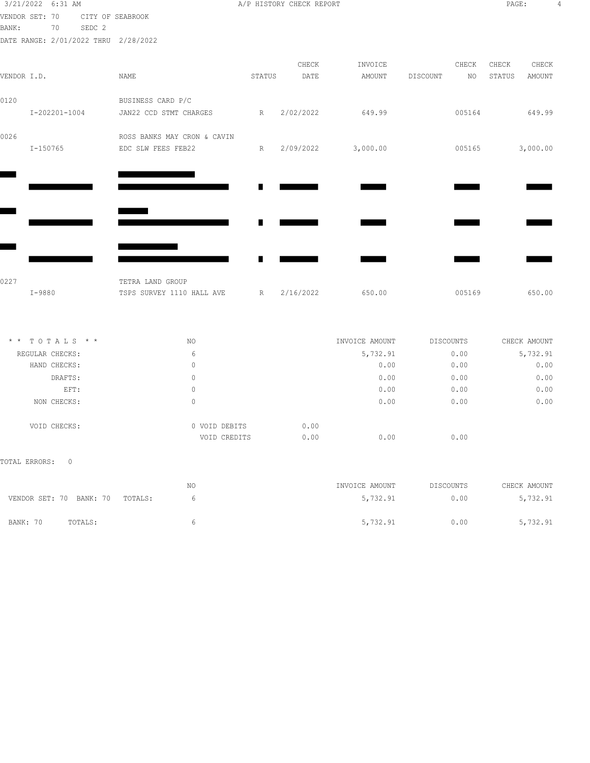VENDOR SET: 70 CITY OF SEABROOK
BANK: 70 SEDC 2
DATE RANGE: 2/01/2022 THRU 2/28/2022

| VENDOR I.D. | NAME | STATUS | CHECK DATE | INVOICE AMOUNT | DISCOUNT | CHECK NO | CHECK STATUS | CHECK AMOUNT |
|---|---|---|---|---|---|---|---|---|
| 0120 | BUSINESS CARD P/C | | | | | | | |
| I-202201-1004 | JAN22 CCD STMT CHARGES | R | 2/02/2022 | 649.99 | | 005164 | | 649.99 |
| 0026 | ROSS BANKS MAY CRON & CAVIN | | | | | | | |
| I-150765 | EDC SLW FEES FEB22 | R | 2/09/2022 | 3,000.00 | | 005165 | | 3,000.00 |
| ████ | ████ | | | | | | | |
| ████ | ████ | █ | ████ | ████ | | ████ | | ████ |
| ████ | ████ | | | | | | | |
| ████ | ████ | █ | ████ | ████ | | ████ | | ████ |
| ████ | ████ | | | | | | | |
| ████ | ████ | █ | ████ | ████ | | ████ | | ████ |
| 0227 | TETRA LAND GROUP | | | | | | | |
| I-9880 | TSPS SURVEY 1110 HALL AVE | R | 2/16/2022 | 650.00 | | 005169 | | 650.00 |

| * * T O T A L S * * | NO | | INVOICE AMOUNT | DISCOUNTS | CHECK AMOUNT |
|---|---|---|---|---|---|
| REGULAR CHECKS: | 6 | | 5,732.91 | 0.00 | 5,732.91 |
| HAND CHECKS: | 0 | | 0.00 | 0.00 | 0.00 |
| DRAFTS: | 0 | | 0.00 | 0.00 | 0.00 |
| EFT: | 0 | | 0.00 | 0.00 | 0.00 |
| NON CHECKS: | 0 | | 0.00 | 0.00 | 0.00 |
| VOID CHECKS: | 0 VOID DEBITS | 0.00 | | | |
| | VOID CREDITS | 0.00 | 0.00 | 0.00 | |

TOTAL ERRORS: 0

| | NO | INVOICE AMOUNT | DISCOUNTS | CHECK AMOUNT |
|---|---|---|---|---|
| VENDOR SET: 70 BANK: 70 TOTALS: | 6 | 5,732.91 | 0.00 | 5,732.91 |
| BANK: 70 TOTALS: | 6 | 5,732.91 | 0.00 | 5,732.91 |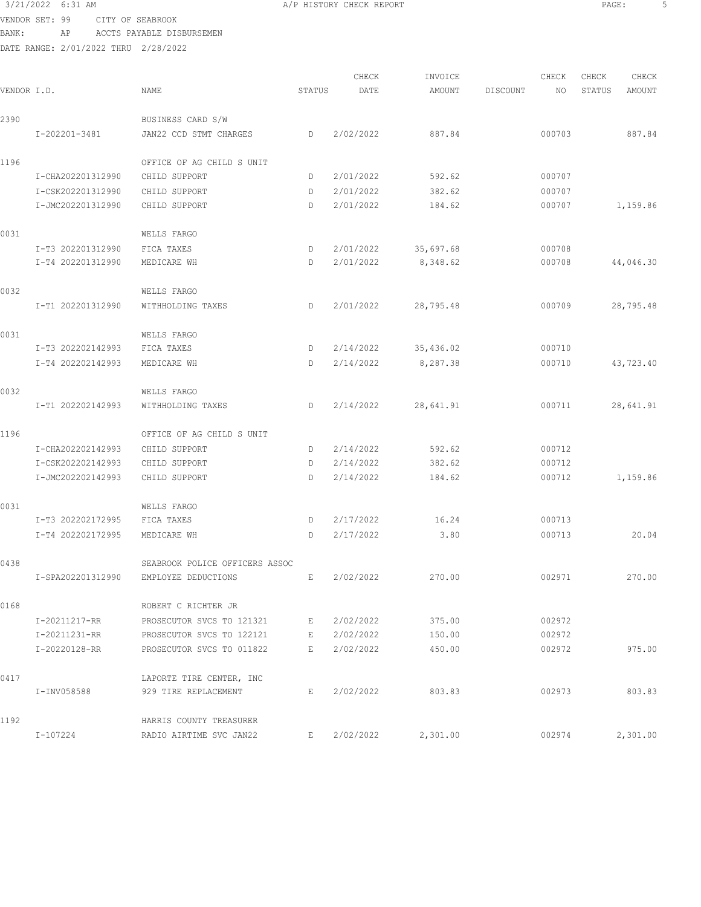3/21/2022 6:31 AM A/P HISTORY CHECK REPORT

VENDOR SET: 99 CITY OF SEABROOK
BANK: AP ACCTS PAYABLE DISBURSEMEN
DATE RANGE: 2/01/2022 THRU 2/28/2022

| VENDOR I.D. | NAME | STATUS | CHECK DATE | INVOICE AMOUNT | DISCOUNT | CHECK NO | CHECK STATUS | CHECK AMOUNT |
|---|---|---|---|---|---|---|---|---|
| 2390 | BUSINESS CARD S/W | | | | | | | |
| I-202201-3481 | JAN22 CCD STMT CHARGES | D | 2/02/2022 | 887.84 | | 000703 | | 887.84 |
| 1196 | OFFICE OF AG CHILD S UNIT | | | | | | | |
| I-CHA202201312990 | CHILD SUPPORT | D | 2/01/2022 | 592.62 | | 000707 | | |
| I-CSK202201312990 | CHILD SUPPORT | D | 2/01/2022 | 382.62 | | 000707 | | |
| I-JMC202201312990 | CHILD SUPPORT | D | 2/01/2022 | 184.62 | | 000707 | | 1,159.86 |
| 0031 | WELLS FARGO | | | | | | | |
| I-T3 202201312990 | FICA TAXES | D | 2/01/2022 | 35,697.68 | | 000708 | | |
| I-T4 202201312990 | MEDICARE WH | D | 2/01/2022 | 8,348.62 | | 000708 | | 44,046.30 |
| 0032 | WELLS FARGO | | | | | | | |
| I-T1 202201312990 | WITHHOLDING TAXES | D | 2/01/2022 | 28,795.48 | | 000709 | | 28,795.48 |
| 0031 | WELLS FARGO | | | | | | | |
| I-T3 202202142993 | FICA TAXES | D | 2/14/2022 | 35,436.02 | | 000710 | | |
| I-T4 202202142993 | MEDICARE WH | D | 2/14/2022 | 8,287.38 | | 000710 | | 43,723.40 |
| 0032 | WELLS FARGO | | | | | | | |
| I-T1 202202142993 | WITHHOLDING TAXES | D | 2/14/2022 | 28,641.91 | | 000711 | | 28,641.91 |
| 1196 | OFFICE OF AG CHILD S UNIT | | | | | | | |
| I-CHA202202142993 | CHILD SUPPORT | D | 2/14/2022 | 592.62 | | 000712 | | |
| I-CSK202202142993 | CHILD SUPPORT | D | 2/14/2022 | 382.62 | | 000712 | | |
| I-JMC202202142993 | CHILD SUPPORT | D | 2/14/2022 | 184.62 | | 000712 | | 1,159.86 |
| 0031 | WELLS FARGO | | | | | | | |
| I-T3 202202172995 | FICA TAXES | D | 2/17/2022 | 16.24 | | 000713 | | |
| I-T4 202202172995 | MEDICARE WH | D | 2/17/2022 | 3.80 | | 000713 | | 20.04 |
| 0438 | SEABROOK POLICE OFFICERS ASSOC | | | | | | | |
| I-SPA202201312990 | EMPLOYEE DEDUCTIONS | E | 2/02/2022 | 270.00 | | 002971 | | 270.00 |
| 0168 | ROBERT C RICHTER JR | | | | | | | |
| I-20211217-RR | PROSECUTOR SVCS TO 121321 | E | 2/02/2022 | 375.00 | | 002972 | | |
| I-20211231-RR | PROSECUTOR SVCS TO 122121 | E | 2/02/2022 | 150.00 | | 002972 | | |
| I-20220128-RR | PROSECUTOR SVCS TO 011822 | E | 2/02/2022 | 450.00 | | 002972 | | 975.00 |
| 0417 | LAPORTE TIRE CENTER, INC | | | | | | | |
| I-INV058588 | 929 TIRE REPLACEMENT | E | 2/02/2022 | 803.83 | | 002973 | | 803.83 |
| 1192 | HARRIS COUNTY TREASURER | | | | | | | |
| I-107224 | RADIO AIRTIME SVC JAN22 | E | 2/02/2022 | 2,301.00 | | 002974 | | 2,301.00 |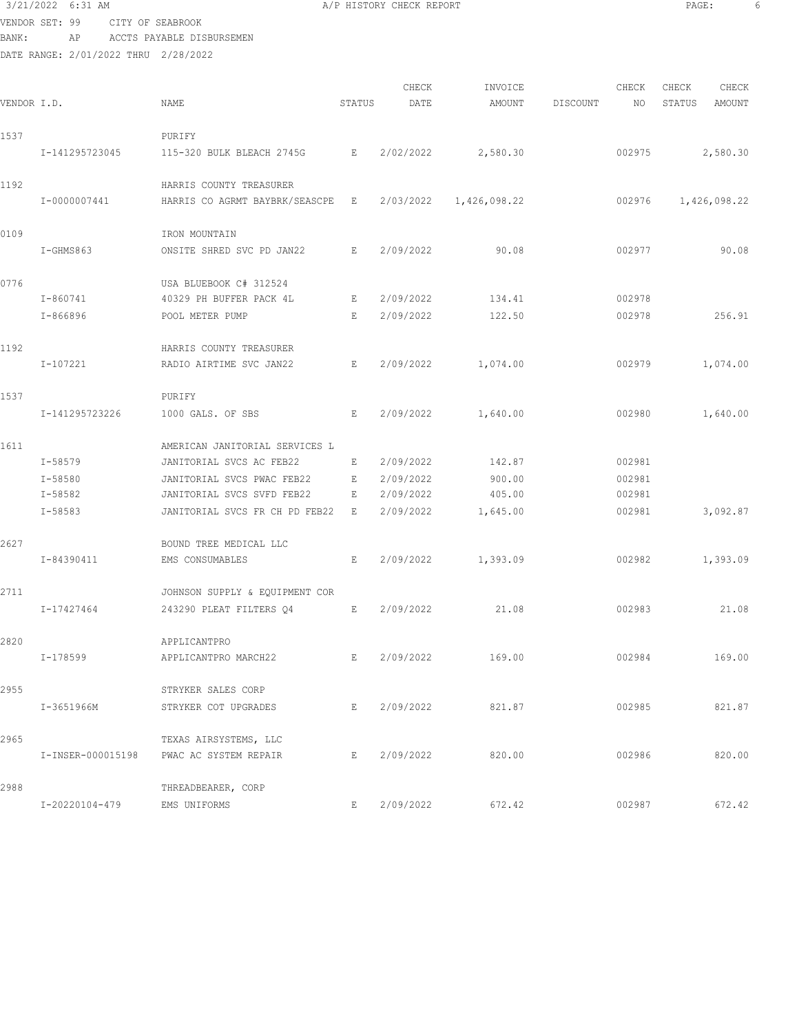VENDOR SET: 99 CITY OF SEABROOK
BANK: AP ACCTS PAYABLE DISBURSEMEN
DATE RANGE: 2/01/2022 THRU 2/28/2022

| VENDOR I.D. | NAME | STATUS | CHECK DATE | INVOICE AMOUNT | DISCOUNT | CHECK NO | CHECK STATUS | CHECK AMOUNT |
|---|---|---|---|---|---|---|---|---|
| 1537 | PURIFY | | | | | | | |
| I-141295723045 | 115-320 BULK BLEACH 2745G | E | 2/02/2022 | 2,580.30 | | 002975 | | 2,580.30 |
| 1192 | HARRIS COUNTY TREASURER | | | | | | | |
| I-0000007441 | HARRIS CO AGRMT BAYBRK/SEASCPE | E | 2/03/2022 | 1,426,098.22 | | 002976 | | 1,426,098.22 |
| 0109 | IRON MOUNTAIN | | | | | | | |
| I-GHMS863 | ONSITE SHRED SVC PD JAN22 | E | 2/09/2022 | 90.08 | | 002977 | | 90.08 |
| 0776 | USA BLUEBOOK C# 312524 | | | | | | | |
| I-860741 | 40329 PH BUFFER PACK 4L | E | 2/09/2022 | 134.41 | | 002978 | | |
| I-866896 | POOL METER PUMP | E | 2/09/2022 | 122.50 | | 002978 | | 256.91 |
| 1192 | HARRIS COUNTY TREASURER | | | | | | | |
| I-107221 | RADIO AIRTIME SVC JAN22 | E | 2/09/2022 | 1,074.00 | | 002979 | | 1,074.00 |
| 1537 | PURIFY | | | | | | | |
| I-141295723226 | 1000 GALS. OF SBS | E | 2/09/2022 | 1,640.00 | | 002980 | | 1,640.00 |
| 1611 | AMERICAN JANITORIAL SERVICES L | | | | | | | |
| I-58579 | JANITORIAL SVCS AC FEB22 | E | 2/09/2022 | 142.87 | | 002981 | | |
| I-58580 | JANITORIAL SVCS PWAC FEB22 | E | 2/09/2022 | 900.00 | | 002981 | | |
| I-58582 | JANITORIAL SVCS SVFD FEB22 | E | 2/09/2022 | 405.00 | | 002981 | | |
| I-58583 | JANITORIAL SVCS FR CH PD FEB22 | E | 2/09/2022 | 1,645.00 | | 002981 | | 3,092.87 |
| 2627 | BOUND TREE MEDICAL LLC | | | | | | | |
| I-84390411 | EMS CONSUMABLES | E | 2/09/2022 | 1,393.09 | | 002982 | | 1,393.09 |
| 2711 | JOHNSON SUPPLY & EQUIPMENT COR | | | | | | | |
| I-17427464 | 243290 PLEAT FILTERS Q4 | E | 2/09/2022 | 21.08 | | 002983 | | 21.08 |
| 2820 | APPLICANTPRO | | | | | | | |
| I-178599 | APPLICANTPRO MARCH22 | E | 2/09/2022 | 169.00 | | 002984 | | 169.00 |
| 2955 | STRYKER SALES CORP | | | | | | | |
| I-3651966M | STRYKER COT UPGRADES | E | 2/09/2022 | 821.87 | | 002985 | | 821.87 |
| 2965 | TEXAS AIRSYSTEMS, LLC | | | | | | | |
| I-INSER-000015198 | PWAC AC SYSTEM REPAIR | E | 2/09/2022 | 820.00 | | 002986 | | 820.00 |
| 2988 | THREADBEARER, CORP | | | | | | | |
| I-20220104-479 | EMS UNIFORMS | E | 2/09/2022 | 672.42 | | 002987 | | 672.42 |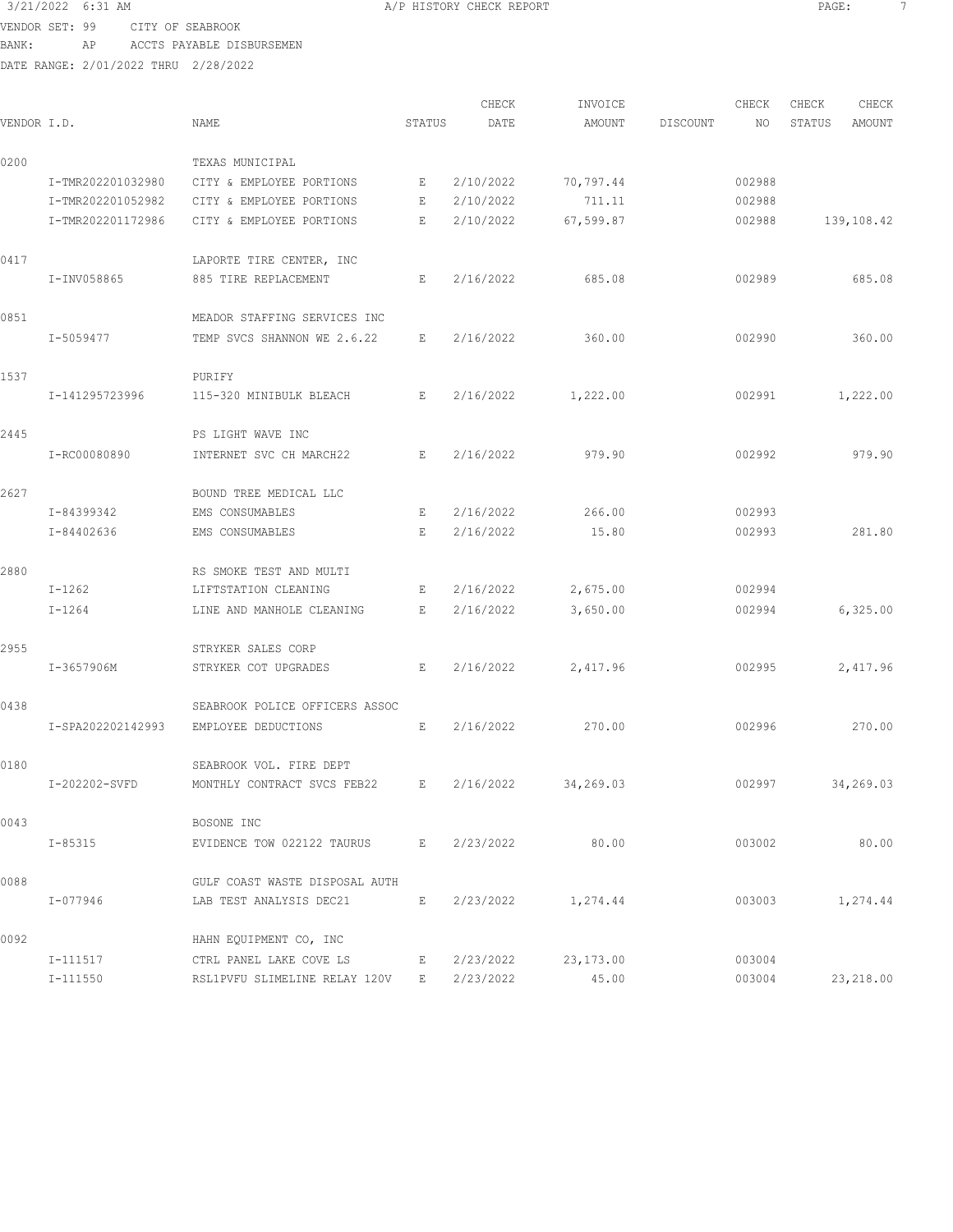3/21/2022 6:31 AM A/P HISTORY CHECK REPORT

VENDOR SET: 99 CITY OF SEABROOK
BANK: AP ACCTS PAYABLE DISBURSEMEN
DATE RANGE: 2/01/2022 THRU 2/28/2022

| VENDOR I.D. | NAME | STATUS | CHECK DATE | INVOICE AMOUNT | DISCOUNT | CHECK NO | CHECK STATUS | CHECK AMOUNT |
|---|---|---|---|---|---|---|---|---|
| 0200 | TEXAS MUNICIPAL | | | | | | | |
| I-TMR202201032980 | CITY & EMPLOYEE PORTIONS | E | 2/10/2022 | 70,797.44 | | 002988 | | |
| I-TMR202201052982 | CITY & EMPLOYEE PORTIONS | E | 2/10/2022 | 711.11 | | 002988 | | |
| I-TMR202201172986 | CITY & EMPLOYEE PORTIONS | E | 2/10/2022 | 67,599.87 | | 002988 | | 139,108.42 |
| 0417 | LAPORTE TIRE CENTER, INC | | | | | | | |
| I-INV058865 | 885 TIRE REPLACEMENT | E | 2/16/2022 | 685.08 | | 002989 | | 685.08 |
| 0851 | MEADOR STAFFING SERVICES INC | | | | | | | |
| I-5059477 | TEMP SVCS SHANNON WE 2.6.22 | E | 2/16/2022 | 360.00 | | 002990 | | 360.00 |
| 1537 | PURIFY | | | | | | | |
| I-141295723996 | 115-320 MINIBULK BLEACH | E | 2/16/2022 | 1,222.00 | | 002991 | | 1,222.00 |
| 2445 | PS LIGHT WAVE INC | | | | | | | |
| I-RC00080890 | INTERNET SVC CH MARCH22 | E | 2/16/2022 | 979.90 | | 002992 | | 979.90 |
| 2627 | BOUND TREE MEDICAL LLC | | | | | | | |
| I-84399342 | EMS CONSUMABLES | E | 2/16/2022 | 266.00 | | 002993 | | |
| I-84402636 | EMS CONSUMABLES | E | 2/16/2022 | 15.80 | | 002993 | | 281.80 |
| 2880 | RS SMOKE TEST AND MULTI | | | | | | | |
| I-1262 | LIFTSTATION CLEANING | E | 2/16/2022 | 2,675.00 | | 002994 | | |
| I-1264 | LINE AND MANHOLE CLEANING | E | 2/16/2022 | 3,650.00 | | 002994 | | 6,325.00 |
| 2955 | STRYKER SALES CORP | | | | | | | |
| I-3657906M | STRYKER COT UPGRADES | E | 2/16/2022 | 2,417.96 | | 002995 | | 2,417.96 |
| 0438 | SEABROOK POLICE OFFICERS ASSOC | | | | | | | |
| I-SPA202202142993 | EMPLOYEE DEDUCTIONS | E | 2/16/2022 | 270.00 | | 002996 | | 270.00 |
| 0180 | SEABROOK VOL. FIRE DEPT | | | | | | | |
| I-202202-SVFD | MONTHLY CONTRACT SVCS FEB22 | E | 2/16/2022 | 34,269.03 | | 002997 | | 34,269.03 |
| 0043 | BOSONE INC | | | | | | | |
| I-85315 | EVIDENCE TOW 022122 TAURUS | E | 2/23/2022 | 80.00 | | 003002 | | 80.00 |
| 0088 | GULF COAST WASTE DISPOSAL AUTH | | | | | | | |
| I-077946 | LAB TEST ANALYSIS DEC21 | E | 2/23/2022 | 1,274.44 | | 003003 | | 1,274.44 |
| 0092 | HAHN EQUIPMENT CO, INC | | | | | | | |
| I-111517 | CTRL PANEL LAKE COVE LS | E | 2/23/2022 | 23,173.00 | | 003004 | | |
| I-111550 | RSL1PVFU SLIMELINE RELAY 120V | E | 2/23/2022 | 45.00 | | 003004 | | 23,218.00 |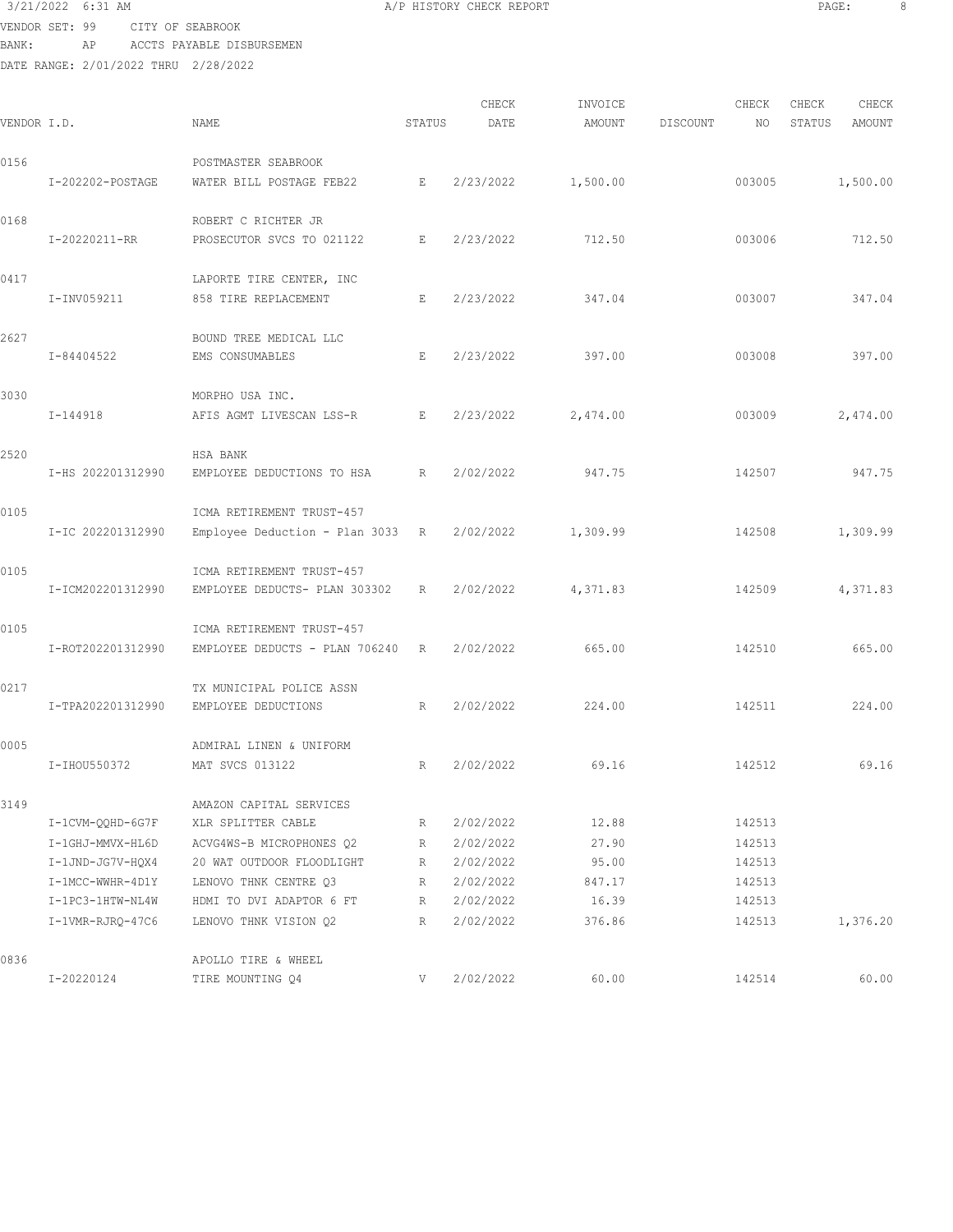3/21/2022 6:31 AM A/P HISTORY CHECK REPORT

VENDOR SET: 99 CITY OF SEABROOK
BANK: AP ACCTS PAYABLE DISBURSEMEN
DATE RANGE: 2/01/2022 THRU 2/28/2022

| VENDOR I.D. | NAME | STATUS | CHECK DATE | INVOICE AMOUNT | DISCOUNT | CHECK NO | CHECK STATUS | CHECK AMOUNT |
|---|---|---|---|---|---|---|---|---|
| 0156 | POSTMASTER SEABROOK | | | | | | | |
| I-202202-POSTAGE | WATER BILL POSTAGE FEB22 | E | 2/23/2022 | 1,500.00 | | 003005 | | 1,500.00 |
| 0168 | ROBERT C RICHTER JR | | | | | | | |
| I-20220211-RR | PROSECUTOR SVCS TO 021122 | E | 2/23/2022 | 712.50 | | 003006 | | 712.50 |
| 0417 | LAPORTE TIRE CENTER, INC | | | | | | | |
| I-INV059211 | 858 TIRE REPLACEMENT | E | 2/23/2022 | 347.04 | | 003007 | | 347.04 |
| 2627 | BOUND TREE MEDICAL LLC | | | | | | | |
| I-84404522 | EMS CONSUMABLES | E | 2/23/2022 | 397.00 | | 003008 | | 397.00 |
| 3030 | MORPHO USA INC. | | | | | | | |
| I-144918 | AFIS AGMT LIVESCAN LSS-R | E | 2/23/2022 | 2,474.00 | | 003009 | | 2,474.00 |
| 2520 | HSA BANK | | | | | | | |
| I-HS 202201312990 | EMPLOYEE DEDUCTIONS TO HSA | R | 2/02/2022 | 947.75 | | 142507 | | 947.75 |
| 0105 | ICMA RETIREMENT TRUST-457 | | | | | | | |
| I-IC 202201312990 | Employee Deduction - Plan 3033 | R | 2/02/2022 | 1,309.99 | | 142508 | | 1,309.99 |
| 0105 | ICMA RETIREMENT TRUST-457 | | | | | | | |
| I-ICM202201312990 | EMPLOYEE DEDUCTS- PLAN 303302 | R | 2/02/2022 | 4,371.83 | | 142509 | | 4,371.83 |
| 0105 | ICMA RETIREMENT TRUST-457 | | | | | | | |
| I-ROT202201312990 | EMPLOYEE DEDUCTS - PLAN 706240 | R | 2/02/2022 | 665.00 | | 142510 | | 665.00 |
| 0217 | TX MUNICIPAL POLICE ASSN | | | | | | | |
| I-TPA202201312990 | EMPLOYEE DEDUCTIONS | R | 2/02/2022 | 224.00 | | 142511 | | 224.00 |
| 0005 | ADMIRAL LINEN & UNIFORM | | | | | | | |
| I-IHOU550372 | MAT SVCS 013122 | R | 2/02/2022 | 69.16 | | 142512 | | 69.16 |
| 3149 | AMAZON CAPITAL SERVICES | | | | | | | |
| I-1CVM-QQHD-6G7F | XLR SPLITTER CABLE | R | 2/02/2022 | 12.88 | | 142513 | | |
| I-1GHJ-MMVX-HL6D | ACVG4WS-B MICROPHONES Q2 | R | 2/02/2022 | 27.90 | | 142513 | | |
| I-1JND-JG7V-HQX4 | 20 WAT OUTDOOR FLOODLIGHT | R | 2/02/2022 | 95.00 | | 142513 | | |
| I-1MCC-WWHR-4D1Y | LENOVO THNK CENTRE Q3 | R | 2/02/2022 | 847.17 | | 142513 | | |
| I-1PC3-1HTW-NL4W | HDMI TO DVI ADAPTOR 6 FT | R | 2/02/2022 | 16.39 | | 142513 | | |
| I-1VMR-RJRQ-47C6 | LENOVO THNK VISION Q2 | R | 2/02/2022 | 376.86 | | 142513 | | 1,376.20 |
| 0836 | APOLLO TIRE & WHEEL | | | | | | | |
| I-20220124 | TIRE MOUNTING Q4 | V | 2/02/2022 | 60.00 | | 142514 | | 60.00 |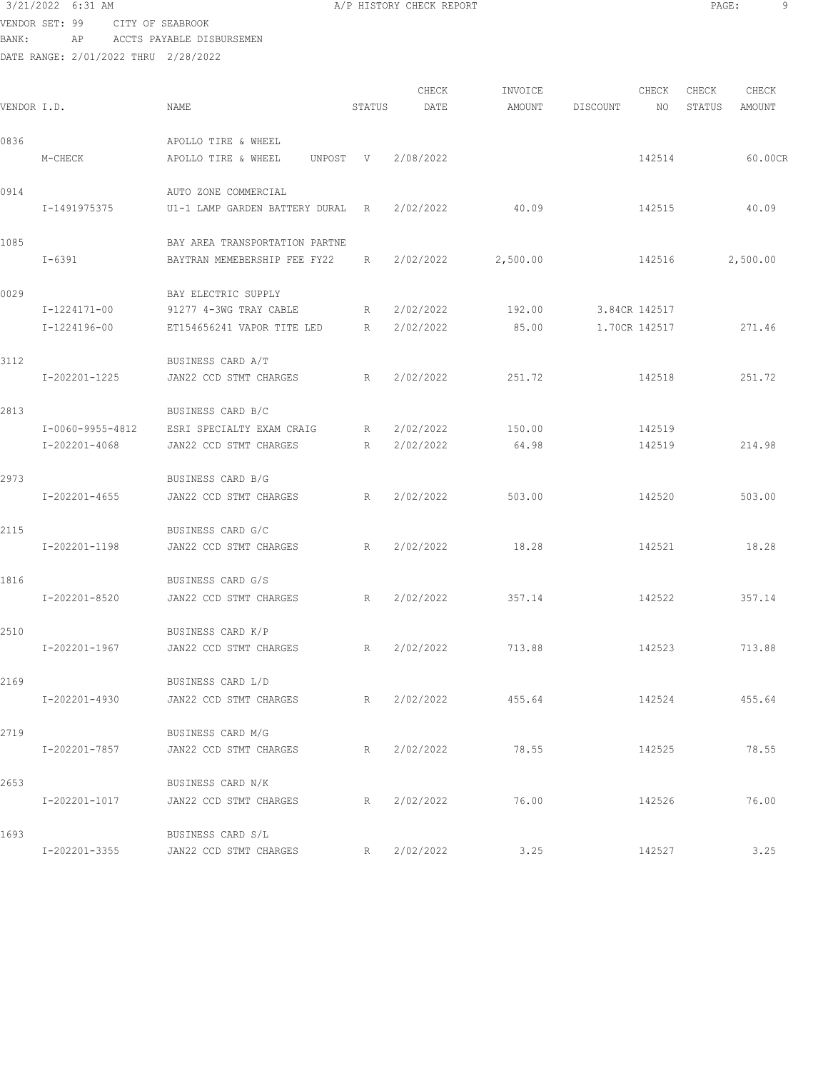3/21/2022 6:31 AM A/P HISTORY CHECK REPORT

VENDOR SET: 99 CITY OF SEABROOK

BANK: AP ACCTS PAYABLE DISBURSEMEN

DATE RANGE: 2/01/2022 THRU 2/28/2022

| VENDOR I.D. | NAME | STATUS | CHECK DATE | INVOICE AMOUNT | DISCOUNT | CHECK NO | CHECK STATUS | CHECK AMOUNT |
|---|---|---|---|---|---|---|---|---|
| 0836 | APOLLO TIRE & WHEEL | | | | | | | |
| M-CHECK | APOLLO TIRE & WHEEL UNPOST | V | 2/08/2022 | | | 142514 | | 60.00CR |
| 0914 | AUTO ZONE COMMERCIAL | | | | | | | |
| I-1491975375 | U1-1 LAMP GARDEN BATTERY DURAL | R | 2/02/2022 | 40.09 | | 142515 | | 40.09 |
| 1085 | BAY AREA TRANSPORTATION PARTNE | | | | | | | |
| I-6391 | BAYTRAN MEMEBERSHIP FEE FY22 | R | 2/02/2022 | 2,500.00 | | 142516 | | 2,500.00 |
| 0029 | BAY ELECTRIC SUPPLY | | | | | | | |
| I-1224171-00 | 91277 4-3WG TRAY CABLE | R | 2/02/2022 | 192.00 | 3.84CR | 142517 | | |
| I-1224196-00 | ET154656241 VAPOR TITE LED | R | 2/02/2022 | 85.00 | 1.70CR | 142517 | | 271.46 |
| 3112 | BUSINESS CARD A/T | | | | | | | |
| I-202201-1225 | JAN22 CCD STMT CHARGES | R | 2/02/2022 | 251.72 | | 142518 | | 251.72 |
| 2813 | BUSINESS CARD B/C | | | | | | | |
| I-0060-9955-4812 | ESRI SPECIALTY EXAM CRAIG | R | 2/02/2022 | 150.00 | | 142519 | | |
| I-202201-4068 | JAN22 CCD STMT CHARGES | R | 2/02/2022 | 64.98 | | 142519 | | 214.98 |
| 2973 | BUSINESS CARD B/G | | | | | | | |
| I-202201-4655 | JAN22 CCD STMT CHARGES | R | 2/02/2022 | 503.00 | | 142520 | | 503.00 |
| 2115 | BUSINESS CARD G/C | | | | | | | |
| I-202201-1198 | JAN22 CCD STMT CHARGES | R | 2/02/2022 | 18.28 | | 142521 | | 18.28 |
| 1816 | BUSINESS CARD G/S | | | | | | | |
| I-202201-8520 | JAN22 CCD STMT CHARGES | R | 2/02/2022 | 357.14 | | 142522 | | 357.14 |
| 2510 | BUSINESS CARD K/P | | | | | | | |
| I-202201-1967 | JAN22 CCD STMT CHARGES | R | 2/02/2022 | 713.88 | | 142523 | | 713.88 |
| 2169 | BUSINESS CARD L/D | | | | | | | |
| I-202201-4930 | JAN22 CCD STMT CHARGES | R | 2/02/2022 | 455.64 | | 142524 | | 455.64 |
| 2719 | BUSINESS CARD M/G | | | | | | | |
| I-202201-7857 | JAN22 CCD STMT CHARGES | R | 2/02/2022 | 78.55 | | 142525 | | 78.55 |
| 2653 | BUSINESS CARD N/K | | | | | | | |
| I-202201-1017 | JAN22 CCD STMT CHARGES | R | 2/02/2022 | 76.00 | | 142526 | | 76.00 |
| 1693 | BUSINESS CARD S/L | | | | | | | |
| I-202201-3355 | JAN22 CCD STMT CHARGES | R | 2/02/2022 | 3.25 | | 142527 | | 3.25 |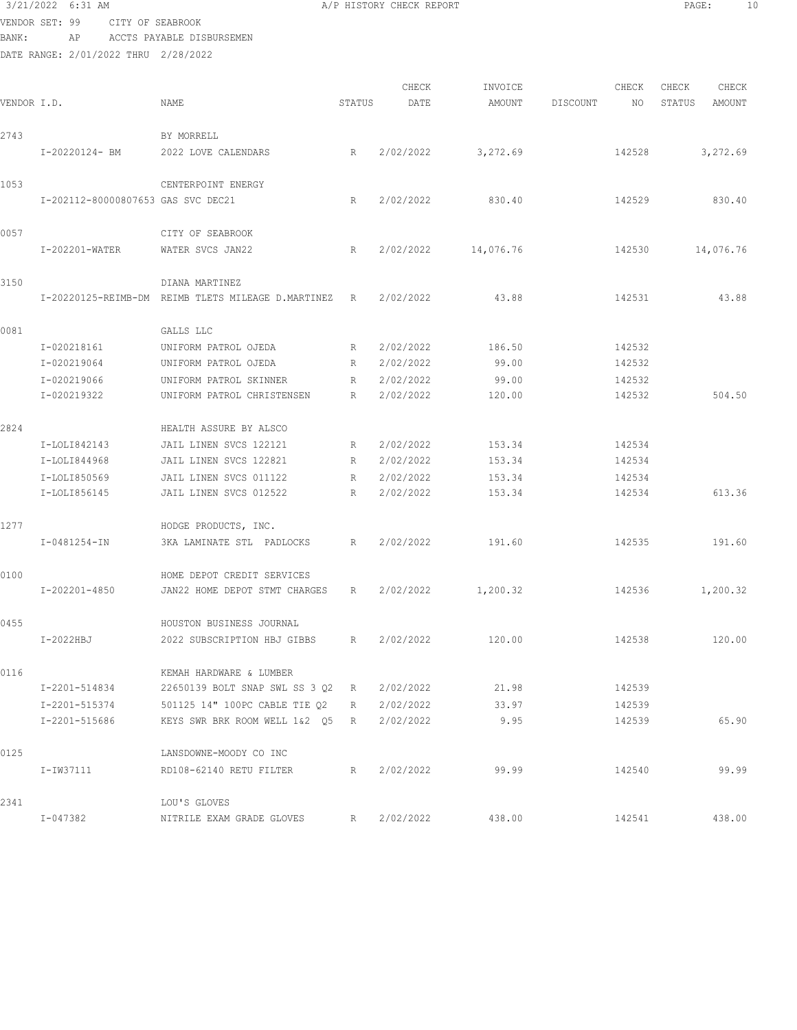VENDOR SET: 99 CITY OF SEABROOK
BANK: AP ACCTS PAYABLE DISBURSEMEN
DATE RANGE: 2/01/2022 THRU 2/28/2022

| VENDOR I.D. | NAME | STATUS | CHECK DATE | INVOICE AMOUNT | DISCOUNT | CHECK NO | CHECK STATUS | CHECK AMOUNT |
|---|---|---|---|---|---|---|---|---|
| 2743 | BY MORRELL | | | | | | | |
| I-20220124- BM | 2022 LOVE CALENDARS | R | 2/02/2022 | 3,272.69 | | 142528 | | 3,272.69 |
| 1053 | CENTERPOINT ENERGY | | | | | | | |
| I-202112-80000807653 | GAS SVC DEC21 | R | 2/02/2022 | 830.40 | | 142529 | | 830.40 |
| 0057 | CITY OF SEABROOK | | | | | | | |
| I-202201-WATER | WATER SVCS JAN22 | R | 2/02/2022 | 14,076.76 | | 142530 | | 14,076.76 |
| 3150 | DIANA MARTINEZ | | | | | | | |
| I-20220125-REIMB-DM | REIMB TLETS MILEAGE D.MARTINEZ | R | 2/02/2022 | 43.88 | | 142531 | | 43.88 |
| 0081 | GALLS LLC | | | | | | | |
| I-020218161 | UNIFORM PATROL OJEDA | R | 2/02/2022 | 186.50 | | 142532 | | |
| I-020219064 | UNIFORM PATROL OJEDA | R | 2/02/2022 | 99.00 | | 142532 | | |
| I-020219066 | UNIFORM PATROL SKINNER | R | 2/02/2022 | 99.00 | | 142532 | | |
| I-020219322 | UNIFORM PATROL CHRISTENSEN | R | 2/02/2022 | 120.00 | | 142532 | | 504.50 |
| 2824 | HEALTH ASSURE BY ALSCO | | | | | | | |
| I-LOLI842143 | JAIL LINEN SVCS 122121 | R | 2/02/2022 | 153.34 | | 142534 | | |
| I-LOLI844968 | JAIL LINEN SVCS 122821 | R | 2/02/2022 | 153.34 | | 142534 | | |
| I-LOLI850569 | JAIL LINEN SVCS 011122 | R | 2/02/2022 | 153.34 | | 142534 | | |
| I-LOLI856145 | JAIL LINEN SVCS 012522 | R | 2/02/2022 | 153.34 | | 142534 | | 613.36 |
| 1277 | HODGE PRODUCTS, INC. | | | | | | | |
| I-0481254-IN | 3KA LAMINATE STL PADLOCKS | R | 2/02/2022 | 191.60 | | 142535 | | 191.60 |
| 0100 | HOME DEPOT CREDIT SERVICES | | | | | | | |
| I-202201-4850 | JAN22 HOME DEPOT STMT CHARGES | R | 2/02/2022 | 1,200.32 | | 142536 | | 1,200.32 |
| 0455 | HOUSTON BUSINESS JOURNAL | | | | | | | |
| I-2022HBJ | 2022 SUBSCRIPTION HBJ GIBBS | R | 2/02/2022 | 120.00 | | 142538 | | 120.00 |
| 0116 | KEMAH HARDWARE & LUMBER | | | | | | | |
| I-2201-514834 | 22650139 BOLT SNAP SWL SS 3 Q2 | R | 2/02/2022 | 21.98 | | 142539 | | |
| I-2201-515374 | 501125 14" 100PC CABLE TIE Q2 | R | 2/02/2022 | 33.97 | | 142539 | | |
| I-2201-515686 | KEYS SWR BRK ROOM WELL 1&2 Q5 | R | 2/02/2022 | 9.95 | | 142539 | | 65.90 |
| 0125 | LANSDOWNE-MOODY CO INC | | | | | | | |
| I-IW37111 | RD108-62140 RETU FILTER | R | 2/02/2022 | 99.99 | | 142540 | | 99.99 |
| 2341 | LOU'S GLOVES | | | | | | | |
| I-047382 | NITRILE EXAM GRADE GLOVES | R | 2/02/2022 | 438.00 | | 142541 | | 438.00 |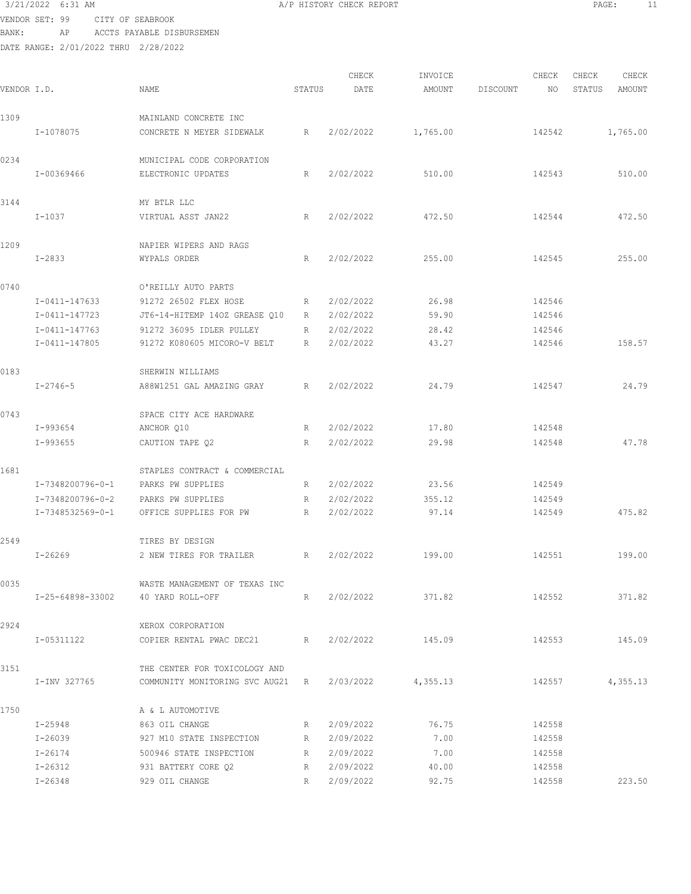3/21/2022 6:31 AM A/P HISTORY CHECK REPORT

VENDOR SET: 99 CITY OF SEABROOK

BANK: AP ACCTS PAYABLE DISBURSEMEN

DATE RANGE: 2/01/2022 THRU 2/28/2022

| VENDOR I.D. | NAME | STATUS | CHECK DATE | INVOICE AMOUNT | DISCOUNT | CHECK NO | CHECK STATUS | CHECK AMOUNT |
|---|---|---|---|---|---|---|---|---|
| 1309 | MAINLAND CONCRETE INC | | | | | | | |
| I-1078075 | CONCRETE N MEYER SIDEWALK | R | 2/02/2022 | 1,765.00 | | 142542 | | 1,765.00 |
| 0234 | MUNICIPAL CODE CORPORATION | | | | | | | |
| I-00369466 | ELECTRONIC UPDATES | R | 2/02/2022 | 510.00 | | 142543 | | 510.00 |
| 3144 | MY BTLR LLC | | | | | | | |
| I-1037 | VIRTUAL ASST JAN22 | R | 2/02/2022 | 472.50 | | 142544 | | 472.50 |
| 1209 | NAPIER WIPERS AND RAGS | | | | | | | |
| I-2833 | WYPALS ORDER | R | 2/02/2022 | 255.00 | | 142545 | | 255.00 |
| 0740 | O'REILLY AUTO PARTS | | | | | | | |
| I-0411-147633 | 91272 26502 FLEX HOSE | R | 2/02/2022 | 26.98 | | 142546 | | |
| I-0411-147723 | JT6-14-HITEMP 14OZ GREASE Q10 | R | 2/02/2022 | 59.90 | | 142546 | | |
| I-0411-147763 | 91272 36095 IDLER PULLEY | R | 2/02/2022 | 28.42 | | 142546 | | |
| I-0411-147805 | 91272 K080605 MICORO-V BELT | R | 2/02/2022 | 43.27 | | 142546 | | 158.57 |
| 0183 | SHERWIN WILLIAMS | | | | | | | |
| I-2746-5 | A88W1251 GAL AMAZING GRAY | R | 2/02/2022 | 24.79 | | 142547 | | 24.79 |
| 0743 | SPACE CITY ACE HARDWARE | | | | | | | |
| I-993654 | ANCHOR Q10 | R | 2/02/2022 | 17.80 | | 142548 | | |
| I-993655 | CAUTION TAPE Q2 | R | 2/02/2022 | 29.98 | | 142548 | | 47.78 |
| 1681 | STAPLES CONTRACT & COMMERCIAL | | | | | | | |
| I-7348200796-0-1 | PARKS PW SUPPLIES | R | 2/02/2022 | 23.56 | | 142549 | | |
| I-7348200796-0-2 | PARKS PW SUPPLIES | R | 2/02/2022 | 355.12 | | 142549 | | |
| I-7348532569-0-1 | OFFICE SUPPLIES FOR PW | R | 2/02/2022 | 97.14 | | 142549 | | 475.82 |
| 2549 | TIRES BY DESIGN | | | | | | | |
| I-26269 | 2 NEW TIRES FOR TRAILER | R | 2/02/2022 | 199.00 | | 142551 | | 199.00 |
| 0035 | WASTE MANAGEMENT OF TEXAS INC | | | | | | | |
| I-25-64898-33002 | 40 YARD ROLL-OFF | R | 2/02/2022 | 371.82 | | 142552 | | 371.82 |
| 2924 | XEROX CORPORATION | | | | | | | |
| I-05311122 | COPIER RENTAL PWAC DEC21 | R | 2/02/2022 | 145.09 | | 142553 | | 145.09 |
| 3151 | THE CENTER FOR TOXICOLOGY AND | | | | | | | |
| I-INV 327765 | COMMUNITY MONITORING SVC AUG21 | R | 2/03/2022 | 4,355.13 | | 142557 | | 4,355.13 |
| 1750 | A & L AUTOMOTIVE | | | | | | | |
| I-25948 | 863 OIL CHANGE | R | 2/09/2022 | 76.75 | | 142558 | | |
| I-26039 | 927 M10 STATE INSPECTION | R | 2/09/2022 | 7.00 | | 142558 | | |
| I-26174 | 500946 STATE INSPECTION | R | 2/09/2022 | 7.00 | | 142558 | | |
| I-26312 | 931 BATTERY CORE Q2 | R | 2/09/2022 | 40.00 | | 142558 | | |
| I-26348 | 929 OIL CHANGE | R | 2/09/2022 | 92.75 | | 142558 | | 223.50 |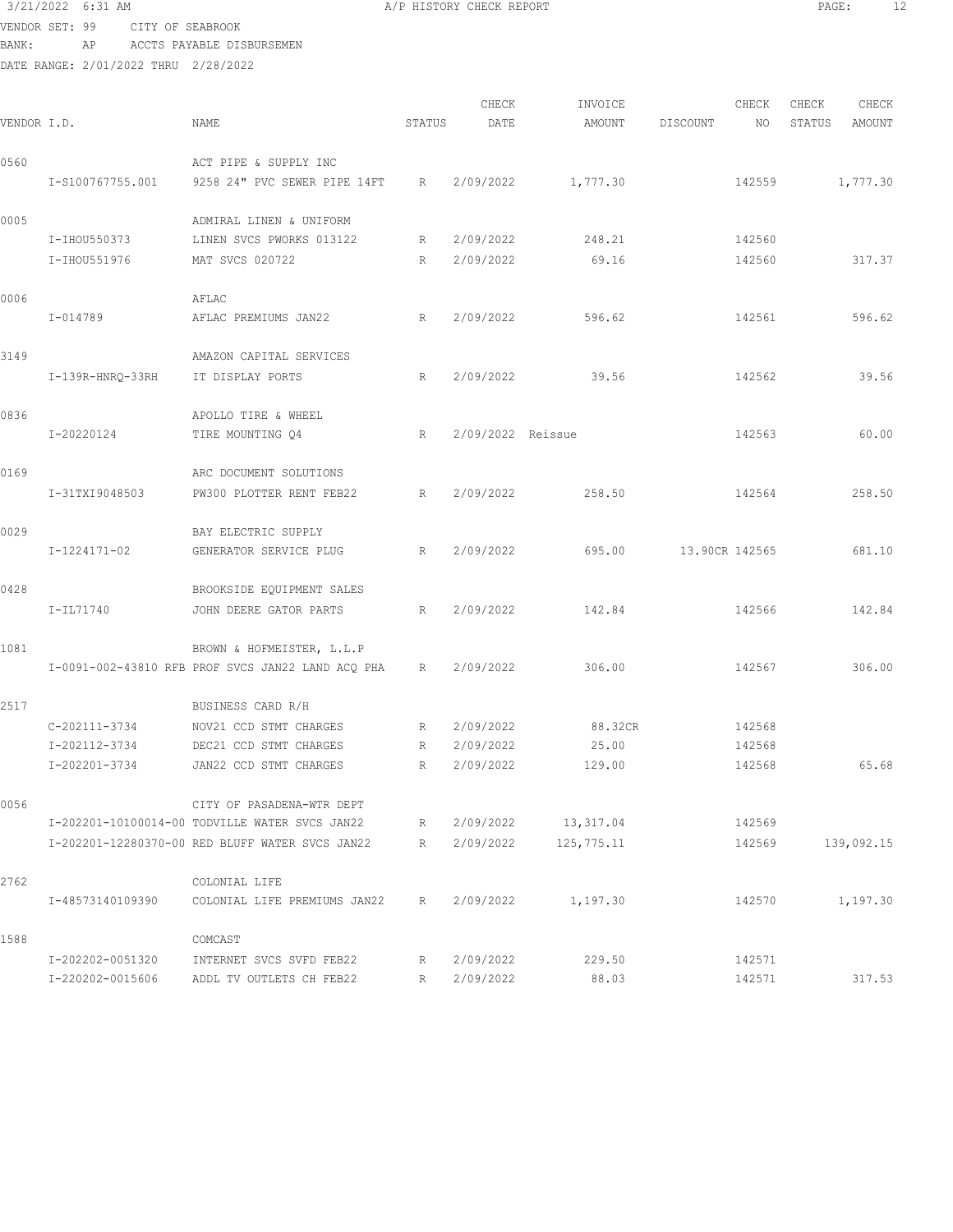3/21/2022 6:31 AM A/P HISTORY CHECK REPORT

VENDOR SET: 99 CITY OF SEABROOK
BANK: AP ACCTS PAYABLE DISBURSEMEN
DATE RANGE: 2/01/2022 THRU 2/28/2022

| VENDOR I.D. | | NAME | STATUS | CHECK DATE | INVOICE AMOUNT | DISCOUNT | CHECK NO | CHECK STATUS | CHECK AMOUNT |
|---|---|---|---|---|---|---|---|---|---|
| 0560 | | ACT PIPE & SUPPLY INC | | | | | | | |
| | I-S100767755.001 | 9258 24" PVC SEWER PIPE 14FT | R | 2/09/2022 | 1,777.30 | | 142559 | | 1,777.30 |
| 0005 | | ADMIRAL LINEN & UNIFORM | | | | | | | |
| | I-IHOU550373 | LINEN SVCS PWORKS 013122 | R | 2/09/2022 | 248.21 | | 142560 | | |
| | I-IHOU551976 | MAT SVCS 020722 | R | 2/09/2022 | 69.16 | | 142560 | | 317.37 |
| 0006 | | AFLAC | | | | | | | |
| | I-014789 | AFLAC PREMIUMS JAN22 | R | 2/09/2022 | 596.62 | | 142561 | | 596.62 |
| 3149 | | AMAZON CAPITAL SERVICES | | | | | | | |
| | I-139R-HNRQ-33RH | IT DISPLAY PORTS | R | 2/09/2022 | 39.56 | | 142562 | | 39.56 |
| 0836 | | APOLLO TIRE & WHEEL | | | | | | | |
| | I-20220124 | TIRE MOUNTING Q4 | R | 2/09/2022 | Reissue | | 142563 | | 60.00 |
| 0169 | | ARC DOCUMENT SOLUTIONS | | | | | | | |
| | I-31TXI9048503 | PW300 PLOTTER RENT FEB22 | R | 2/09/2022 | 258.50 | | 142564 | | 258.50 |
| 0029 | | BAY ELECTRIC SUPPLY | | | | | | | |
| | I-1224171-02 | GENERATOR SERVICE PLUG | R | 2/09/2022 | 695.00 | 13.90CR | 142565 | | 681.10 |
| 0428 | | BROOKSIDE EQUIPMENT SALES | | | | | | | |
| | I-IL71740 | JOHN DEERE GATOR PARTS | R | 2/09/2022 | 142.84 | | 142566 | | 142.84 |
| 1081 | | BROWN & HOFMEISTER, L.L.P | | | | | | | |
| | I-0091-002-43810 RFB | PROF SVCS JAN22 LAND ACQ PHA | R | 2/09/2022 | 306.00 | | 142567 | | 306.00 |
| 2517 | | BUSINESS CARD R/H | | | | | | | |
| | C-202111-3734 | NOV21 CCD STMT CHARGES | R | 2/09/2022 | 88.32CR | | 142568 | | |
| | I-202112-3734 | DEC21 CCD STMT CHARGES | R | 2/09/2022 | 25.00 | | 142568 | | |
| | I-202201-3734 | JAN22 CCD STMT CHARGES | R | 2/09/2022 | 129.00 | | 142568 | | 65.68 |
| 0056 | | CITY OF PASADENA-WTR DEPT | | | | | | | |
| | I-202201-10100014-00 | TODVILLE WATER SVCS JAN22 | R | 2/09/2022 | 13,317.04 | | 142569 | | |
| | I-202201-12280370-00 | RED BLUFF WATER SVCS JAN22 | R | 2/09/2022 | 125,775.11 | | 142569 | | 139,092.15 |
| 2762 | | COLONIAL LIFE | | | | | | | |
| | I-48573140109390 | COLONIAL LIFE PREMIUMS JAN22 | R | 2/09/2022 | 1,197.30 | | 142570 | | 1,197.30 |
| 1588 | | COMCAST | | | | | | | |
| | I-202202-0051320 | INTERNET SVCS SVFD FEB22 | R | 2/09/2022 | 229.50 | | 142571 | | |
| | I-220202-0015606 | ADDL TV OUTLETS CH FEB22 | R | 2/09/2022 | 88.03 | | 142571 | | 317.53 |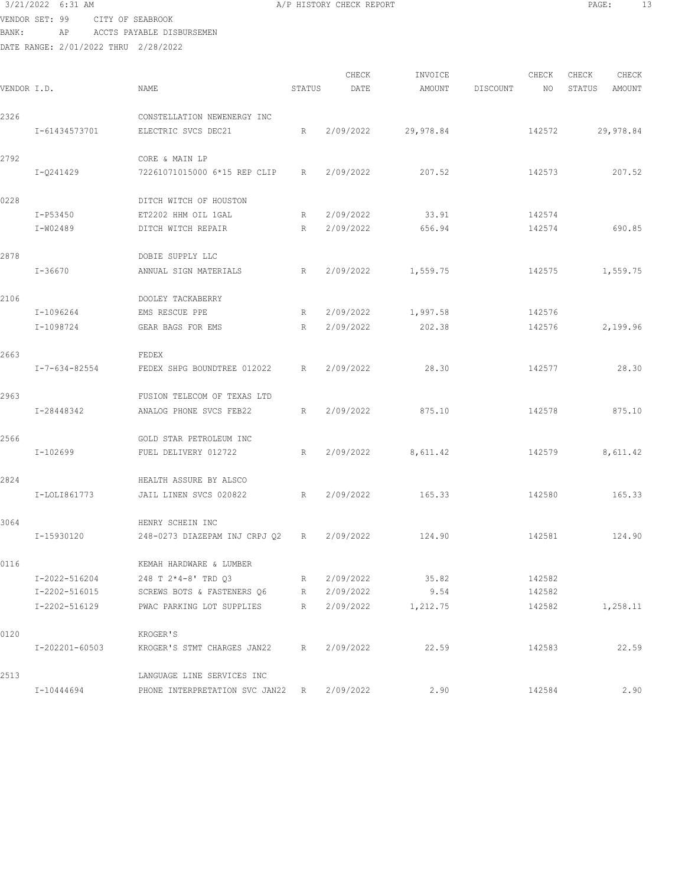3/21/2022 6:31 AM A/P HISTORY CHECK REPORT

VENDOR SET: 99 CITY OF SEABROOK

BANK: AP ACCTS PAYABLE DISBURSEMEN

DATE RANGE: 2/01/2022 THRU 2/28/2022

| VENDOR I.D. | NAME | STATUS | CHECK DATE | INVOICE AMOUNT | DISCOUNT | CHECK NO | CHECK STATUS | CHECK AMOUNT |
|---|---|---|---|---|---|---|---|---|
| 2326 | CONSTELLATION NEWENERGY INC | | | | | | | |
| I-61434573701 | ELECTRIC SVCS DEC21 | R | 2/09/2022 | 29,978.84 | | 142572 | | 29,978.84 |
| 2792 | CORE & MAIN LP | | | | | | | |
| I-Q241429 | 72261071015000 6*15 REP CLIP | R | 2/09/2022 | 207.52 | | 142573 | | 207.52 |
| 0228 | DITCH WITCH OF HOUSTON | | | | | | | |
| I-P53450 | ET2202 HHM OIL 1GAL | R | 2/09/2022 | 33.91 | | 142574 | | |
| I-W02489 | DITCH WITCH REPAIR | R | 2/09/2022 | 656.94 | | 142574 | | 690.85 |
| 2878 | DOBIE SUPPLY LLC | | | | | | | |
| I-36670 | ANNUAL SIGN MATERIALS | R | 2/09/2022 | 1,559.75 | | 142575 | | 1,559.75 |
| 2106 | DOOLEY TACKABERRY | | | | | | | |
| I-1096264 | EMS RESCUE PPE | R | 2/09/2022 | 1,997.58 | | 142576 | | |
| I-1098724 | GEAR BAGS FOR EMS | R | 2/09/2022 | 202.38 | | 142576 | | 2,199.96 |
| 2663 | FEDEX | | | | | | | |
| I-7-634-82554 | FEDEX SHPG BOUNDTREE 012022 | R | 2/09/2022 | 28.30 | | 142577 | | 28.30 |
| 2963 | FUSION TELECOM OF TEXAS LTD | | | | | | | |
| I-28448342 | ANALOG PHONE SVCS FEB22 | R | 2/09/2022 | 875.10 | | 142578 | | 875.10 |
| 2566 | GOLD STAR PETROLEUM INC | | | | | | | |
| I-102699 | FUEL DELIVERY 012722 | R | 2/09/2022 | 8,611.42 | | 142579 | | 8,611.42 |
| 2824 | HEALTH ASSURE BY ALSCO | | | | | | | |
| I-LOLI861773 | JAIL LINEN SVCS 020822 | R | 2/09/2022 | 165.33 | | 142580 | | 165.33 |
| 3064 | HENRY SCHEIN INC | | | | | | | |
| I-15930120 | 248-0273 DIAZEPAM INJ CRPJ Q2 | R | 2/09/2022 | 124.90 | | 142581 | | 124.90 |
| 0116 | KEMAH HARDWARE & LUMBER | | | | | | | |
| I-2022-516204 | 248 T 2*4-8' TRD Q3 | R | 2/09/2022 | 35.82 | | 142582 | | |
| I-2202-516015 | SCREWS BOTS & FASTENERS Q6 | R | 2/09/2022 | 9.54 | | 142582 | | |
| I-2202-516129 | PWAC PARKING LOT SUPPLIES | R | 2/09/2022 | 1,212.75 | | 142582 | | 1,258.11 |
| 0120 | KROGER'S | | | | | | | |
| I-202201-60503 | KROGER'S STMT CHARGES JAN22 | R | 2/09/2022 | 22.59 | | 142583 | | 22.59 |
| 2513 | LANGUAGE LINE SERVICES INC | | | | | | | |
| I-10444694 | PHONE INTERPRETATION SVC JAN22 | R | 2/09/2022 | 2.90 | | 142584 | | 2.90 |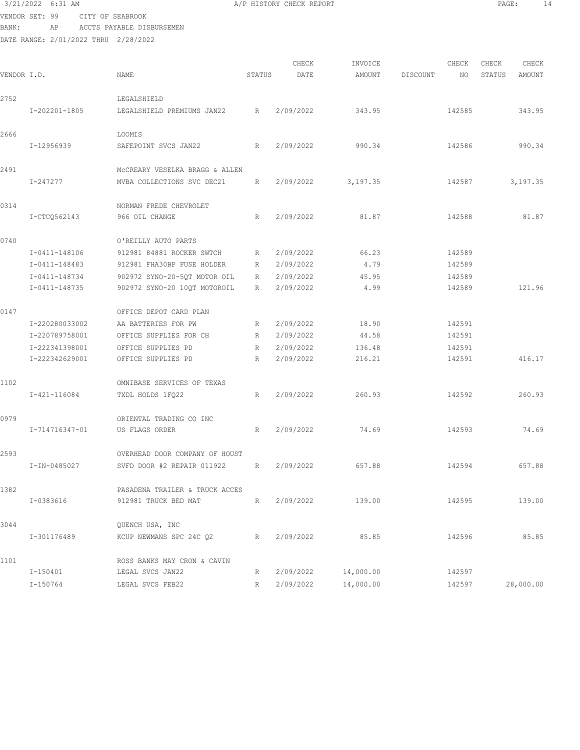3/21/2022 6:31 AM A/P HISTORY CHECK REPORT

VENDOR SET: 99 CITY OF SEABROOK
BANK: AP ACCTS PAYABLE DISBURSEMEN
DATE RANGE: 2/01/2022 THRU 2/28/2022

| VENDOR I.D. | NAME | STATUS | CHECK DATE | INVOICE AMOUNT | DISCOUNT | CHECK NO | CHECK STATUS | CHECK AMOUNT |
|---|---|---|---|---|---|---|---|---|
| 2752 | LEGALSHIELD | | | | | | | |
| I-202201-1805 | LEGALSHIELD PREMIUMS JAN22 | R | 2/09/2022 | 343.95 | | 142585 | | 343.95 |
| 2666 | LOOMIS | | | | | | | |
| I-12956939 | SAFEPOINT SVCS JAN22 | R | 2/09/2022 | 990.34 | | 142586 | | 990.34 |
| 2491 | McCREARY VESELKA BRAGG & ALLEN | | | | | | | |
| I-247277 | MVBA COLLECTIONS SVC DEC21 | R | 2/09/2022 | 3,197.35 | | 142587 | | 3,197.35 |
| 0314 | NORMAN FREDE CHEVROLET | | | | | | | |
| I-CTCQ562143 | 966 OIL CHANGE | R | 2/09/2022 | 81.87 | | 142588 | | 81.87 |
| 0740 | O'REILLY AUTO PARTS | | | | | | | |
| I-0411-148106 | 912981 84881 ROCKER SWTCH | R | 2/09/2022 | 66.23 | | 142589 | | |
| I-0411-148483 | 912981 FHA30BP FUSE HOLDER | R | 2/09/2022 | 4.79 | | 142589 | | |
| I-0411-148734 | 902972 SYNO-20-5QT MOTOR OIL | R | 2/09/2022 | 45.95 | | 142589 | | |
| I-0411-148735 | 902972 SYNO-20 10QT MOTOROIL | R | 2/09/2022 | 4.99 | | 142589 | | 121.96 |
| 0147 | OFFICE DEPOT CARD PLAN | | | | | | | |
| I-220280033002 | AA BATTERIES FOR PW | R | 2/09/2022 | 18.90 | | 142591 | | |
| I-220789758001 | OFFICE SUPPLIES FOR CH | R | 2/09/2022 | 44.58 | | 142591 | | |
| I-222341398001 | OFFICE SUPPLIES PD | R | 2/09/2022 | 136.48 | | 142591 | | |
| I-222342629001 | OFFICE SUPPLIES PD | R | 2/09/2022 | 216.21 | | 142591 | | 416.17 |
| 1102 | OMNIBASE SERVICES OF TEXAS | | | | | | | |
| I-421-116084 | TXDL HOLDS 1FQ22 | R | 2/09/2022 | 260.93 | | 142592 | | 260.93 |
| 0979 | ORIENTAL TRADING CO INC | | | | | | | |
| I-714716347-01 | US FLAGS ORDER | R | 2/09/2022 | 74.69 | | 142593 | | 74.69 |
| 2593 | OVERHEAD DOOR COMPANY OF HOUST | | | | | | | |
| I-IN-0485027 | SVFD DOOR #2 REPAIR 011922 | R | 2/09/2022 | 657.88 | | 142594 | | 657.88 |
| 1382 | PASADENA TRAILER & TRUCK ACCES | | | | | | | |
| I-0383616 | 912981 TRUCK BED MAT | R | 2/09/2022 | 139.00 | | 142595 | | 139.00 |
| 3044 | QUENCH USA, INC | | | | | | | |
| I-301176489 | KCUP NEWMANS SPC 24C Q2 | R | 2/09/2022 | 85.85 | | 142596 | | 85.85 |
| 1101 | ROSS BANKS MAY CRON & CAVIN | | | | | | | |
| I-150401 | LEGAL SVCS JAN22 | R | 2/09/2022 | 14,000.00 | | 142597 | | |
| I-150764 | LEGAL SVCS FEB22 | R | 2/09/2022 | 14,000.00 | | 142597 | | 28,000.00 |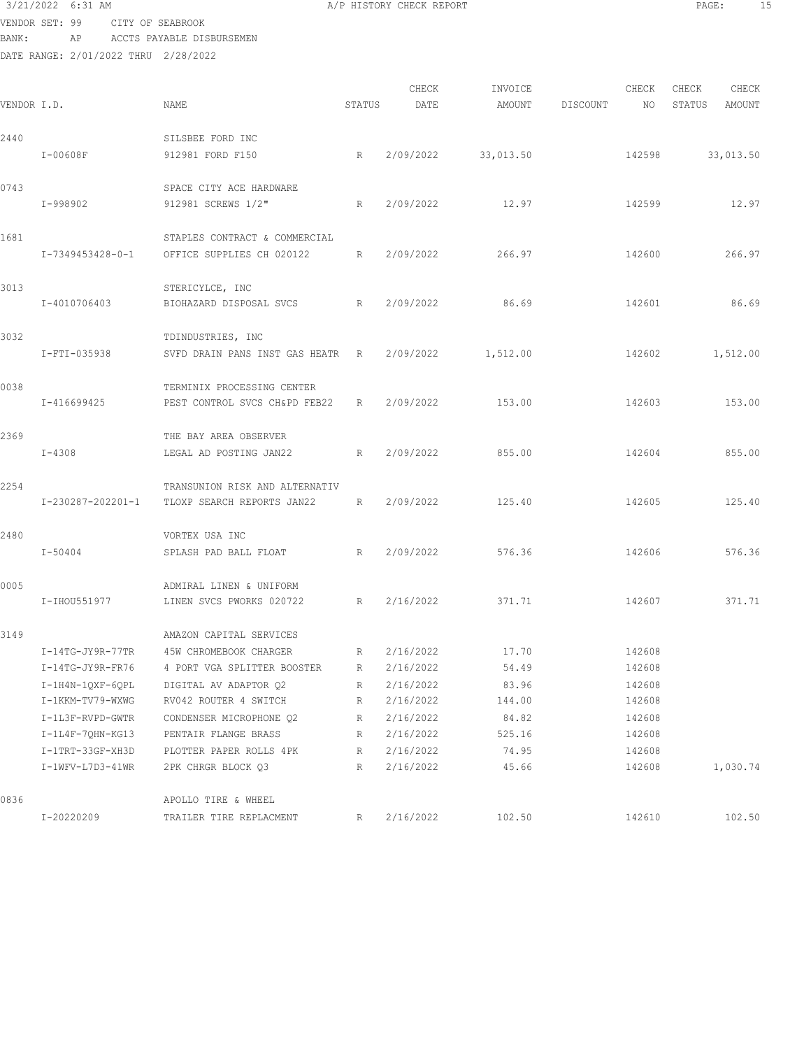3/21/2022 6:31 AM A/P HISTORY CHECK REPORT

VENDOR SET: 99 CITY OF SEABROOK
BANK: AP ACCTS PAYABLE DISBURSEMEN
DATE RANGE: 2/01/2022 THRU 2/28/2022

| VENDOR I.D. | NAME | STATUS | CHECK DATE | INVOICE AMOUNT | DISCOUNT | CHECK NO | CHECK STATUS | CHECK AMOUNT |
|---|---|---|---|---|---|---|---|---|
| 2440 | SILSBEE FORD INC | | | | | | | |
| I-00608F | 912981 FORD F150 | R | 2/09/2022 | 33,013.50 | | 142598 | | 33,013.50 |
| 0743 | SPACE CITY ACE HARDWARE | | | | | | | |
| I-998902 | 912981 SCREWS 1/2" | R | 2/09/2022 | 12.97 | | 142599 | | 12.97 |
| 1681 | STAPLES CONTRACT & COMMERCIAL | | | | | | | |
| I-7349453428-0-1 | OFFICE SUPPLIES CH 020122 | R | 2/09/2022 | 266.97 | | 142600 | | 266.97 |
| 3013 | STERICYLCE, INC | | | | | | | |
| I-4010706403 | BIOHAZARD DISPOSAL SVCS | R | 2/09/2022 | 86.69 | | 142601 | | 86.69 |
| 3032 | TDINDUSTRIES, INC | | | | | | | |
| I-FTI-035938 | SVFD DRAIN PANS INST GAS HEATR | R | 2/09/2022 | 1,512.00 | | 142602 | | 1,512.00 |
| 0038 | TERMINIX PROCESSING CENTER | | | | | | | |
| I-416699425 | PEST CONTROL SVCS CH&PD FEB22 | R | 2/09/2022 | 153.00 | | 142603 | | 153.00 |
| 2369 | THE BAY AREA OBSERVER | | | | | | | |
| I-4308 | LEGAL AD POSTING JAN22 | R | 2/09/2022 | 855.00 | | 142604 | | 855.00 |
| 2254 | TRANSUNION RISK AND ALTERNATIV | | | | | | | |
| I-230287-202201-1 | TLOXP SEARCH REPORTS JAN22 | R | 2/09/2022 | 125.40 | | 142605 | | 125.40 |
| 2480 | VORTEX USA INC | | | | | | | |
| I-50404 | SPLASH PAD BALL FLOAT | R | 2/09/2022 | 576.36 | | 142606 | | 576.36 |
| 0005 | ADMIRAL LINEN & UNIFORM | | | | | | | |
| I-IHOU551977 | LINEN SVCS PWORKS 020722 | R | 2/16/2022 | 371.71 | | 142607 | | 371.71 |
| 3149 | AMAZON CAPITAL SERVICES | | | | | | | |
| I-14TG-JY9R-77TR | 45W CHROMEBOOK CHARGER | R | 2/16/2022 | 17.70 | | 142608 | | |
| I-14TG-JY9R-FR76 | 4 PORT VGA SPLITTER BOOSTER | R | 2/16/2022 | 54.49 | | 142608 | | |
| I-1H4N-1QXF-6QPL | DIGITAL AV ADAPTOR Q2 | R | 2/16/2022 | 83.96 | | 142608 | | |
| I-1KKM-TV79-WXWG | RV042 ROUTER 4 SWITCH | R | 2/16/2022 | 144.00 | | 142608 | | |
| I-1L3F-RVPD-GWTR | CONDENSER MICROPHONE Q2 | R | 2/16/2022 | 84.82 | | 142608 | | |
| I-1L4F-7QHN-KG13 | PENTAIR FLANGE BRASS | R | 2/16/2022 | 525.16 | | 142608 | | |
| I-1TRT-33GF-XH3D | PLOTTER PAPER ROLLS 4PK | R | 2/16/2022 | 74.95 | | 142608 | | |
| I-1WFV-L7D3-41WR | 2PK CHRGR BLOCK Q3 | R | 2/16/2022 | 45.66 | | 142608 | | 1,030.74 |
| 0836 | APOLLO TIRE & WHEEL | | | | | | | |
| I-20220209 | TRAILER TIRE REPLACMENT | R | 2/16/2022 | 102.50 | | 142610 | | 102.50 |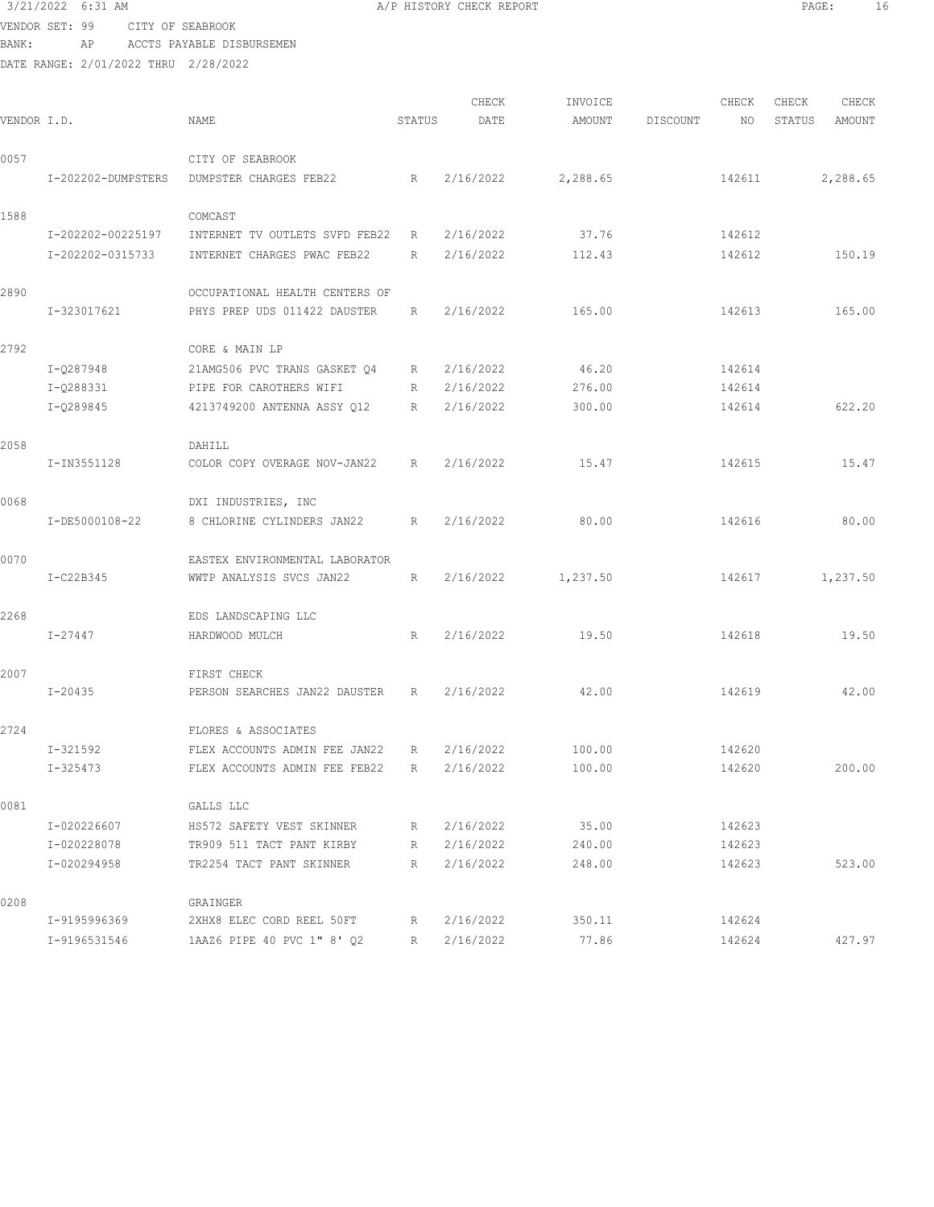A/P HISTORY CHECK REPORT

VENDOR SET: 99 CITY OF SEABROOK
BANK: AP ACCTS PAYABLE DISBURSEMEN
DATE RANGE: 2/01/2022 THRU 2/28/2022

| VENDOR I.D. | NAME | STATUS | CHECK DATE | INVOICE AMOUNT | DISCOUNT | CHECK NO | CHECK STATUS | CHECK AMOUNT |
|---|---|---|---|---|---|---|---|---|
| 0057 | CITY OF SEABROOK | | | | | | | |
| I-202202-DUMPSTERS | DUMPSTER CHARGES FEB22 | R | 2/16/2022 | 2,288.65 | | 142611 | | 2,288.65 |
| 1588 | COMCAST | | | | | | | |
| I-202202-00225197 | INTERNET TV OUTLETS SVFD FEB22 | R | 2/16/2022 | 37.76 | | 142612 | | |
| I-202202-0315733 | INTERNET CHARGES PWAC FEB22 | R | 2/16/2022 | 112.43 | | 142612 | | 150.19 |
| 2890 | OCCUPATIONAL HEALTH CENTERS OF | | | | | | | |
| I-323017621 | PHYS PREP UDS 011422 DAUSTER | R | 2/16/2022 | 165.00 | | 142613 | | 165.00 |
| 2792 | CORE & MAIN LP | | | | | | | |
| I-Q287948 | 21AMG506 PVC TRANS GASKET Q4 | R | 2/16/2022 | 46.20 | | 142614 | | |
| I-Q288331 | PIPE FOR CAROTHERS WIFI | R | 2/16/2022 | 276.00 | | 142614 | | |
| I-Q289845 | 4213749200 ANTENNA ASSY Q12 | R | 2/16/2022 | 300.00 | | 142614 | | 622.20 |
| 2058 | DAHILL | | | | | | | |
| I-IN3551128 | COLOR COPY OVERAGE NOV-JAN22 | R | 2/16/2022 | 15.47 | | 142615 | | 15.47 |
| 0068 | DXI INDUSTRIES, INC | | | | | | | |
| I-DE5000108-22 | 8 CHLORINE CYLINDERS JAN22 | R | 2/16/2022 | 80.00 | | 142616 | | 80.00 |
| 0070 | EASTEX ENVIRONMENTAL LABORATOR | | | | | | | |
| I-C22B345 | WWTP ANALYSIS SVCS JAN22 | R | 2/16/2022 | 1,237.50 | | 142617 | | 1,237.50 |
| 2268 | EDS LANDSCAPING LLC | | | | | | | |
| I-27447 | HARDWOOD MULCH | R | 2/16/2022 | 19.50 | | 142618 | | 19.50 |
| 2007 | FIRST CHECK | | | | | | | |
| I-20435 | PERSON SEARCHES JAN22 DAUSTER | R | 2/16/2022 | 42.00 | | 142619 | | 42.00 |
| 2724 | FLORES & ASSOCIATES | | | | | | | |
| I-321592 | FLEX ACCOUNTS ADMIN FEE JAN22 | R | 2/16/2022 | 100.00 | | 142620 | | |
| I-325473 | FLEX ACCOUNTS ADMIN FEE FEB22 | R | 2/16/2022 | 100.00 | | 142620 | | 200.00 |
| 0081 | GALLS LLC | | | | | | | |
| I-020226607 | HS572 SAFETY VEST SKINNER | R | 2/16/2022 | 35.00 | | 142623 | | |
| I-020228078 | TR909 511 TACT PANT KIRBY | R | 2/16/2022 | 240.00 | | 142623 | | |
| I-020294958 | TR2254 TACT PANT SKINNER | R | 2/16/2022 | 248.00 | | 142623 | | 523.00 |
| 0208 | GRAINGER | | | | | | | |
| I-9195996369 | 2XHX8 ELEC CORD REEL 50FT | R | 2/16/2022 | 350.11 | | 142624 | | |
| I-9196531546 | 1AAZ6 PIPE 40 PVC 1" 8' Q2 | R | 2/16/2022 | 77.86 | | 142624 | | 427.97 |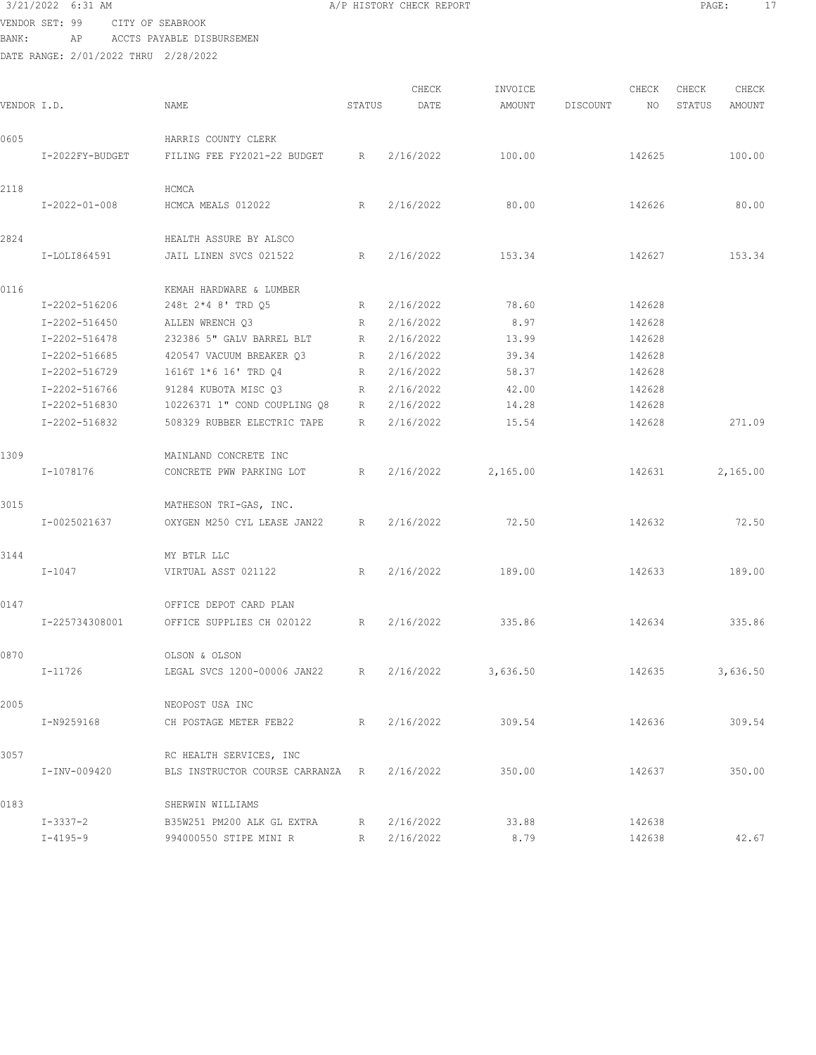VENDOR SET: 99 CITY OF SEABROOK
BANK: AP ACCTS PAYABLE DISBURSEMEN
DATE RANGE: 2/01/2022 THRU 2/28/2022

| VENDOR I.D. | NAME | STATUS | CHECK DATE | INVOICE AMOUNT | DISCOUNT | CHECK NO | CHECK STATUS | CHECK AMOUNT |
|---|---|---|---|---|---|---|---|---|
| 0605 | HARRIS COUNTY CLERK | | | | | | | |
| I-2022FY-BUDGET | FILING FEE FY2021-22 BUDGET | R | 2/16/2022 | 100.00 | | 142625 | | 100.00 |
| 2118 | HCMCA | | | | | | | |
| I-2022-01-008 | HCMCA MEALS 012022 | R | 2/16/2022 | 80.00 | | 142626 | | 80.00 |
| 2824 | HEALTH ASSURE BY ALSCO | | | | | | | |
| I-LOLI864591 | JAIL LINEN SVCS 021522 | R | 2/16/2022 | 153.34 | | 142627 | | 153.34 |
| 0116 | KEMAH HARDWARE & LUMBER | | | | | | | |
| I-2202-516206 | 248t 2*4 8' TRD Q5 | R | 2/16/2022 | 78.60 | | 142628 | | |
| I-2202-516450 | ALLEN WRENCH Q3 | R | 2/16/2022 | 8.97 | | 142628 | | |
| I-2202-516478 | 232386 5" GALV BARREL BLT | R | 2/16/2022 | 13.99 | | 142628 | | |
| I-2202-516685 | 420547 VACUUM BREAKER Q3 | R | 2/16/2022 | 39.34 | | 142628 | | |
| I-2202-516729 | 1616T 1*6 16' TRD Q4 | R | 2/16/2022 | 58.37 | | 142628 | | |
| I-2202-516766 | 91284 KUBOTA MISC Q3 | R | 2/16/2022 | 42.00 | | 142628 | | |
| I-2202-516830 | 10226371 1" COND COUPLING Q8 | R | 2/16/2022 | 14.28 | | 142628 | | |
| I-2202-516832 | 508329 RUBBER ELECTRIC TAPE | R | 2/16/2022 | 15.54 | | 142628 | | 271.09 |
| 1309 | MAINLAND CONCRETE INC | | | | | | | |
| I-1078176 | CONCRETE PWW PARKING LOT | R | 2/16/2022 | 2,165.00 | | 142631 | | 2,165.00 |
| 3015 | MATHESON TRI-GAS, INC. | | | | | | | |
| I-0025021637 | OXYGEN M250 CYL LEASE JAN22 | R | 2/16/2022 | 72.50 | | 142632 | | 72.50 |
| 3144 | MY BTLR LLC | | | | | | | |
| I-1047 | VIRTUAL ASST 021122 | R | 2/16/2022 | 189.00 | | 142633 | | 189.00 |
| 0147 | OFFICE DEPOT CARD PLAN | | | | | | | |
| I-225734308001 | OFFICE SUPPLIES CH 020122 | R | 2/16/2022 | 335.86 | | 142634 | | 335.86 |
| 0870 | OLSON & OLSON | | | | | | | |
| I-11726 | LEGAL SVCS 1200-00006 JAN22 | R | 2/16/2022 | 3,636.50 | | 142635 | | 3,636.50 |
| 2005 | NEOPOST USA INC | | | | | | | |
| I-N9259168 | CH POSTAGE METER FEB22 | R | 2/16/2022 | 309.54 | | 142636 | | 309.54 |
| 3057 | RC HEALTH SERVICES, INC | | | | | | | |
| I-INV-009420 | BLS INSTRUCTOR COURSE CARRANZA | R | 2/16/2022 | 350.00 | | 142637 | | 350.00 |
| 0183 | SHERWIN WILLIAMS | | | | | | | |
| I-3337-2 | B35W251 PM200 ALK GL EXTRA | R | 2/16/2022 | 33.88 | | 142638 | | |
| I-4195-9 | 994000550 STIPE MINI R | R | 2/16/2022 | 8.79 | | 142638 | | 42.67 |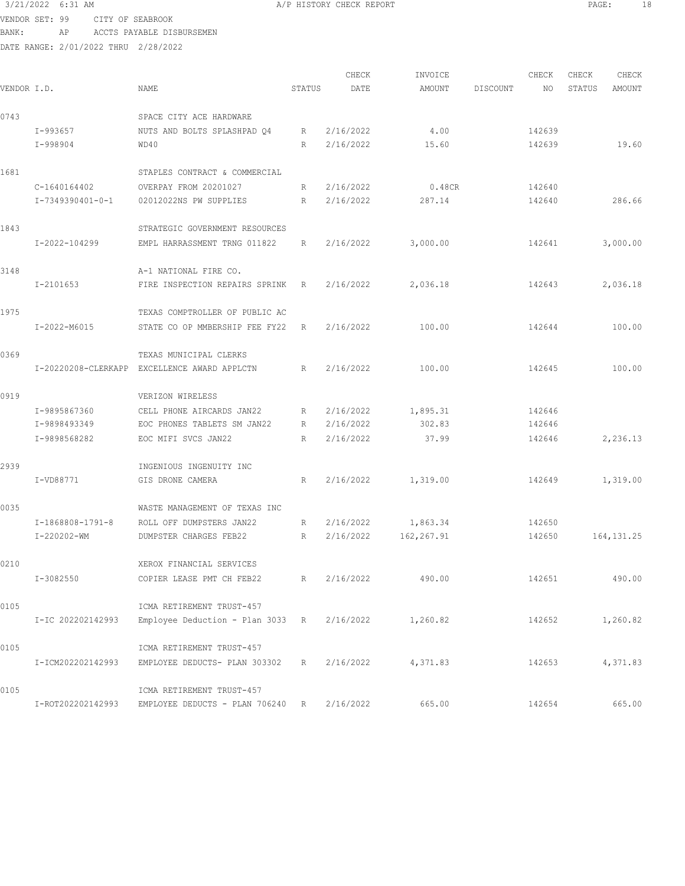3/21/2022 6:31 AM — A/P HISTORY CHECK REPORT

VENDOR SET: 99 CITY OF SEABROOK
BANK: AP ACCTS PAYABLE DISBURSEMEN
DATE RANGE: 2/01/2022 THRU 2/28/2022

| VENDOR I.D. | NAME | STATUS | CHECK DATE | INVOICE AMOUNT | DISCOUNT | CHECK NO | CHECK STATUS | CHECK AMOUNT |
|---|---|---|---|---|---|---|---|---|
| 0743 | SPACE CITY ACE HARDWARE | | | | | | | |
| I-993657 | NUTS AND BOLTS SPLASHPAD Q4 | R | 2/16/2022 | 4.00 | | 142639 | | |
| I-998904 | WD40 | R | 2/16/2022 | 15.60 | | 142639 | | 19.60 |
| 1681 | STAPLES CONTRACT & COMMERCIAL | | | | | | | |
| C-1640164402 | OVERPAY FROM 20201027 | R | 2/16/2022 | 0.48CR | | 142640 | | |
| I-7349390401-0-1 | 02012022NS PW SUPPLIES | R | 2/16/2022 | 287.14 | | 142640 | | 286.66 |
| 1843 | STRATEGIC GOVERNMENT RESOURCES | | | | | | | |
| I-2022-104299 | EMPL HARRASSMENT TRNG 011822 | R | 2/16/2022 | 3,000.00 | | 142641 | | 3,000.00 |
| 3148 | A-1 NATIONAL FIRE CO. | | | | | | | |
| I-2101653 | FIRE INSPECTION REPAIRS SPRINK | R | 2/16/2022 | 2,036.18 | | 142643 | | 2,036.18 |
| 1975 | TEXAS COMPTROLLER OF PUBLIC AC | | | | | | | |
| I-2022-M6015 | STATE CO OP MMBERSHIP FEE FY22 | R | 2/16/2022 | 100.00 | | 142644 | | 100.00 |
| 0369 | TEXAS MUNICIPAL CLERKS | | | | | | | |
| I-20220208-CLERKAPP | EXCELLENCE AWARD APPLCTN | R | 2/16/2022 | 100.00 | | 142645 | | 100.00 |
| 0919 | VERIZON WIRELESS | | | | | | | |
| I-9895867360 | CELL PHONE AIRCARDS JAN22 | R | 2/16/2022 | 1,895.31 | | 142646 | | |
| I-9898493349 | EOC PHONES TABLETS SM JAN22 | R | 2/16/2022 | 302.83 | | 142646 | | |
| I-9898568282 | EOC MIFI SVCS JAN22 | R | 2/16/2022 | 37.99 | | 142646 | | 2,236.13 |
| 2939 | INGENIOUS INGENUITY INC | | | | | | | |
| I-VD88771 | GIS DRONE CAMERA | R | 2/16/2022 | 1,319.00 | | 142649 | | 1,319.00 |
| 0035 | WASTE MANAGEMENT OF TEXAS INC | | | | | | | |
| I-1868808-1791-8 | ROLL OFF DUMPSTERS JAN22 | R | 2/16/2022 | 1,863.34 | | 142650 | | |
| I-220202-WM | DUMPSTER CHARGES FEB22 | R | 2/16/2022 | 162,267.91 | | 142650 | | 164,131.25 |
| 0210 | XEROX FINANCIAL SERVICES | | | | | | | |
| I-3082550 | COPIER LEASE PMT CH FEB22 | R | 2/16/2022 | 490.00 | | 142651 | | 490.00 |
| 0105 | ICMA RETIREMENT TRUST-457 | | | | | | | |
| I-IC 202202142993 | Employee Deduction - Plan 3033 | R | 2/16/2022 | 1,260.82 | | 142652 | | 1,260.82 |
| 0105 | ICMA RETIREMENT TRUST-457 | | | | | | | |
| I-ICM202202142993 | EMPLOYEE DEDUCTS- PLAN 303302 | R | 2/16/2022 | 4,371.83 | | 142653 | | 4,371.83 |
| 0105 | ICMA RETIREMENT TRUST-457 | | | | | | | |
| I-ROT202202142993 | EMPLOYEE DEDUCTS - PLAN 706240 | R | 2/16/2022 | 665.00 | | 142654 | | 665.00 |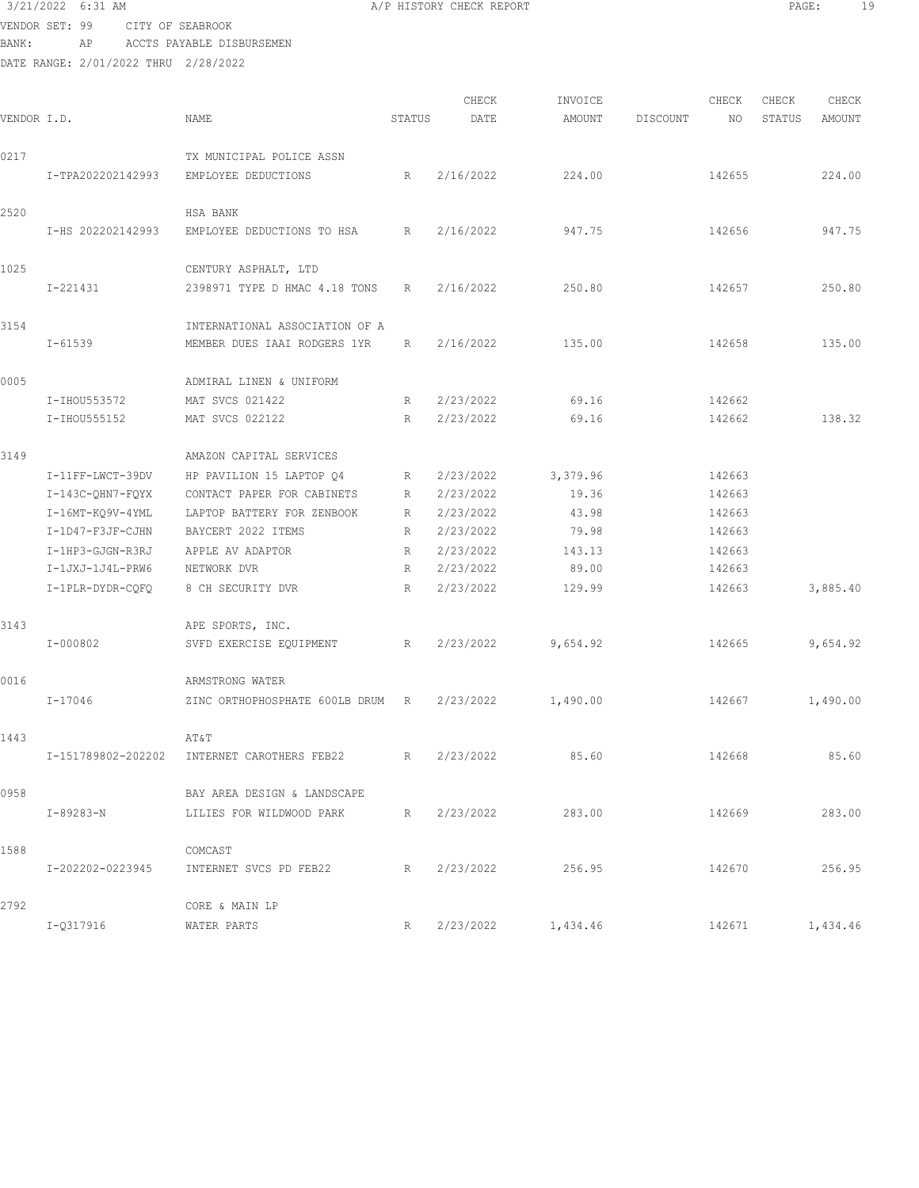VENDOR SET: 99 CITY OF SEABROOK
BANK: AP ACCTS PAYABLE DISBURSEMEN
DATE RANGE: 2/01/2022 THRU 2/28/2022

| VENDOR I.D. | NAME | STATUS | CHECK DATE | INVOICE AMOUNT | DISCOUNT | CHECK NO | CHECK STATUS | CHECK AMOUNT |
|---|---|---|---|---|---|---|---|---|
| 0217 | TX MUNICIPAL POLICE ASSN | | | | | | | |
| I-TPA202202142993 | EMPLOYEE DEDUCTIONS | R | 2/16/2022 | 224.00 | | 142655 | | 224.00 |
| 2520 | HSA BANK | | | | | | | |
| I-HS 202202142993 | EMPLOYEE DEDUCTIONS TO HSA | R | 2/16/2022 | 947.75 | | 142656 | | 947.75 |
| 1025 | CENTURY ASPHALT, LTD | | | | | | | |
| I-221431 | 2398971 TYPE D HMAC 4.18 TONS | R | 2/16/2022 | 250.80 | | 142657 | | 250.80 |
| 3154 | INTERNATIONAL ASSOCIATION OF A | | | | | | | |
| I-61539 | MEMBER DUES IAAI RODGERS 1YR | R | 2/16/2022 | 135.00 | | 142658 | | 135.00 |
| 0005 | ADMIRAL LINEN & UNIFORM | | | | | | | |
| I-IHOU553572 | MAT SVCS 021422 | R | 2/23/2022 | 69.16 | | 142662 | | |
| I-IHOU555152 | MAT SVCS 022122 | R | 2/23/2022 | 69.16 | | 142662 | | 138.32 |
| 3149 | AMAZON CAPITAL SERVICES | | | | | | | |
| I-11FF-LWCT-39DV | HP PAVILION 15 LAPTOP Q4 | R | 2/23/2022 | 3,379.96 | | 142663 | | |
| I-143C-QHN7-FQYX | CONTACT PAPER FOR CABINETS | R | 2/23/2022 | 19.36 | | 142663 | | |
| I-16MT-KQ9V-4YML | LAPTOP BATTERY FOR ZENBOOK | R | 2/23/2022 | 43.98 | | 142663 | | |
| I-1D47-F3JF-CJHN | BAYCERT 2022 ITEMS | R | 2/23/2022 | 79.98 | | 142663 | | |
| I-1HP3-GJGN-R3RJ | APPLE AV ADAPTOR | R | 2/23/2022 | 143.13 | | 142663 | | |
| I-1JXJ-1J4L-PRW6 | NETWORK DVR | R | 2/23/2022 | 89.00 | | 142663 | | |
| I-1PLR-DYDR-CQFQ | 8 CH SECURITY DVR | R | 2/23/2022 | 129.99 | | 142663 | | 3,885.40 |
| 3143 | APE SPORTS, INC. | | | | | | | |
| I-000802 | SVFD EXERCISE EQUIPMENT | R | 2/23/2022 | 9,654.92 | | 142665 | | 9,654.92 |
| 0016 | ARMSTRONG WATER | | | | | | | |
| I-17046 | ZINC ORTHOPHOSPHATE 600LB DRUM | R | 2/23/2022 | 1,490.00 | | 142667 | | 1,490.00 |
| 1443 | AT&T | | | | | | | |
| I-151789802-202202 | INTERNET CAROTHERS FEB22 | R | 2/23/2022 | 85.60 | | 142668 | | 85.60 |
| 0958 | BAY AREA DESIGN & LANDSCAPE | | | | | | | |
| I-89283-N | LILIES FOR WILDWOOD PARK | R | 2/23/2022 | 283.00 | | 142669 | | 283.00 |
| 1588 | COMCAST | | | | | | | |
| I-202202-0223945 | INTERNET SVCS PD FEB22 | R | 2/23/2022 | 256.95 | | 142670 | | 256.95 |
| 2792 | CORE & MAIN LP | | | | | | | |
| I-Q317916 | WATER PARTS | R | 2/23/2022 | 1,434.46 | | 142671 | | 1,434.46 |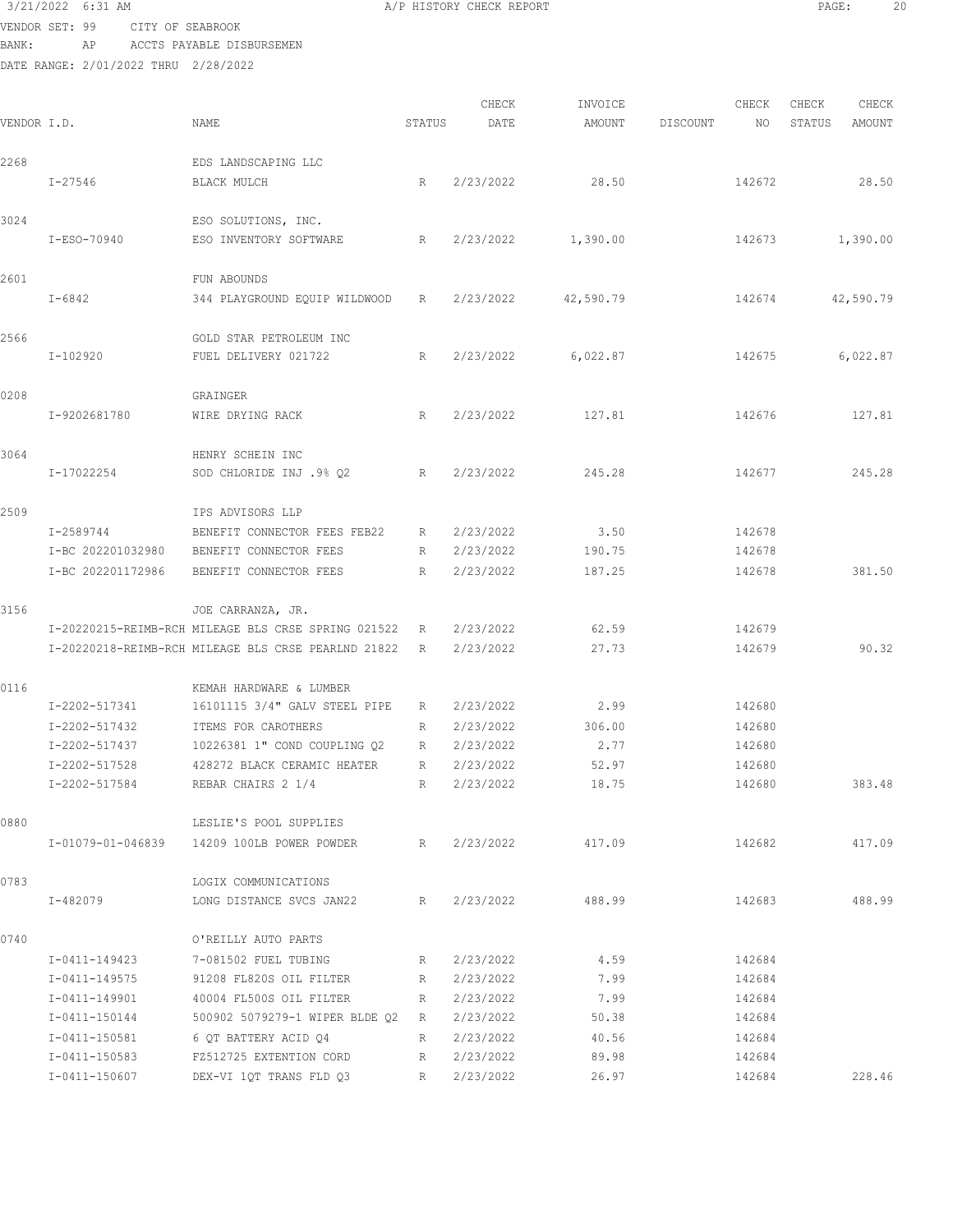3/21/2022 6:31 AM A/P HISTORY CHECK REPORT

VENDOR SET: 99 CITY OF SEABROOK
BANK: AP ACCTS PAYABLE DISBURSEMEN
DATE RANGE: 2/01/2022 THRU 2/28/2022

| VENDOR I.D. | NAME | STATUS | CHECK DATE | INVOICE AMOUNT | DISCOUNT | CHECK NO | CHECK STATUS | CHECK AMOUNT |
|---|---|---|---|---|---|---|---|---|
| 2268 | EDS LANDSCAPING LLC | | | | | | | |
| I-27546 | BLACK MULCH | R | 2/23/2022 | 28.50 | | 142672 | | 28.50 |
| 3024 | ESO SOLUTIONS, INC. | | | | | | | |
| I-ESO-70940 | ESO INVENTORY SOFTWARE | R | 2/23/2022 | 1,390.00 | | 142673 | | 1,390.00 |
| 2601 | FUN ABOUNDS | | | | | | | |
| I-6842 | 344 PLAYGROUND EQUIP WILDWOOD | R | 2/23/2022 | 42,590.79 | | 142674 | | 42,590.79 |
| 2566 | GOLD STAR PETROLEUM INC | | | | | | | |
| I-102920 | FUEL DELIVERY 021722 | R | 2/23/2022 | 6,022.87 | | 142675 | | 6,022.87 |
| 0208 | GRAINGER | | | | | | | |
| I-9202681780 | WIRE DRYING RACK | R | 2/23/2022 | 127.81 | | 142676 | | 127.81 |
| 3064 | HENRY SCHEIN INC | | | | | | | |
| I-17022254 | SOD CHLORIDE INJ .9% Q2 | R | 2/23/2022 | 245.28 | | 142677 | | 245.28 |
| 2509 | IPS ADVISORS LLP | | | | | | | |
| I-2589744 | BENEFIT CONNECTOR FEES FEB22 | R | 2/23/2022 | 3.50 | | 142678 | | |
| I-BC 202201032980 | BENEFIT CONNECTOR FEES | R | 2/23/2022 | 190.75 | | 142678 | | |
| I-BC 202201172986 | BENEFIT CONNECTOR FEES | R | 2/23/2022 | 187.25 | | 142678 | | 381.50 |
| 3156 | JOE CARRANZA, JR. | | | | | | | |
| I-20220215-REIMB-RCH | MILEAGE BLS CRSE SPRING 021522 | R | 2/23/2022 | 62.59 | | 142679 | | |
| I-20220218-REIMB-RCH | MILEAGE BLS CRSE PEARLND 21822 | R | 2/23/2022 | 27.73 | | 142679 | | 90.32 |
| 0116 | KEMAH HARDWARE & LUMBER | | | | | | | |
| I-2202-517341 | 16101115 3/4" GALV STEEL PIPE | R | 2/23/2022 | 2.99 | | 142680 | | |
| I-2202-517432 | ITEMS FOR CAROTHERS | R | 2/23/2022 | 306.00 | | 142680 | | |
| I-2202-517437 | 10226381 1" COND COUPLING Q2 | R | 2/23/2022 | 2.77 | | 142680 | | |
| I-2202-517528 | 428272 BLACK CERAMIC HEATER | R | 2/23/2022 | 52.97 | | 142680 | | |
| I-2202-517584 | REBAR CHAIRS 2 1/4 | R | 2/23/2022 | 18.75 | | 142680 | | 383.48 |
| 0880 | LESLIE'S POOL SUPPLIES | | | | | | | |
| I-01079-01-046839 | 14209 100LB POWER POWDER | R | 2/23/2022 | 417.09 | | 142682 | | 417.09 |
| 0783 | LOGIX COMMUNICATIONS | | | | | | | |
| I-482079 | LONG DISTANCE SVCS JAN22 | R | 2/23/2022 | 488.99 | | 142683 | | 488.99 |
| 0740 | O'REILLY AUTO PARTS | | | | | | | |
| I-0411-149423 | 7-081502 FUEL TUBING | R | 2/23/2022 | 4.59 | | 142684 | | |
| I-0411-149575 | 91208 FL820S OIL FILTER | R | 2/23/2022 | 7.99 | | 142684 | | |
| I-0411-149901 | 40004 FL500S OIL FILTER | R | 2/23/2022 | 7.99 | | 142684 | | |
| I-0411-150144 | 500902 5079279-1 WIPER BLDE Q2 | R | 2/23/2022 | 50.38 | | 142684 | | |
| I-0411-150581 | 6 QT BATTERY ACID Q4 | R | 2/23/2022 | 40.56 | | 142684 | | |
| I-0411-150583 | FZ512725 EXTENTION CORD | R | 2/23/2022 | 89.98 | | 142684 | | |
| I-0411-150607 | DEX-VI 1QT TRANS FLD Q3 | R | 2/23/2022 | 26.97 | | 142684 | | 228.46 |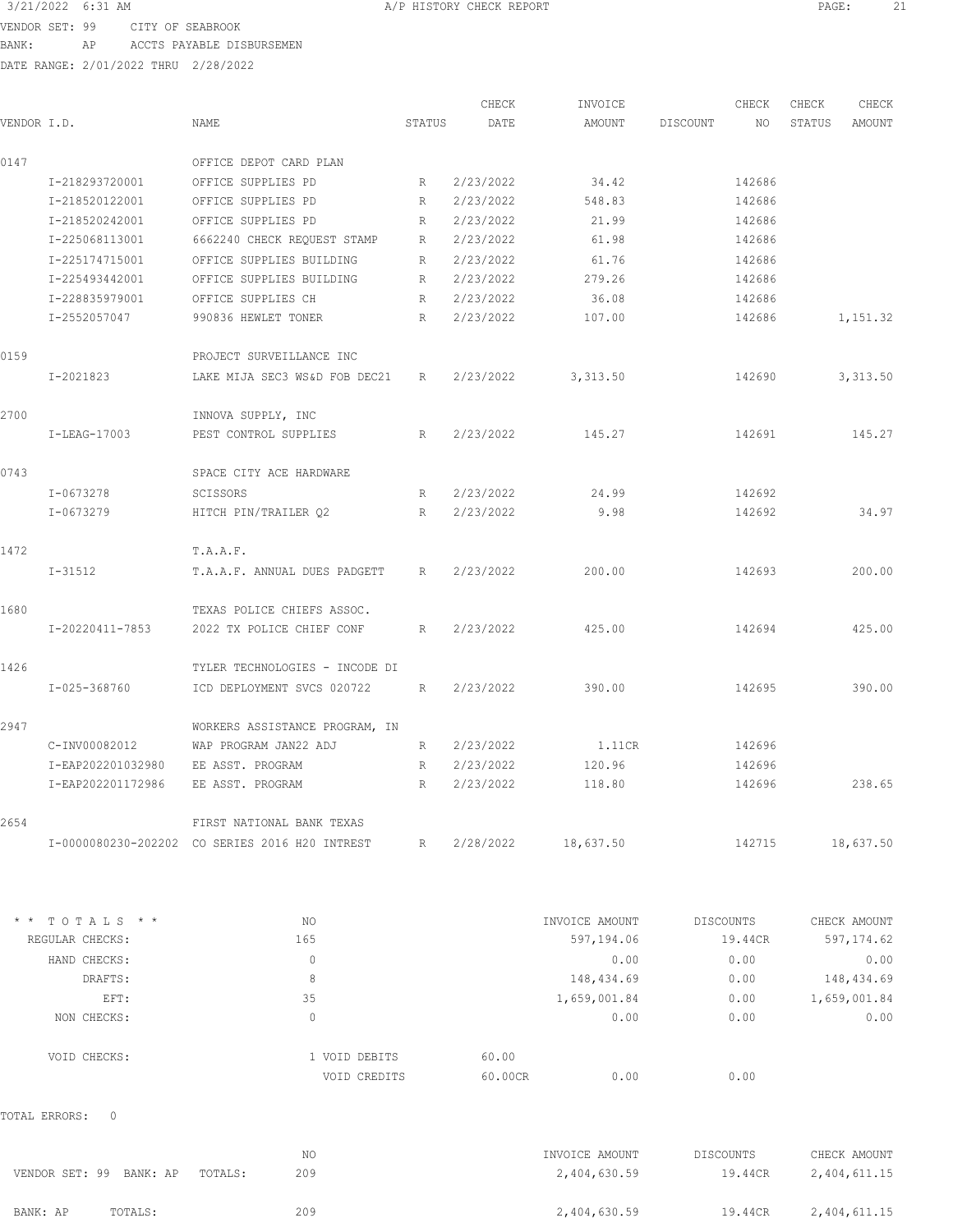3/21/2022 6:31 AM A/P HISTORY CHECK REPORT

VENDOR SET: 99 CITY OF SEABROOK
BANK: AP ACCTS PAYABLE DISBURSEMEN
DATE RANGE: 2/01/2022 THRU 2/28/2022

| VENDOR I.D. | NAME | STATUS | CHECK DATE | INVOICE AMOUNT | DISCOUNT | CHECK NO | CHECK STATUS | CHECK AMOUNT |
|---|---|---|---|---|---|---|---|---|
| 0147 | OFFICE DEPOT CARD PLAN | | | | | | | |
| I-218293720001 | OFFICE SUPPLIES PD | R | 2/23/2022 | 34.42 | | 142686 | | |
| I-218520122001 | OFFICE SUPPLIES PD | R | 2/23/2022 | 548.83 | | 142686 | | |
| I-218520242001 | OFFICE SUPPLIES PD | R | 2/23/2022 | 21.99 | | 142686 | | |
| I-225068113001 | 6662240 CHECK REQUEST STAMP | R | 2/23/2022 | 61.98 | | 142686 | | |
| I-225174715001 | OFFICE SUPPLIES BUILDING | R | 2/23/2022 | 61.76 | | 142686 | | |
| I-225493442001 | OFFICE SUPPLIES BUILDING | R | 2/23/2022 | 279.26 | | 142686 | | |
| I-228835979001 | OFFICE SUPPLIES CH | R | 2/23/2022 | 36.08 | | 142686 | | |
| I-2552057047 | 990836 HEWLET TONER | R | 2/23/2022 | 107.00 | | 142686 | | 1,151.32 |
| 0159 | PROJECT SURVEILLANCE INC | | | | | | | |
| I-2021823 | LAKE MIJA SEC3 WS&D FOB DEC21 | R | 2/23/2022 | 3,313.50 | | 142690 | | 3,313.50 |
| 2700 | INNOVA SUPPLY, INC | | | | | | | |
| I-LEAG-17003 | PEST CONTROL SUPPLIES | R | 2/23/2022 | 145.27 | | 142691 | | 145.27 |
| 0743 | SPACE CITY ACE HARDWARE | | | | | | | |
| I-0673278 | SCISSORS | R | 2/23/2022 | 24.99 | | 142692 | | |
| I-0673279 | HITCH PIN/TRAILER Q2 | R | 2/23/2022 | 9.98 | | 142692 | | 34.97 |
| 1472 | T.A.A.F. | | | | | | | |
| I-31512 | T.A.A.F. ANNUAL DUES PADGETT | R | 2/23/2022 | 200.00 | | 142693 | | 200.00 |
| 1680 | TEXAS POLICE CHIEFS ASSOC. | | | | | | | |
| I-20220411-7853 | 2022 TX POLICE CHIEF CONF | R | 2/23/2022 | 425.00 | | 142694 | | 425.00 |
| 1426 | TYLER TECHNOLOGIES - INCODE DI | | | | | | | |
| I-025-368760 | ICD DEPLOYMENT SVCS 020722 | R | 2/23/2022 | 390.00 | | 142695 | | 390.00 |
| 2947 | WORKERS ASSISTANCE PROGRAM, IN | | | | | | | |
| C-INV00082012 | WAP PROGRAM JAN22 ADJ | R | 2/23/2022 | 1.11CR | | 142696 | | |
| I-EAP202201032980 | EE ASST. PROGRAM | R | 2/23/2022 | 120.96 | | 142696 | | |
| I-EAP202201172986 | EE ASST. PROGRAM | R | 2/23/2022 | 118.80 | | 142696 | | 238.65 |
| 2654 | FIRST NATIONAL BANK TEXAS | | | | | | | |
| I-0000080230-202202 | CO SERIES 2016 H20 INTREST | R | 2/28/2022 | 18,637.50 | | 142715 | | 18,637.50 |

| * * T O T A L S * * | NO | | INVOICE AMOUNT | DISCOUNTS | CHECK AMOUNT |
|---|---|---|---|---|---|
| REGULAR CHECKS: | 165 | | 597,194.06 | 19.44CR | 597,174.62 |
| HAND CHECKS: | 0 | | 0.00 | 0.00 | 0.00 |
| DRAFTS: | 8 | | 148,434.69 | 0.00 | 148,434.69 |
| EFT: | 35 | | 1,659,001.84 | 0.00 | 1,659,001.84 |
| NON CHECKS: | 0 | | 0.00 | 0.00 | 0.00 |
| VOID CHECKS: | 1 VOID DEBITS | 60.00 | | | |
| | VOID CREDITS | 60.00CR | 0.00 | 0.00 | |

TOTAL ERRORS: 0

| | NO | INVOICE AMOUNT | DISCOUNTS | CHECK AMOUNT |
|---|---|---|---|---|
| VENDOR SET: 99 BANK: AP TOTALS: | 209 | 2,404,630.59 | 19.44CR | 2,404,611.15 |
| BANK: AP TOTALS: | 209 | 2,404,630.59 | 19.44CR | 2,404,611.15 |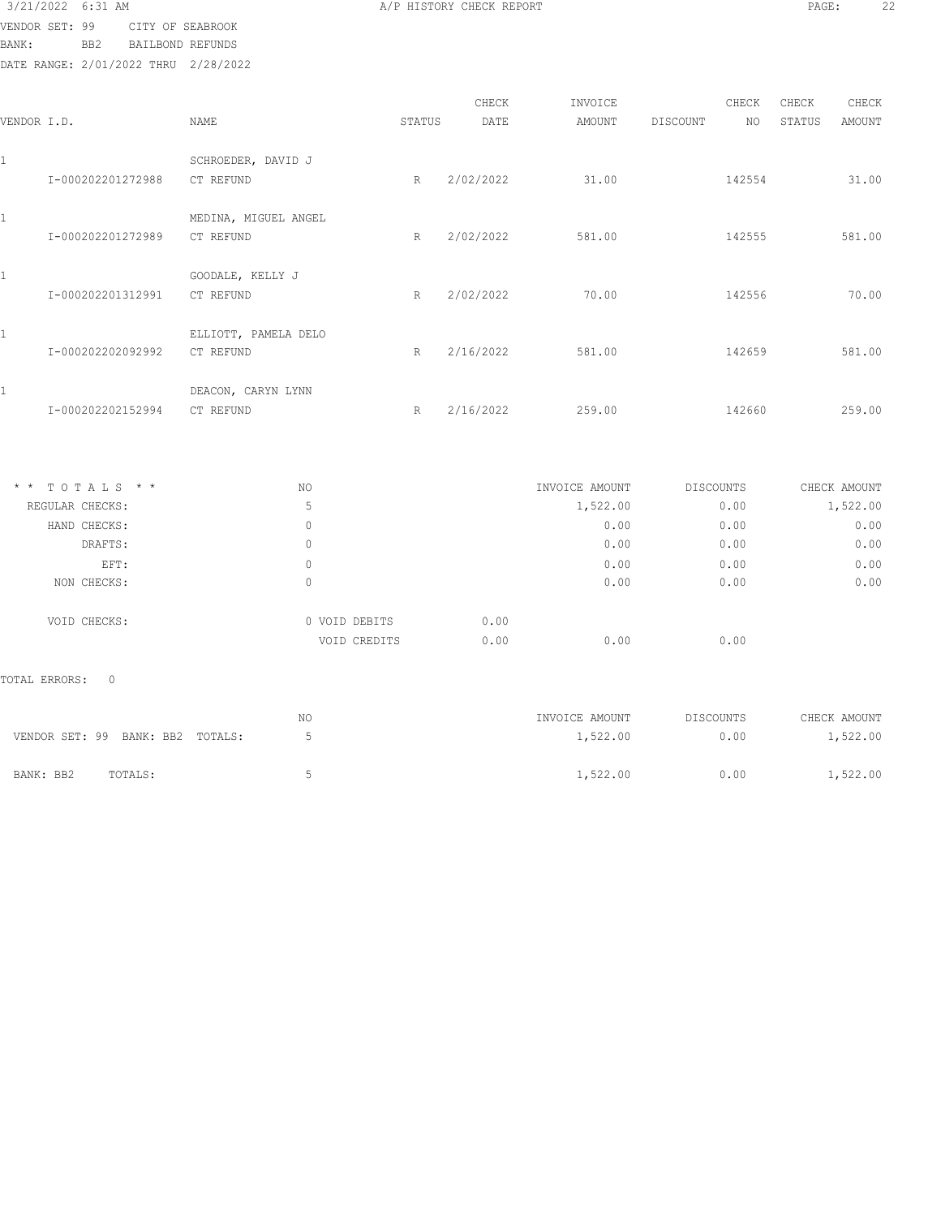A/P HISTORY CHECK REPORT

VENDOR SET: 99 CITY OF SEABROOK
BANK: BB2 BAILBOND REFUNDS
DATE RANGE: 2/01/2022 THRU 2/28/2022

| VENDOR I.D. | NAME | STATUS | CHECK DATE | INVOICE AMOUNT | DISCOUNT | CHECK NO | CHECK STATUS | CHECK AMOUNT |
|---|---|---|---|---|---|---|---|---|
| 1 | SCHROEDER, DAVID J | | | | | | | |
| I-000202201272988 | CT REFUND | R | 2/02/2022 | 31.00 | | 142554 | | 31.00 |
| 1 | MEDINA, MIGUEL ANGEL | | | | | | | |
| I-000202201272989 | CT REFUND | R | 2/02/2022 | 581.00 | | 142555 | | 581.00 |
| 1 | GOODALE, KELLY J | | | | | | | |
| I-000202201312991 | CT REFUND | R | 2/02/2022 | 70.00 | | 142556 | | 70.00 |
| 1 | ELLIOTT, PAMELA DELO | | | | | | | |
| I-000202202092992 | CT REFUND | R | 2/16/2022 | 581.00 | | 142659 | | 581.00 |
| 1 | DEACON, CARYN LYNN | | | | | | | |
| I-000202202152994 | CT REFUND | R | 2/16/2022 | 259.00 | | 142660 | | 259.00 |

| * * T O T A L S * * | NO | | | INVOICE AMOUNT | DISCOUNTS | CHECK AMOUNT |
|---|---|---|---|---|---|---|
| REGULAR CHECKS: | 5 | | | 1,522.00 | 0.00 | 1,522.00 |
| HAND CHECKS: | 0 | | | 0.00 | 0.00 | 0.00 |
| DRAFTS: | 0 | | | 0.00 | 0.00 | 0.00 |
| EFT: | 0 | | | 0.00 | 0.00 | 0.00 |
| NON CHECKS: | 0 | | | 0.00 | 0.00 | 0.00 |
| VOID CHECKS: | 0 | VOID DEBITS | 0.00 | | | |
| | | VOID CREDITS | 0.00 | 0.00 | 0.00 | |

TOTAL ERRORS: 0

| | NO | INVOICE AMOUNT | DISCOUNTS | CHECK AMOUNT |
|---|---|---|---|---|
| VENDOR SET: 99 BANK: BB2 TOTALS: | 5 | 1,522.00 | 0.00 | 1,522.00 |
| BANK: BB2 TOTALS: | 5 | 1,522.00 | 0.00 | 1,522.00 |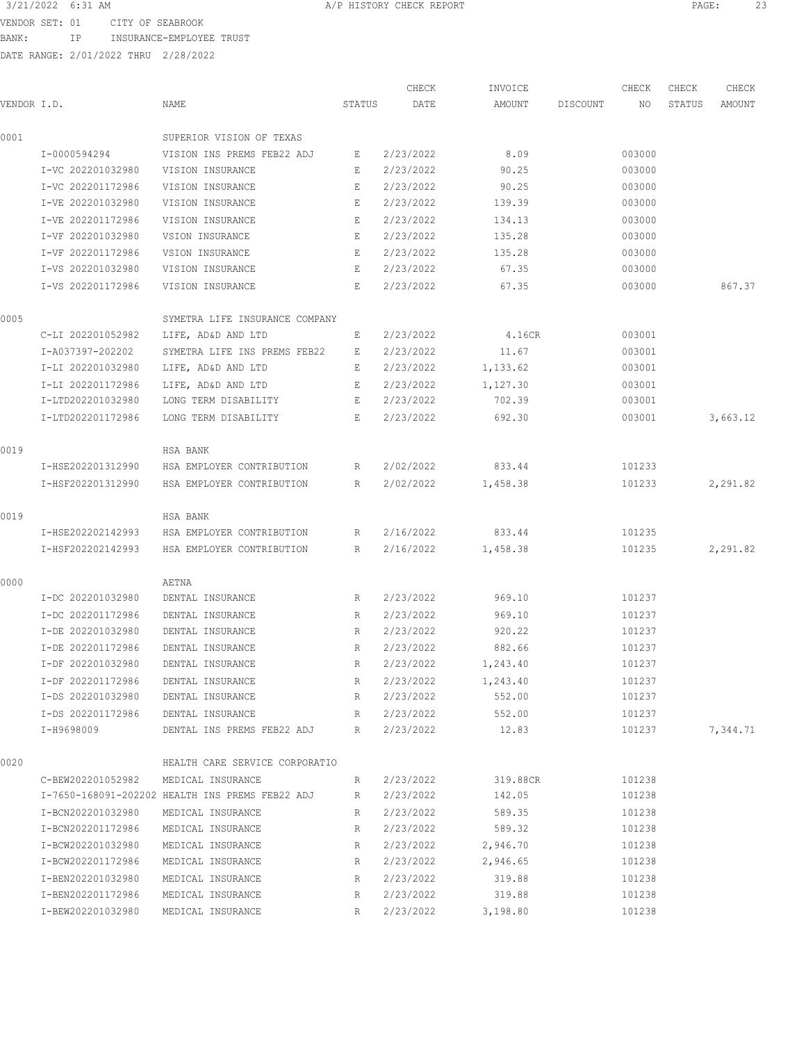3/21/2022 6:31 AM A/P HISTORY CHECK REPORT

VENDOR SET: 01 CITY OF SEABROOK
BANK: IP INSURANCE-EMPLOYEE TRUST
DATE RANGE: 2/01/2022 THRU 2/28/2022

| VENDOR I.D. | NAME | STATUS | CHECK DATE | INVOICE AMOUNT | DISCOUNT | CHECK NO | CHECK STATUS | CHECK AMOUNT |
|---|---|---|---|---|---|---|---|---|
| 0001 | SUPERIOR VISION OF TEXAS | | | | | | | |
| I-0000594294 | VISION INS PREMS FEB22 ADJ | E | 2/23/2022 | 8.09 | | 003000 | | |
| I-VC 202201032980 | VISION INSURANCE | E | 2/23/2022 | 90.25 | | 003000 | | |
| I-VC 202201172986 | VISION INSURANCE | E | 2/23/2022 | 90.25 | | 003000 | | |
| I-VE 202201032980 | VISION INSURANCE | E | 2/23/2022 | 139.39 | | 003000 | | |
| I-VE 202201172986 | VISION INSURANCE | E | 2/23/2022 | 134.13 | | 003000 | | |
| I-VF 202201032980 | VSION INSURANCE | E | 2/23/2022 | 135.28 | | 003000 | | |
| I-VF 202201172986 | VSION INSURANCE | E | 2/23/2022 | 135.28 | | 003000 | | |
| I-VS 202201032980 | VISION INSURANCE | E | 2/23/2022 | 67.35 | | 003000 | | |
| I-VS 202201172986 | VISION INSURANCE | E | 2/23/2022 | 67.35 | | 003000 | | 867.37 |
| 0005 | SYMETRA LIFE INSURANCE COMPANY | | | | | | | |
| C-LI 202201052982 | LIFE, AD&D AND LTD | E | 2/23/2022 | 4.16CR | | 003001 | | |
| I-A037397-202202 | SYMETRA LIFE INS PREMS FEB22 | E | 2/23/2022 | 11.67 | | 003001 | | |
| I-LI 202201032980 | LIFE, AD&D AND LTD | E | 2/23/2022 | 1,133.62 | | 003001 | | |
| I-LI 202201172986 | LIFE, AD&D AND LTD | E | 2/23/2022 | 1,127.30 | | 003001 | | |
| I-LTD202201032980 | LONG TERM DISABILITY | E | 2/23/2022 | 702.39 | | 003001 | | |
| I-LTD202201172986 | LONG TERM DISABILITY | E | 2/23/2022 | 692.30 | | 003001 | | 3,663.12 |
| 0019 | HSA BANK | | | | | | | |
| I-HSE202201312990 | HSA EMPLOYER CONTRIBUTION | R | 2/02/2022 | 833.44 | | 101233 | | |
| I-HSF202201312990 | HSA EMPLOYER CONTRIBUTION | R | 2/02/2022 | 1,458.38 | | 101233 | | 2,291.82 |
| 0019 | HSA BANK | | | | | | | |
| I-HSE202202142993 | HSA EMPLOYER CONTRIBUTION | R | 2/16/2022 | 833.44 | | 101235 | | |
| I-HSF202202142993 | HSA EMPLOYER CONTRIBUTION | R | 2/16/2022 | 1,458.38 | | 101235 | | 2,291.82 |
| 0000 | AETNA | | | | | | | |
| I-DC 202201032980 | DENTAL INSURANCE | R | 2/23/2022 | 969.10 | | 101237 | | |
| I-DC 202201172986 | DENTAL INSURANCE | R | 2/23/2022 | 969.10 | | 101237 | | |
| I-DE 202201032980 | DENTAL INSURANCE | R | 2/23/2022 | 920.22 | | 101237 | | |
| I-DE 202201172986 | DENTAL INSURANCE | R | 2/23/2022 | 882.66 | | 101237 | | |
| I-DF 202201032980 | DENTAL INSURANCE | R | 2/23/2022 | 1,243.40 | | 101237 | | |
| I-DF 202201172986 | DENTAL INSURANCE | R | 2/23/2022 | 1,243.40 | | 101237 | | |
| I-DS 202201032980 | DENTAL INSURANCE | R | 2/23/2022 | 552.00 | | 101237 | | |
| I-DS 202201172986 | DENTAL INSURANCE | R | 2/23/2022 | 552.00 | | 101237 | | |
| I-H9698009 | DENTAL INS PREMS FEB22 ADJ | R | 2/23/2022 | 12.83 | | 101237 | | 7,344.71 |
| 0020 | HEALTH CARE SERVICE CORPORATIO | | | | | | | |
| C-BEW202201052982 | MEDICAL INSURANCE | R | 2/23/2022 | 319.88CR | | 101238 | | |
| I-7650-168091-202202 | HEALTH INS PREMS FEB22 ADJ | R | 2/23/2022 | 142.05 | | 101238 | | |
| I-BCN202201032980 | MEDICAL INSURANCE | R | 2/23/2022 | 589.35 | | 101238 | | |
| I-BCN202201172986 | MEDICAL INSURANCE | R | 2/23/2022 | 589.32 | | 101238 | | |
| I-BCW202201032980 | MEDICAL INSURANCE | R | 2/23/2022 | 2,946.70 | | 101238 | | |
| I-BCW202201172986 | MEDICAL INSURANCE | R | 2/23/2022 | 2,946.65 | | 101238 | | |
| I-BEN202201032980 | MEDICAL INSURANCE | R | 2/23/2022 | 319.88 | | 101238 | | |
| I-BEN202201172986 | MEDICAL INSURANCE | R | 2/23/2022 | 319.88 | | 101238 | | |
| I-BEW202201032980 | MEDICAL INSURANCE | R | 2/23/2022 | 3,198.80 | | 101238 | | |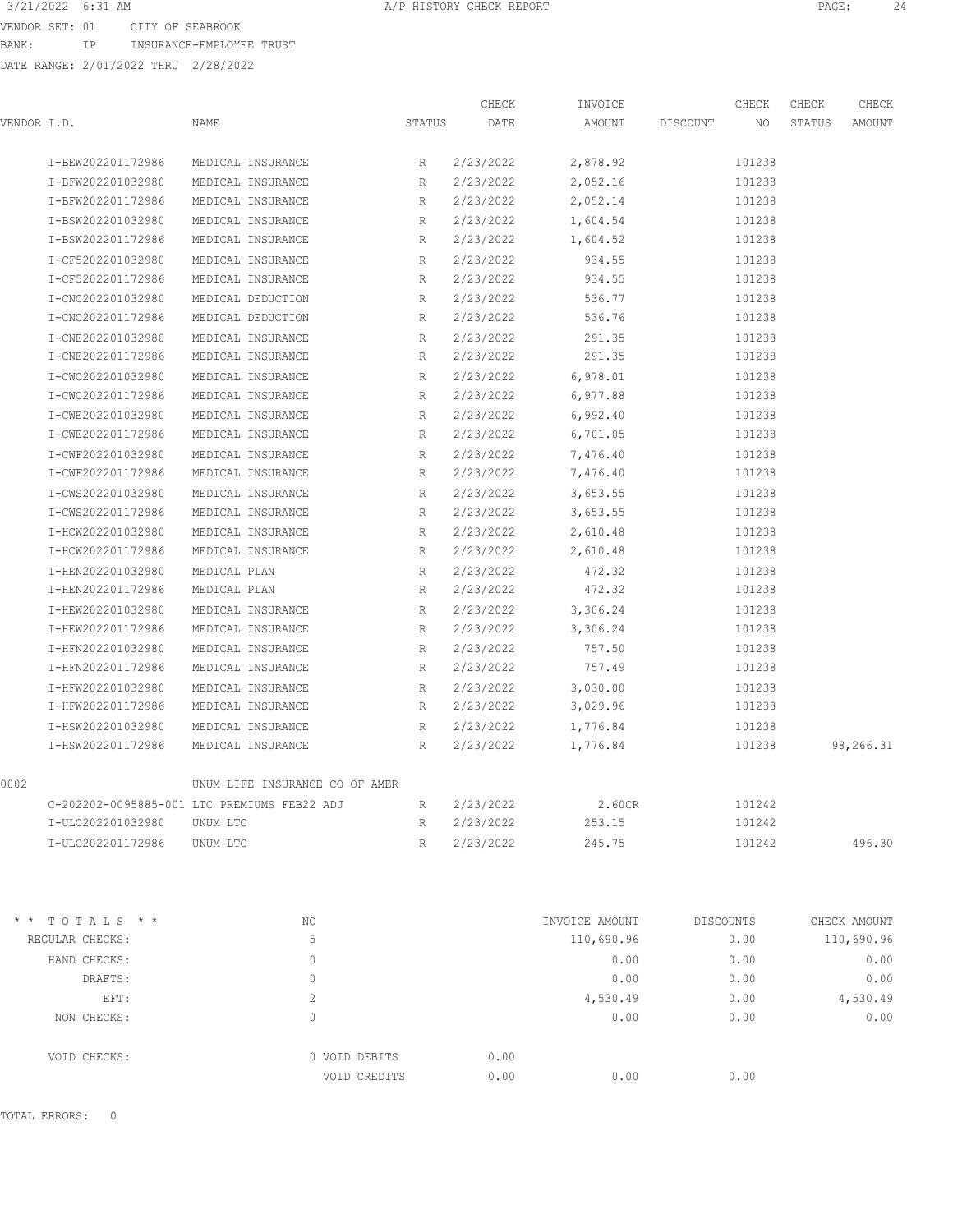3/21/2022 6:31 AM A/P HISTORY CHECK REPORT

VENDOR SET: 01 CITY OF SEABROOK
BANK: IP INSURANCE-EMPLOYEE TRUST
DATE RANGE: 2/01/2022 THRU 2/28/2022

| VENDOR I.D. | NAME | STATUS | CHECK DATE | INVOICE AMOUNT | DISCOUNT | CHECK NO | CHECK STATUS | CHECK AMOUNT |
|---|---|---|---|---|---|---|---|---|
| I-BEW202201172986 | MEDICAL INSURANCE | R | 2/23/2022 | 2,878.92 | | 101238 | | |
| I-BFW202201032980 | MEDICAL INSURANCE | R | 2/23/2022 | 2,052.16 | | 101238 | | |
| I-BFW202201172986 | MEDICAL INSURANCE | R | 2/23/2022 | 2,052.14 | | 101238 | | |
| I-BSW202201032980 | MEDICAL INSURANCE | R | 2/23/2022 | 1,604.54 | | 101238 | | |
| I-BSW202201172986 | MEDICAL INSURANCE | R | 2/23/2022 | 1,604.52 | | 101238 | | |
| I-CF5202201032980 | MEDICAL INSURANCE | R | 2/23/2022 | 934.55 | | 101238 | | |
| I-CF5202201172986 | MEDICAL INSURANCE | R | 2/23/2022 | 934.55 | | 101238 | | |
| I-CNC202201032980 | MEDICAL DEDUCTION | R | 2/23/2022 | 536.77 | | 101238 | | |
| I-CNC202201172986 | MEDICAL DEDUCTION | R | 2/23/2022 | 536.76 | | 101238 | | |
| I-CNE202201032980 | MEDICAL INSURANCE | R | 2/23/2022 | 291.35 | | 101238 | | |
| I-CNE202201172986 | MEDICAL INSURANCE | R | 2/23/2022 | 291.35 | | 101238 | | |
| I-CWC202201032980 | MEDICAL INSURANCE | R | 2/23/2022 | 6,978.01 | | 101238 | | |
| I-CWC202201172986 | MEDICAL INSURANCE | R | 2/23/2022 | 6,977.88 | | 101238 | | |
| I-CWE202201032980 | MEDICAL INSURANCE | R | 2/23/2022 | 6,992.40 | | 101238 | | |
| I-CWE202201172986 | MEDICAL INSURANCE | R | 2/23/2022 | 6,701.05 | | 101238 | | |
| I-CWF202201032980 | MEDICAL INSURANCE | R | 2/23/2022 | 7,476.40 | | 101238 | | |
| I-CWF202201172986 | MEDICAL INSURANCE | R | 2/23/2022 | 7,476.40 | | 101238 | | |
| I-CWS202201032980 | MEDICAL INSURANCE | R | 2/23/2022 | 3,653.55 | | 101238 | | |
| I-CWS202201172986 | MEDICAL INSURANCE | R | 2/23/2022 | 3,653.55 | | 101238 | | |
| I-HCW202201032980 | MEDICAL INSURANCE | R | 2/23/2022 | 2,610.48 | | 101238 | | |
| I-HCW202201172986 | MEDICAL INSURANCE | R | 2/23/2022 | 2,610.48 | | 101238 | | |
| I-HEN202201032980 | MEDICAL PLAN | R | 2/23/2022 | 472.32 | | 101238 | | |
| I-HEN202201172986 | MEDICAL PLAN | R | 2/23/2022 | 472.32 | | 101238 | | |
| I-HEW202201032980 | MEDICAL INSURANCE | R | 2/23/2022 | 3,306.24 | | 101238 | | |
| I-HEW202201172986 | MEDICAL INSURANCE | R | 2/23/2022 | 3,306.24 | | 101238 | | |
| I-HFN202201032980 | MEDICAL INSURANCE | R | 2/23/2022 | 757.50 | | 101238 | | |
| I-HFN202201172986 | MEDICAL INSURANCE | R | 2/23/2022 | 757.49 | | 101238 | | |
| I-HFW202201032980 | MEDICAL INSURANCE | R | 2/23/2022 | 3,030.00 | | 101238 | | |
| I-HFW202201172986 | MEDICAL INSURANCE | R | 2/23/2022 | 3,029.96 | | 101238 | | |
| I-HSW202201032980 | MEDICAL INSURANCE | R | 2/23/2022 | 1,776.84 | | 101238 | | |
| I-HSW202201172986 | MEDICAL INSURANCE | R | 2/23/2022 | 1,776.84 | | 101238 | | 98,266.31 |
| 0002 | UNUM LIFE INSURANCE CO OF AMER | | | | | | | |
| C-202202-0095885-001 | LTC PREMIUMS FEB22 ADJ | R | 2/23/2022 | 2.60CR | | 101242 | | |
| I-ULC202201032980 | UNUM LTC | R | 2/23/2022 | 253.15 | | 101242 | | |
| I-ULC202201172986 | UNUM LTC | R | 2/23/2022 | 245.75 | | 101242 | | 496.30 |

| * * TOTALS * * | NO | | | INVOICE AMOUNT | DISCOUNTS | CHECK AMOUNT |
|---|---|---|---|---|---|---|
| REGULAR CHECKS: | 5 | | | 110,690.96 | 0.00 | 110,690.96 |
| HAND CHECKS: | 0 | | | 0.00 | 0.00 | 0.00 |
| DRAFTS: | 0 | | | 0.00 | 0.00 | 0.00 |
| EFT: | 2 | | | 4,530.49 | 0.00 | 4,530.49 |
| NON CHECKS: | 0 | | | 0.00 | 0.00 | 0.00 |
| VOID CHECKS: | 0 | VOID DEBITS | 0.00 | | | |
| | | VOID CREDITS | 0.00 | 0.00 | 0.00 | |

TOTAL ERRORS: 0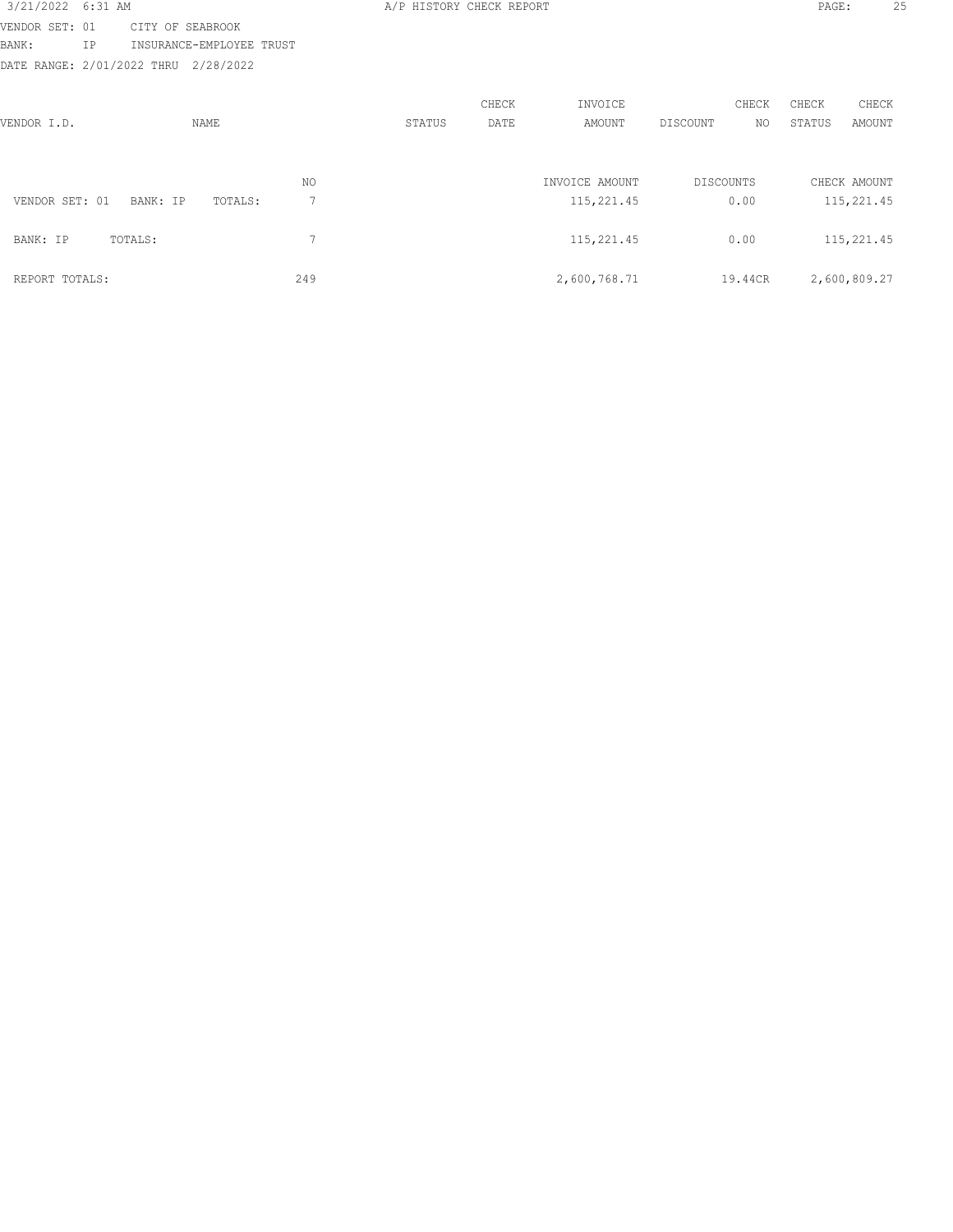3/21/2022 6:31 AM — A/P HISTORY CHECK REPORT

VENDOR SET: 01 CITY OF SEABROOK
BANK: IP INSURANCE-EMPLOYEE TRUST
DATE RANGE: 2/01/2022 THRU 2/28/2022

| VENDOR I.D. | NAME | STATUS | CHECK DATE | INVOICE AMOUNT | DISCOUNT | CHECK NO | CHECK STATUS | CHECK AMOUNT |
|---|---|---|---|---|---|---|---|---|

| | NO | INVOICE AMOUNT | DISCOUNTS | CHECK AMOUNT |
|---|---|---|---|---|
| VENDOR SET: 01 BANK: IP TOTALS: | 7 | 115,221.45 | 0.00 | 115,221.45 |
| BANK: IP TOTALS: | 7 | 115,221.45 | 0.00 | 115,221.45 |
| REPORT TOTALS: | 249 | 2,600,768.71 | 19.44CR | 2,600,809.27 |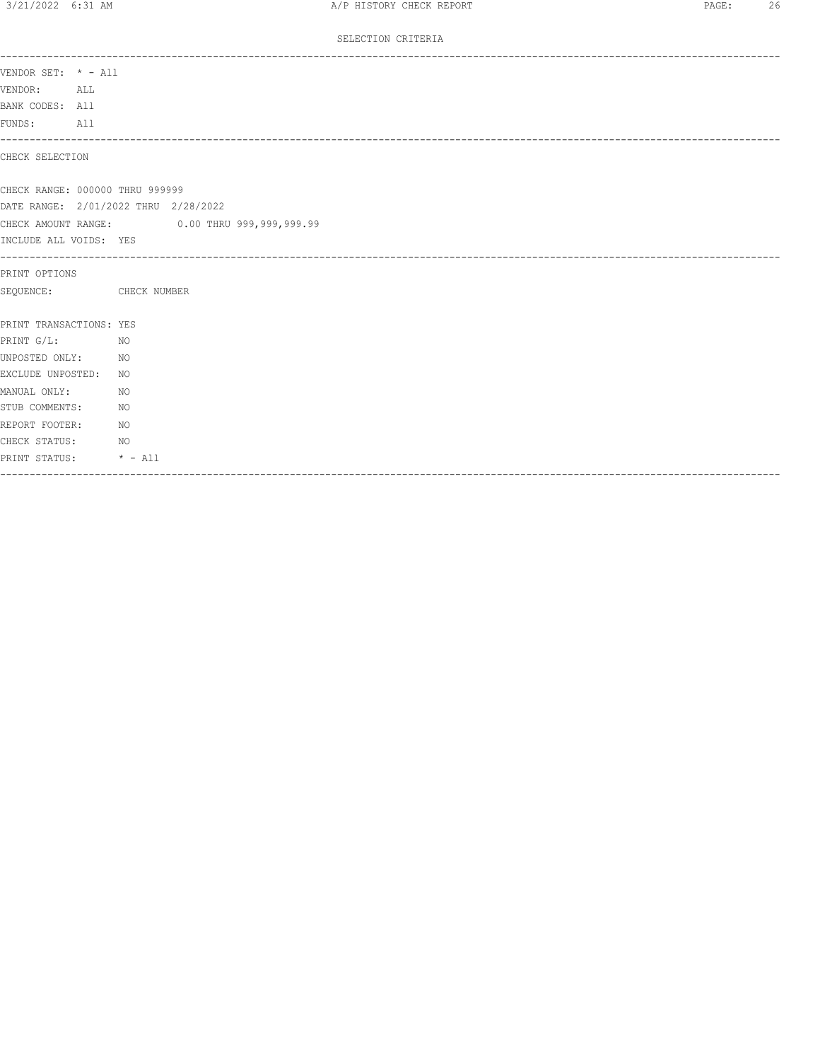SELECTION CRITERIA

---

VENDOR SET: * - All
VENDOR: ALL
BANK CODES: All
FUNDS: All

---

CHECK SELECTION

CHECK RANGE: 000000 THRU 999999
DATE RANGE: 2/01/2022 THRU 2/28/2022
CHECK AMOUNT RANGE: 0.00 THRU 999,999,999.99
INCLUDE ALL VOIDS: YES

---

PRINT OPTIONS
SEQUENCE: CHECK NUMBER

PRINT TRANSACTIONS: YES
PRINT G/L: NO
UNPOSTED ONLY: NO
EXCLUDE UNPOSTED: NO
MANUAL ONLY: NO
STUB COMMENTS: NO
REPORT FOOTER: NO
CHECK STATUS: NO
PRINT STATUS: * - All

---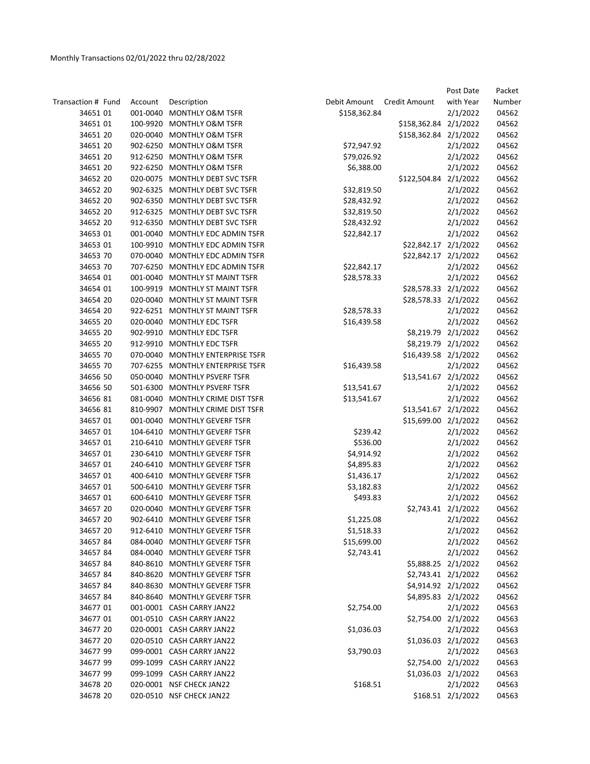Monthly Transactions 02/01/2022 thru 02/28/2022

| Transaction # | Fund | Account | Description | Debit Amount | Credit Amount | Post Date with Year | Packet Number |
|---|---|---|---|---|---|---|---|
| 34651 | 01 | 001-0040 | MONTHLY O&M TSFR | $158,362.84 | | 2/1/2022 | 04562 |
| 34651 | 01 | 100-9920 | MONTHLY O&M TSFR | | $158,362.84 | 2/1/2022 | 04562 |
| 34651 | 20 | 020-0040 | MONTHLY O&M TSFR | | $158,362.84 | 2/1/2022 | 04562 |
| 34651 | 20 | 902-6250 | MONTHLY O&M TSFR | $72,947.92 | | 2/1/2022 | 04562 |
| 34651 | 20 | 912-6250 | MONTHLY O&M TSFR | $79,026.92 | | 2/1/2022 | 04562 |
| 34651 | 20 | 922-6250 | MONTHLY O&M TSFR | $6,388.00 | | 2/1/2022 | 04562 |
| 34652 | 20 | 020-0075 | MONTHLY DEBT SVC TSFR | | $122,504.84 | 2/1/2022 | 04562 |
| 34652 | 20 | 902-6325 | MONTHLY DEBT SVC TSFR | $32,819.50 | | 2/1/2022 | 04562 |
| 34652 | 20 | 902-6350 | MONTHLY DEBT SVC TSFR | $28,432.92 | | 2/1/2022 | 04562 |
| 34652 | 20 | 912-6325 | MONTHLY DEBT SVC TSFR | $32,819.50 | | 2/1/2022 | 04562 |
| 34652 | 20 | 912-6350 | MONTHLY DEBT SVC TSFR | $28,432.92 | | 2/1/2022 | 04562 |
| 34653 | 01 | 001-0040 | MONTHLY EDC ADMIN TSFR | $22,842.17 | | 2/1/2022 | 04562 |
| 34653 | 01 | 100-9910 | MONTHLY EDC ADMIN TSFR | | $22,842.17 | 2/1/2022 | 04562 |
| 34653 | 70 | 070-0040 | MONTHLY EDC ADMIN TSFR | | $22,842.17 | 2/1/2022 | 04562 |
| 34653 | 70 | 707-6250 | MONTHLY EDC ADMIN TSFR | $22,842.17 | | 2/1/2022 | 04562 |
| 34654 | 01 | 001-0040 | MONTHLY ST MAINT TSFR | $28,578.33 | | 2/1/2022 | 04562 |
| 34654 | 01 | 100-9919 | MONTHLY ST MAINT TSFR | | $28,578.33 | 2/1/2022 | 04562 |
| 34654 | 20 | 020-0040 | MONTHLY ST MAINT TSFR | | $28,578.33 | 2/1/2022 | 04562 |
| 34654 | 20 | 922-6251 | MONTHLY ST MAINT TSFR | $28,578.33 | | 2/1/2022 | 04562 |
| 34655 | 20 | 020-0040 | MONTHLY EDC TSFR | $16,439.58 | | 2/1/2022 | 04562 |
| 34655 | 20 | 902-9910 | MONTHLY EDC TSFR | | $8,219.79 | 2/1/2022 | 04562 |
| 34655 | 20 | 912-9910 | MONTHLY EDC TSFR | | $8,219.79 | 2/1/2022 | 04562 |
| 34655 | 70 | 070-0040 | MONTHLY ENTERPRISE TSFR | | $16,439.58 | 2/1/2022 | 04562 |
| 34655 | 70 | 707-6255 | MONTHLY ENTERPRISE TSFR | $16,439.58 | | 2/1/2022 | 04562 |
| 34656 | 50 | 050-0040 | MONTHLY PSVERF TSFR | | $13,541.67 | 2/1/2022 | 04562 |
| 34656 | 50 | 501-6300 | MONTHLY PSVERF TSFR | $13,541.67 | | 2/1/2022 | 04562 |
| 34656 | 81 | 081-0040 | MONTHLY CRIME DIST TSFR | $13,541.67 | | 2/1/2022 | 04562 |
| 34656 | 81 | 810-9907 | MONTHLY CRIME DIST TSFR | | $13,541.67 | 2/1/2022 | 04562 |
| 34657 | 01 | 001-0040 | MONTHLY GEVERF TSFR | | $15,699.00 | 2/1/2022 | 04562 |
| 34657 | 01 | 104-6410 | MONTHLY GEVERF TSFR | $239.42 | | 2/1/2022 | 04562 |
| 34657 | 01 | 210-6410 | MONTHLY GEVERF TSFR | $536.00 | | 2/1/2022 | 04562 |
| 34657 | 01 | 230-6410 | MONTHLY GEVERF TSFR | $4,914.92 | | 2/1/2022 | 04562 |
| 34657 | 01 | 240-6410 | MONTHLY GEVERF TSFR | $4,895.83 | | 2/1/2022 | 04562 |
| 34657 | 01 | 400-6410 | MONTHLY GEVERF TSFR | $1,436.17 | | 2/1/2022 | 04562 |
| 34657 | 01 | 500-6410 | MONTHLY GEVERF TSFR | $3,182.83 | | 2/1/2022 | 04562 |
| 34657 | 01 | 600-6410 | MONTHLY GEVERF TSFR | $493.83 | | 2/1/2022 | 04562 |
| 34657 | 20 | 020-0040 | MONTHLY GEVERF TSFR | | $2,743.41 | 2/1/2022 | 04562 |
| 34657 | 20 | 902-6410 | MONTHLY GEVERF TSFR | $1,225.08 | | 2/1/2022 | 04562 |
| 34657 | 20 | 912-6410 | MONTHLY GEVERF TSFR | $1,518.33 | | 2/1/2022 | 04562 |
| 34657 | 84 | 084-0040 | MONTHLY GEVERF TSFR | $15,699.00 | | 2/1/2022 | 04562 |
| 34657 | 84 | 084-0040 | MONTHLY GEVERF TSFR | $2,743.41 | | 2/1/2022 | 04562 |
| 34657 | 84 | 840-8610 | MONTHLY GEVERF TSFR | | $5,888.25 | 2/1/2022 | 04562 |
| 34657 | 84 | 840-8620 | MONTHLY GEVERF TSFR | | $2,743.41 | 2/1/2022 | 04562 |
| 34657 | 84 | 840-8630 | MONTHLY GEVERF TSFR | | $4,914.92 | 2/1/2022 | 04562 |
| 34657 | 84 | 840-8640 | MONTHLY GEVERF TSFR | | $4,895.83 | 2/1/2022 | 04562 |
| 34677 | 01 | 001-0001 | CASH CARRY JAN22 | $2,754.00 | | 2/1/2022 | 04563 |
| 34677 | 01 | 001-0510 | CASH CARRY JAN22 | | $2,754.00 | 2/1/2022 | 04563 |
| 34677 | 20 | 020-0001 | CASH CARRY JAN22 | $1,036.03 | | 2/1/2022 | 04563 |
| 34677 | 20 | 020-0510 | CASH CARRY JAN22 | | $1,036.03 | 2/1/2022 | 04563 |
| 34677 | 99 | 099-0001 | CASH CARRY JAN22 | $3,790.03 | | 2/1/2022 | 04563 |
| 34677 | 99 | 099-1099 | CASH CARRY JAN22 | | $2,754.00 | 2/1/2022 | 04563 |
| 34677 | 99 | 099-1099 | CASH CARRY JAN22 | | $1,036.03 | 2/1/2022 | 04563 |
| 34678 | 20 | 020-0001 | NSF CHECK JAN22 | $168.51 | | 2/1/2022 | 04563 |
| 34678 | 20 | 020-0510 | NSF CHECK JAN22 | | $168.51 | 2/1/2022 | 04563 |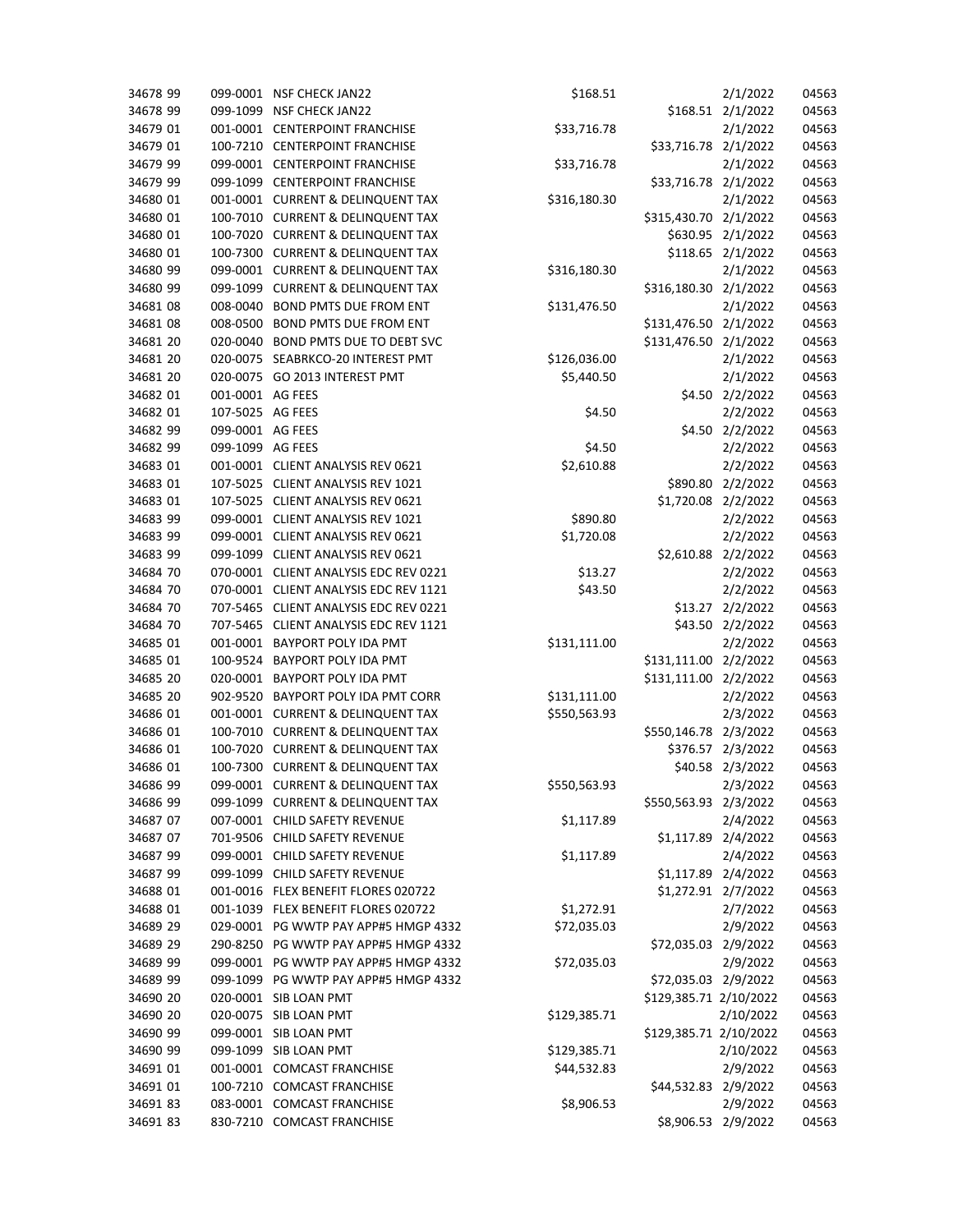| | | | | | | |
|---|---|---|---|---|---|---|
| 34678 99 | 099-0001 | NSF CHECK JAN22 | $168.51 | | 2/1/2022 | 04563 |
| 34678 99 | 099-1099 | NSF CHECK JAN22 | | $168.51 | 2/1/2022 | 04563 |
| 34679 01 | 001-0001 | CENTERPOINT FRANCHISE | $33,716.78 | | 2/1/2022 | 04563 |
| 34679 01 | 100-7210 | CENTERPOINT FRANCHISE | | $33,716.78 | 2/1/2022 | 04563 |
| 34679 99 | 099-0001 | CENTERPOINT FRANCHISE | $33,716.78 | | 2/1/2022 | 04563 |
| 34679 99 | 099-1099 | CENTERPOINT FRANCHISE | | $33,716.78 | 2/1/2022 | 04563 |
| 34680 01 | 001-0001 | CURRENT & DELINQUENT TAX | $316,180.30 | | 2/1/2022 | 04563 |
| 34680 01 | 100-7010 | CURRENT & DELINQUENT TAX | | $315,430.70 | 2/1/2022 | 04563 |
| 34680 01 | 100-7020 | CURRENT & DELINQUENT TAX | | $630.95 | 2/1/2022 | 04563 |
| 34680 01 | 100-7300 | CURRENT & DELINQUENT TAX | | $118.65 | 2/1/2022 | 04563 |
| 34680 99 | 099-0001 | CURRENT & DELINQUENT TAX | $316,180.30 | | 2/1/2022 | 04563 |
| 34680 99 | 099-1099 | CURRENT & DELINQUENT TAX | | $316,180.30 | 2/1/2022 | 04563 |
| 34681 08 | 008-0040 | BOND PMTS DUE FROM ENT | $131,476.50 | | 2/1/2022 | 04563 |
| 34681 08 | 008-0500 | BOND PMTS DUE FROM ENT | | $131,476.50 | 2/1/2022 | 04563 |
| 34681 20 | 020-0040 | BOND PMTS DUE TO DEBT SVC | | $131,476.50 | 2/1/2022 | 04563 |
| 34681 20 | 020-0075 | SEABRKCO-20 INTEREST PMT | $126,036.00 | | 2/1/2022 | 04563 |
| 34681 20 | 020-0075 | GO 2013 INTEREST PMT | $5,440.50 | | 2/1/2022 | 04563 |
| 34682 01 | 001-0001 | AG FEES | | $4.50 | 2/2/2022 | 04563 |
| 34682 01 | 107-5025 | AG FEES | $4.50 | | 2/2/2022 | 04563 |
| 34682 99 | 099-0001 | AG FEES | | $4.50 | 2/2/2022 | 04563 |
| 34682 99 | 099-1099 | AG FEES | $4.50 | | 2/2/2022 | 04563 |
| 34683 01 | 001-0001 | CLIENT ANALYSIS REV 0621 | $2,610.88 | | 2/2/2022 | 04563 |
| 34683 01 | 107-5025 | CLIENT ANALYSIS REV 1021 | | $890.80 | 2/2/2022 | 04563 |
| 34683 01 | 107-5025 | CLIENT ANALYSIS REV 0621 | | $1,720.08 | 2/2/2022 | 04563 |
| 34683 99 | 099-0001 | CLIENT ANALYSIS REV 1021 | $890.80 | | 2/2/2022 | 04563 |
| 34683 99 | 099-0001 | CLIENT ANALYSIS REV 0621 | $1,720.08 | | 2/2/2022 | 04563 |
| 34683 99 | 099-1099 | CLIENT ANALYSIS REV 0621 | | $2,610.88 | 2/2/2022 | 04563 |
| 34684 70 | 070-0001 | CLIENT ANALYSIS EDC REV 0221 | $13.27 | | 2/2/2022 | 04563 |
| 34684 70 | 070-0001 | CLIENT ANALYSIS EDC REV 1121 | $43.50 | | 2/2/2022 | 04563 |
| 34684 70 | 707-5465 | CLIENT ANALYSIS EDC REV 0221 | | $13.27 | 2/2/2022 | 04563 |
| 34684 70 | 707-5465 | CLIENT ANALYSIS EDC REV 1121 | | $43.50 | 2/2/2022 | 04563 |
| 34685 01 | 001-0001 | BAYPORT POLY IDA PMT | $131,111.00 | | 2/2/2022 | 04563 |
| 34685 01 | 100-9524 | BAYPORT POLY IDA PMT | | $131,111.00 | 2/2/2022 | 04563 |
| 34685 20 | 020-0001 | BAYPORT POLY IDA PMT | | $131,111.00 | 2/2/2022 | 04563 |
| 34685 20 | 902-9520 | BAYPORT POLY IDA PMT CORR | $131,111.00 | | 2/2/2022 | 04563 |
| 34686 01 | 001-0001 | CURRENT & DELINQUENT TAX | $550,563.93 | | 2/3/2022 | 04563 |
| 34686 01 | 100-7010 | CURRENT & DELINQUENT TAX | | $550,146.78 | 2/3/2022 | 04563 |
| 34686 01 | 100-7020 | CURRENT & DELINQUENT TAX | | $376.57 | 2/3/2022 | 04563 |
| 34686 01 | 100-7300 | CURRENT & DELINQUENT TAX | | $40.58 | 2/3/2022 | 04563 |
| 34686 99 | 099-0001 | CURRENT & DELINQUENT TAX | $550,563.93 | | 2/3/2022 | 04563 |
| 34686 99 | 099-1099 | CURRENT & DELINQUENT TAX | | $550,563.93 | 2/3/2022 | 04563 |
| 34687 07 | 007-0001 | CHILD SAFETY REVENUE | $1,117.89 | | 2/4/2022 | 04563 |
| 34687 07 | 701-9506 | CHILD SAFETY REVENUE | | $1,117.89 | 2/4/2022 | 04563 |
| 34687 99 | 099-0001 | CHILD SAFETY REVENUE | $1,117.89 | | 2/4/2022 | 04563 |
| 34687 99 | 099-1099 | CHILD SAFETY REVENUE | | $1,117.89 | 2/4/2022 | 04563 |
| 34688 01 | 001-0016 | FLEX BENEFIT FLORES 020722 | | $1,272.91 | 2/7/2022 | 04563 |
| 34688 01 | 001-1039 | FLEX BENEFIT FLORES 020722 | $1,272.91 | | 2/7/2022 | 04563 |
| 34689 29 | 029-0001 | PG WWTP PAY APP#5 HMGP 4332 | $72,035.03 | | 2/9/2022 | 04563 |
| 34689 29 | 290-8250 | PG WWTP PAY APP#5 HMGP 4332 | | $72,035.03 | 2/9/2022 | 04563 |
| 34689 99 | 099-0001 | PG WWTP PAY APP#5 HMGP 4332 | $72,035.03 | | 2/9/2022 | 04563 |
| 34689 99 | 099-1099 | PG WWTP PAY APP#5 HMGP 4332 | | $72,035.03 | 2/9/2022 | 04563 |
| 34690 20 | 020-0001 | SIB LOAN PMT | | $129,385.71 | 2/10/2022 | 04563 |
| 34690 20 | 020-0075 | SIB LOAN PMT | $129,385.71 | | 2/10/2022 | 04563 |
| 34690 99 | 099-0001 | SIB LOAN PMT | | $129,385.71 | 2/10/2022 | 04563 |
| 34690 99 | 099-1099 | SIB LOAN PMT | $129,385.71 | | 2/10/2022 | 04563 |
| 34691 01 | 001-0001 | COMCAST FRANCHISE | $44,532.83 | | 2/9/2022 | 04563 |
| 34691 01 | 100-7210 | COMCAST FRANCHISE | | $44,532.83 | 2/9/2022 | 04563 |
| 34691 83 | 083-0001 | COMCAST FRANCHISE | $8,906.53 | | 2/9/2022 | 04563 |
| 34691 83 | 830-7210 | COMCAST FRANCHISE | | $8,906.53 | 2/9/2022 | 04563 |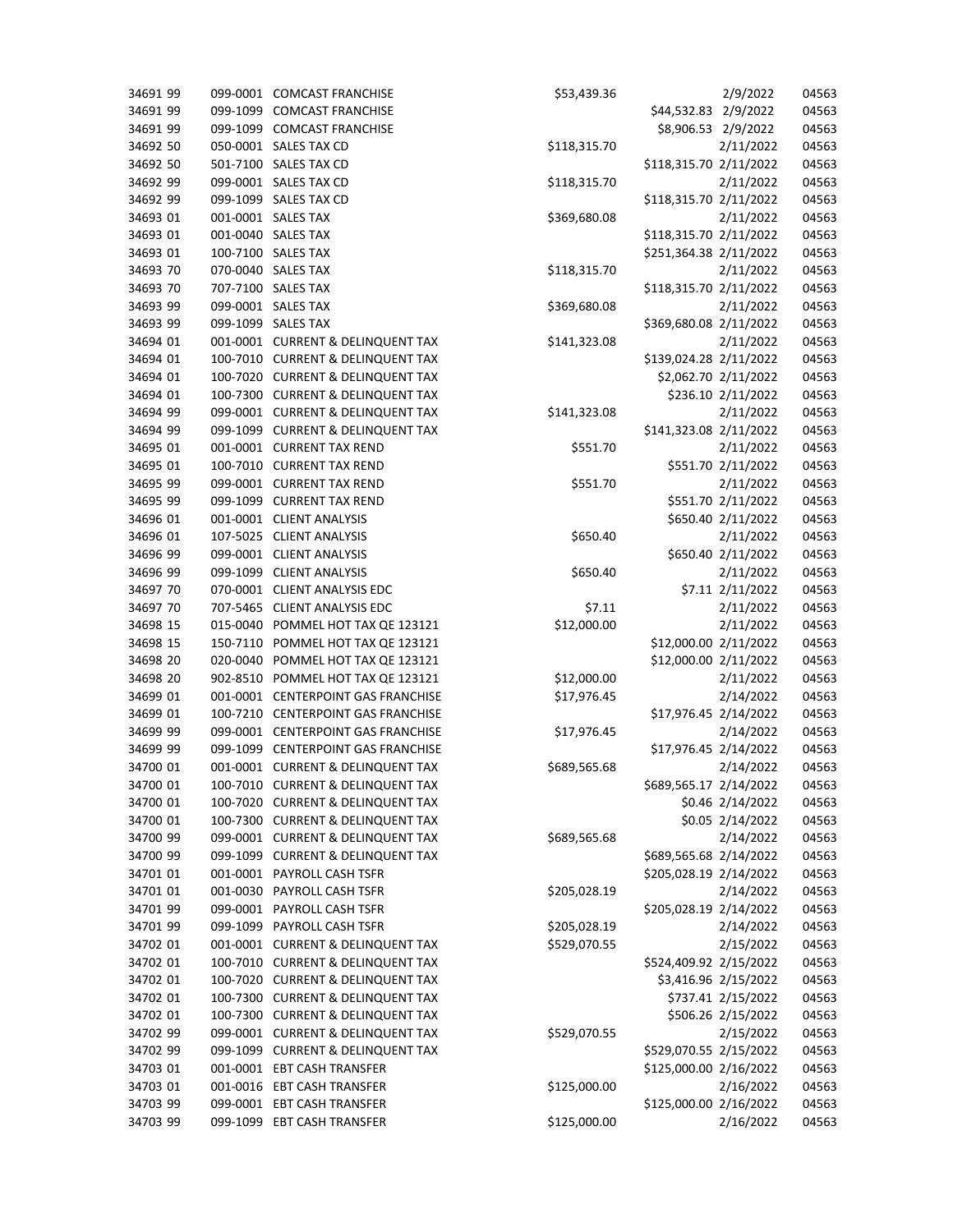| | | | | | | |
|---|---|---|---|---|---|---|
| 34691 99 | 099-0001 | COMCAST FRANCHISE | $53,439.36 | | 2/9/2022 | 04563 |
| 34691 99 | 099-1099 | COMCAST FRANCHISE | | $44,532.83 | 2/9/2022 | 04563 |
| 34691 99 | 099-1099 | COMCAST FRANCHISE | | $8,906.53 | 2/9/2022 | 04563 |
| 34692 50 | 050-0001 | SALES TAX CD | $118,315.70 | | 2/11/2022 | 04563 |
| 34692 50 | 501-7100 | SALES TAX CD | | $118,315.70 | 2/11/2022 | 04563 |
| 34692 99 | 099-0001 | SALES TAX CD | $118,315.70 | | 2/11/2022 | 04563 |
| 34692 99 | 099-1099 | SALES TAX CD | | $118,315.70 | 2/11/2022 | 04563 |
| 34693 01 | 001-0001 | SALES TAX | $369,680.08 | | 2/11/2022 | 04563 |
| 34693 01 | 001-0040 | SALES TAX | | $118,315.70 | 2/11/2022 | 04563 |
| 34693 01 | 100-7100 | SALES TAX | | $251,364.38 | 2/11/2022 | 04563 |
| 34693 70 | 070-0040 | SALES TAX | $118,315.70 | | 2/11/2022 | 04563 |
| 34693 70 | 707-7100 | SALES TAX | | $118,315.70 | 2/11/2022 | 04563 |
| 34693 99 | 099-0001 | SALES TAX | $369,680.08 | | 2/11/2022 | 04563 |
| 34693 99 | 099-1099 | SALES TAX | | $369,680.08 | 2/11/2022 | 04563 |
| 34694 01 | 001-0001 | CURRENT & DELINQUENT TAX | $141,323.08 | | 2/11/2022 | 04563 |
| 34694 01 | 100-7010 | CURRENT & DELINQUENT TAX | | $139,024.28 | 2/11/2022 | 04563 |
| 34694 01 | 100-7020 | CURRENT & DELINQUENT TAX | | $2,062.70 | 2/11/2022 | 04563 |
| 34694 01 | 100-7300 | CURRENT & DELINQUENT TAX | | $236.10 | 2/11/2022 | 04563 |
| 34694 99 | 099-0001 | CURRENT & DELINQUENT TAX | $141,323.08 | | 2/11/2022 | 04563 |
| 34694 99 | 099-1099 | CURRENT & DELINQUENT TAX | | $141,323.08 | 2/11/2022 | 04563 |
| 34695 01 | 001-0001 | CURRENT TAX REND | $551.70 | | 2/11/2022 | 04563 |
| 34695 01 | 100-7010 | CURRENT TAX REND | | $551.70 | 2/11/2022 | 04563 |
| 34695 99 | 099-0001 | CURRENT TAX REND | $551.70 | | 2/11/2022 | 04563 |
| 34695 99 | 099-1099 | CURRENT TAX REND | | $551.70 | 2/11/2022 | 04563 |
| 34696 01 | 001-0001 | CLIENT ANALYSIS | | $650.40 | 2/11/2022 | 04563 |
| 34696 01 | 107-5025 | CLIENT ANALYSIS | $650.40 | | 2/11/2022 | 04563 |
| 34696 99 | 099-0001 | CLIENT ANALYSIS | | $650.40 | 2/11/2022 | 04563 |
| 34696 99 | 099-1099 | CLIENT ANALYSIS | $650.40 | | 2/11/2022 | 04563 |
| 34697 70 | 070-0001 | CLIENT ANALYSIS EDC | | $7.11 | 2/11/2022 | 04563 |
| 34697 70 | 707-5465 | CLIENT ANALYSIS EDC | $7.11 | | 2/11/2022 | 04563 |
| 34698 15 | 015-0040 | POMMEL HOT TAX QE 123121 | $12,000.00 | | 2/11/2022 | 04563 |
| 34698 15 | 150-7110 | POMMEL HOT TAX QE 123121 | | $12,000.00 | 2/11/2022 | 04563 |
| 34698 20 | 020-0040 | POMMEL HOT TAX QE 123121 | | $12,000.00 | 2/11/2022 | 04563 |
| 34698 20 | 902-8510 | POMMEL HOT TAX QE 123121 | $12,000.00 | | 2/11/2022 | 04563 |
| 34699 01 | 001-0001 | CENTERPOINT GAS FRANCHISE | $17,976.45 | | 2/14/2022 | 04563 |
| 34699 01 | 100-7210 | CENTERPOINT GAS FRANCHISE | | $17,976.45 | 2/14/2022 | 04563 |
| 34699 99 | 099-0001 | CENTERPOINT GAS FRANCHISE | $17,976.45 | | 2/14/2022 | 04563 |
| 34699 99 | 099-1099 | CENTERPOINT GAS FRANCHISE | | $17,976.45 | 2/14/2022 | 04563 |
| 34700 01 | 001-0001 | CURRENT & DELINQUENT TAX | $689,565.68 | | 2/14/2022 | 04563 |
| 34700 01 | 100-7010 | CURRENT & DELINQUENT TAX | | $689,565.17 | 2/14/2022 | 04563 |
| 34700 01 | 100-7020 | CURRENT & DELINQUENT TAX | | $0.46 | 2/14/2022 | 04563 |
| 34700 01 | 100-7300 | CURRENT & DELINQUENT TAX | | $0.05 | 2/14/2022 | 04563 |
| 34700 99 | 099-0001 | CURRENT & DELINQUENT TAX | $689,565.68 | | 2/14/2022 | 04563 |
| 34700 99 | 099-1099 | CURRENT & DELINQUENT TAX | | $689,565.68 | 2/14/2022 | 04563 |
| 34701 01 | 001-0001 | PAYROLL CASH TSFR | | $205,028.19 | 2/14/2022 | 04563 |
| 34701 01 | 001-0030 | PAYROLL CASH TSFR | $205,028.19 | | 2/14/2022 | 04563 |
| 34701 99 | 099-0001 | PAYROLL CASH TSFR | | $205,028.19 | 2/14/2022 | 04563 |
| 34701 99 | 099-1099 | PAYROLL CASH TSFR | $205,028.19 | | 2/14/2022 | 04563 |
| 34702 01 | 001-0001 | CURRENT & DELINQUENT TAX | $529,070.55 | | 2/15/2022 | 04563 |
| 34702 01 | 100-7010 | CURRENT & DELINQUENT TAX | | $524,409.92 | 2/15/2022 | 04563 |
| 34702 01 | 100-7020 | CURRENT & DELINQUENT TAX | | $3,416.96 | 2/15/2022 | 04563 |
| 34702 01 | 100-7300 | CURRENT & DELINQUENT TAX | | $737.41 | 2/15/2022 | 04563 |
| 34702 01 | 100-7300 | CURRENT & DELINQUENT TAX | | $506.26 | 2/15/2022 | 04563 |
| 34702 99 | 099-0001 | CURRENT & DELINQUENT TAX | $529,070.55 | | 2/15/2022 | 04563 |
| 34702 99 | 099-1099 | CURRENT & DELINQUENT TAX | | $529,070.55 | 2/15/2022 | 04563 |
| 34703 01 | 001-0001 | EBT CASH TRANSFER | | $125,000.00 | 2/16/2022 | 04563 |
| 34703 01 | 001-0016 | EBT CASH TRANSFER | $125,000.00 | | 2/16/2022 | 04563 |
| 34703 99 | 099-0001 | EBT CASH TRANSFER | | $125,000.00 | 2/16/2022 | 04563 |
| 34703 99 | 099-1099 | EBT CASH TRANSFER | $125,000.00 | | 2/16/2022 | 04563 |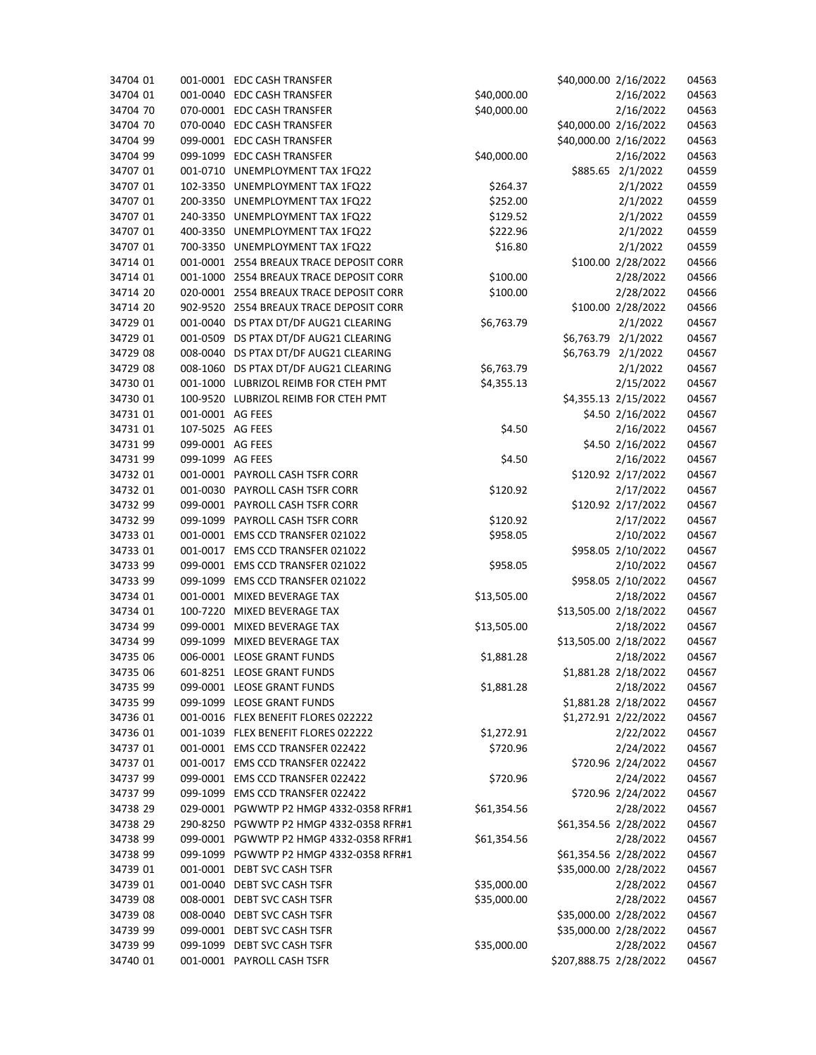| | | | | | | |
|---|---|---|---|---|---|---|
| 34704 01 | 001-0001 | EDC CASH TRANSFER | | $40,000.00 | 2/16/2022 | 04563 |
| 34704 01 | 001-0040 | EDC CASH TRANSFER | $40,000.00 | | 2/16/2022 | 04563 |
| 34704 70 | 070-0001 | EDC CASH TRANSFER | $40,000.00 | | 2/16/2022 | 04563 |
| 34704 70 | 070-0040 | EDC CASH TRANSFER | | $40,000.00 | 2/16/2022 | 04563 |
| 34704 99 | 099-0001 | EDC CASH TRANSFER | | $40,000.00 | 2/16/2022 | 04563 |
| 34704 99 | 099-1099 | EDC CASH TRANSFER | $40,000.00 | | 2/16/2022 | 04563 |
| 34707 01 | 001-0710 | UNEMPLOYMENT TAX 1FQ22 | | $885.65 | 2/1/2022 | 04559 |
| 34707 01 | 102-3350 | UNEMPLOYMENT TAX 1FQ22 | $264.37 | | 2/1/2022 | 04559 |
| 34707 01 | 200-3350 | UNEMPLOYMENT TAX 1FQ22 | $252.00 | | 2/1/2022 | 04559 |
| 34707 01 | 240-3350 | UNEMPLOYMENT TAX 1FQ22 | $129.52 | | 2/1/2022 | 04559 |
| 34707 01 | 400-3350 | UNEMPLOYMENT TAX 1FQ22 | $222.96 | | 2/1/2022 | 04559 |
| 34707 01 | 700-3350 | UNEMPLOYMENT TAX 1FQ22 | $16.80 | | 2/1/2022 | 04559 |
| 34714 01 | 001-0001 | 2554 BREAUX TRACE DEPOSIT CORR | | $100.00 | 2/28/2022 | 04566 |
| 34714 01 | 001-1000 | 2554 BREAUX TRACE DEPOSIT CORR | $100.00 | | 2/28/2022 | 04566 |
| 34714 20 | 020-0001 | 2554 BREAUX TRACE DEPOSIT CORR | $100.00 | | 2/28/2022 | 04566 |
| 34714 20 | 902-9520 | 2554 BREAUX TRACE DEPOSIT CORR | | $100.00 | 2/28/2022 | 04566 |
| 34729 01 | 001-0040 | DS PTAX DT/DF AUG21 CLEARING | $6,763.79 | | 2/1/2022 | 04567 |
| 34729 01 | 001-0509 | DS PTAX DT/DF AUG21 CLEARING | | $6,763.79 | 2/1/2022 | 04567 |
| 34729 08 | 008-0040 | DS PTAX DT/DF AUG21 CLEARING | | $6,763.79 | 2/1/2022 | 04567 |
| 34729 08 | 008-1060 | DS PTAX DT/DF AUG21 CLEARING | $6,763.79 | | 2/1/2022 | 04567 |
| 34730 01 | 001-1000 | LUBRIZOL REIMB FOR CTEH PMT | $4,355.13 | | 2/15/2022 | 04567 |
| 34730 01 | 100-9520 | LUBRIZOL REIMB FOR CTEH PMT | | $4,355.13 | 2/15/2022 | 04567 |
| 34731 01 | 001-0001 | AG FEES | | $4.50 | 2/16/2022 | 04567 |
| 34731 01 | 107-5025 | AG FEES | $4.50 | | 2/16/2022 | 04567 |
| 34731 99 | 099-0001 | AG FEES | | $4.50 | 2/16/2022 | 04567 |
| 34731 99 | 099-1099 | AG FEES | $4.50 | | 2/16/2022 | 04567 |
| 34732 01 | 001-0001 | PAYROLL CASH TSFR CORR | | $120.92 | 2/17/2022 | 04567 |
| 34732 01 | 001-0030 | PAYROLL CASH TSFR CORR | $120.92 | | 2/17/2022 | 04567 |
| 34732 99 | 099-0001 | PAYROLL CASH TSFR CORR | | $120.92 | 2/17/2022 | 04567 |
| 34732 99 | 099-1099 | PAYROLL CASH TSFR CORR | $120.92 | | 2/17/2022 | 04567 |
| 34733 01 | 001-0001 | EMS CCD TRANSFER 021022 | $958.05 | | 2/10/2022 | 04567 |
| 34733 01 | 001-0017 | EMS CCD TRANSFER 021022 | | $958.05 | 2/10/2022 | 04567 |
| 34733 99 | 099-0001 | EMS CCD TRANSFER 021022 | $958.05 | | 2/10/2022 | 04567 |
| 34733 99 | 099-1099 | EMS CCD TRANSFER 021022 | | $958.05 | 2/10/2022 | 04567 |
| 34734 01 | 001-0001 | MIXED BEVERAGE TAX | $13,505.00 | | 2/18/2022 | 04567 |
| 34734 01 | 100-7220 | MIXED BEVERAGE TAX | | $13,505.00 | 2/18/2022 | 04567 |
| 34734 99 | 099-0001 | MIXED BEVERAGE TAX | $13,505.00 | | 2/18/2022 | 04567 |
| 34734 99 | 099-1099 | MIXED BEVERAGE TAX | | $13,505.00 | 2/18/2022 | 04567 |
| 34735 06 | 006-0001 | LEOSE GRANT FUNDS | $1,881.28 | | 2/18/2022 | 04567 |
| 34735 06 | 601-8251 | LEOSE GRANT FUNDS | | $1,881.28 | 2/18/2022 | 04567 |
| 34735 99 | 099-0001 | LEOSE GRANT FUNDS | $1,881.28 | | 2/18/2022 | 04567 |
| 34735 99 | 099-1099 | LEOSE GRANT FUNDS | | $1,881.28 | 2/18/2022 | 04567 |
| 34736 01 | 001-0016 | FLEX BENEFIT FLORES 022222 | | $1,272.91 | 2/22/2022 | 04567 |
| 34736 01 | 001-1039 | FLEX BENEFIT FLORES 022222 | $1,272.91 | | 2/22/2022 | 04567 |
| 34737 01 | 001-0001 | EMS CCD TRANSFER 022422 | $720.96 | | 2/24/2022 | 04567 |
| 34737 01 | 001-0017 | EMS CCD TRANSFER 022422 | | $720.96 | 2/24/2022 | 04567 |
| 34737 99 | 099-0001 | EMS CCD TRANSFER 022422 | $720.96 | | 2/24/2022 | 04567 |
| 34737 99 | 099-1099 | EMS CCD TRANSFER 022422 | | $720.96 | 2/24/2022 | 04567 |
| 34738 29 | 029-0001 | PGWWTP P2 HMGP 4332-0358 RFR#1 | $61,354.56 | | 2/28/2022 | 04567 |
| 34738 29 | 290-8250 | PGWWTP P2 HMGP 4332-0358 RFR#1 | | $61,354.56 | 2/28/2022 | 04567 |
| 34738 99 | 099-0001 | PGWWTP P2 HMGP 4332-0358 RFR#1 | $61,354.56 | | 2/28/2022 | 04567 |
| 34738 99 | 099-1099 | PGWWTP P2 HMGP 4332-0358 RFR#1 | | $61,354.56 | 2/28/2022 | 04567 |
| 34739 01 | 001-0001 | DEBT SVC CASH TSFR | | $35,000.00 | 2/28/2022 | 04567 |
| 34739 01 | 001-0040 | DEBT SVC CASH TSFR | $35,000.00 | | 2/28/2022 | 04567 |
| 34739 08 | 008-0001 | DEBT SVC CASH TSFR | $35,000.00 | | 2/28/2022 | 04567 |
| 34739 08 | 008-0040 | DEBT SVC CASH TSFR | | $35,000.00 | 2/28/2022 | 04567 |
| 34739 99 | 099-0001 | DEBT SVC CASH TSFR | | $35,000.00 | 2/28/2022 | 04567 |
| 34739 99 | 099-1099 | DEBT SVC CASH TSFR | $35,000.00 | | 2/28/2022 | 04567 |
| 34740 01 | 001-0001 | PAYROLL CASH TSFR | | $207,888.75 | 2/28/2022 | 04567 |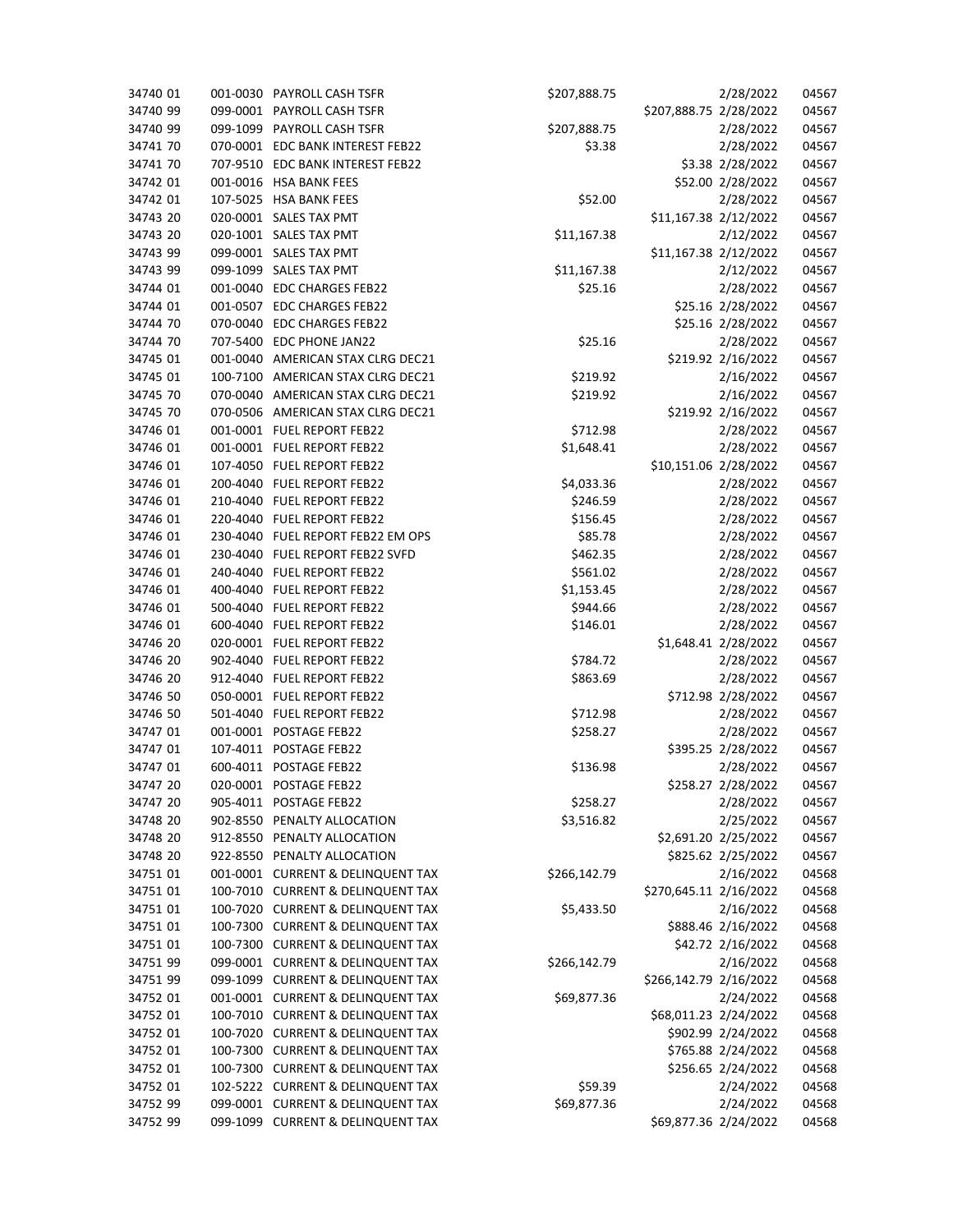| | | | | | | |
|---|---|---|---|---|---|---|
| 34740 01 | 001-0030 | PAYROLL CASH TSFR | $207,888.75 | | 2/28/2022 | 04567 |
| 34740 99 | 099-0001 | PAYROLL CASH TSFR | | $207,888.75 | 2/28/2022 | 04567 |
| 34740 99 | 099-1099 | PAYROLL CASH TSFR | $207,888.75 | | 2/28/2022 | 04567 |
| 34741 70 | 070-0001 | EDC BANK INTEREST FEB22 | $3.38 | | 2/28/2022 | 04567 |
| 34741 70 | 707-9510 | EDC BANK INTEREST FEB22 | | $3.38 | 2/28/2022 | 04567 |
| 34742 01 | 001-0016 | HSA BANK FEES | | $52.00 | 2/28/2022 | 04567 |
| 34742 01 | 107-5025 | HSA BANK FEES | $52.00 | | 2/28/2022 | 04567 |
| 34743 20 | 020-0001 | SALES TAX PMT | | $11,167.38 | 2/12/2022 | 04567 |
| 34743 20 | 020-1001 | SALES TAX PMT | $11,167.38 | | 2/12/2022 | 04567 |
| 34743 99 | 099-0001 | SALES TAX PMT | | $11,167.38 | 2/12/2022 | 04567 |
| 34743 99 | 099-1099 | SALES TAX PMT | $11,167.38 | | 2/12/2022 | 04567 |
| 34744 01 | 001-0040 | EDC CHARGES FEB22 | $25.16 | | 2/28/2022 | 04567 |
| 34744 01 | 001-0507 | EDC CHARGES FEB22 | | $25.16 | 2/28/2022 | 04567 |
| 34744 70 | 070-0040 | EDC CHARGES FEB22 | | $25.16 | 2/28/2022 | 04567 |
| 34744 70 | 707-5400 | EDC PHONE JAN22 | $25.16 | | 2/28/2022 | 04567 |
| 34745 01 | 001-0040 | AMERICAN STAX CLRG DEC21 | | $219.92 | 2/16/2022 | 04567 |
| 34745 01 | 100-7100 | AMERICAN STAX CLRG DEC21 | $219.92 | | 2/16/2022 | 04567 |
| 34745 70 | 070-0040 | AMERICAN STAX CLRG DEC21 | $219.92 | | 2/16/2022 | 04567 |
| 34745 70 | 070-0506 | AMERICAN STAX CLRG DEC21 | | $219.92 | 2/16/2022 | 04567 |
| 34746 01 | 001-0001 | FUEL REPORT FEB22 | $712.98 | | 2/28/2022 | 04567 |
| 34746 01 | 001-0001 | FUEL REPORT FEB22 | $1,648.41 | | 2/28/2022 | 04567 |
| 34746 01 | 107-4050 | FUEL REPORT FEB22 | | $10,151.06 | 2/28/2022 | 04567 |
| 34746 01 | 200-4040 | FUEL REPORT FEB22 | $4,033.36 | | 2/28/2022 | 04567 |
| 34746 01 | 210-4040 | FUEL REPORT FEB22 | $246.59 | | 2/28/2022 | 04567 |
| 34746 01 | 220-4040 | FUEL REPORT FEB22 | $156.45 | | 2/28/2022 | 04567 |
| 34746 01 | 230-4040 | FUEL REPORT FEB22 EM OPS | $85.78 | | 2/28/2022 | 04567 |
| 34746 01 | 230-4040 | FUEL REPORT FEB22 SVFD | $462.35 | | 2/28/2022 | 04567 |
| 34746 01 | 240-4040 | FUEL REPORT FEB22 | $561.02 | | 2/28/2022 | 04567 |
| 34746 01 | 400-4040 | FUEL REPORT FEB22 | $1,153.45 | | 2/28/2022 | 04567 |
| 34746 01 | 500-4040 | FUEL REPORT FEB22 | $944.66 | | 2/28/2022 | 04567 |
| 34746 01 | 600-4040 | FUEL REPORT FEB22 | $146.01 | | 2/28/2022 | 04567 |
| 34746 20 | 020-0001 | FUEL REPORT FEB22 | | $1,648.41 | 2/28/2022 | 04567 |
| 34746 20 | 902-4040 | FUEL REPORT FEB22 | $784.72 | | 2/28/2022 | 04567 |
| 34746 20 | 912-4040 | FUEL REPORT FEB22 | $863.69 | | 2/28/2022 | 04567 |
| 34746 50 | 050-0001 | FUEL REPORT FEB22 | | $712.98 | 2/28/2022 | 04567 |
| 34746 50 | 501-4040 | FUEL REPORT FEB22 | $712.98 | | 2/28/2022 | 04567 |
| 34747 01 | 001-0001 | POSTAGE FEB22 | $258.27 | | 2/28/2022 | 04567 |
| 34747 01 | 107-4011 | POSTAGE FEB22 | | $395.25 | 2/28/2022 | 04567 |
| 34747 01 | 600-4011 | POSTAGE FEB22 | $136.98 | | 2/28/2022 | 04567 |
| 34747 20 | 020-0001 | POSTAGE FEB22 | | $258.27 | 2/28/2022 | 04567 |
| 34747 20 | 905-4011 | POSTAGE FEB22 | $258.27 | | 2/28/2022 | 04567 |
| 34748 20 | 902-8550 | PENALTY ALLOCATION | $3,516.82 | | 2/25/2022 | 04567 |
| 34748 20 | 912-8550 | PENALTY ALLOCATION | | $2,691.20 | 2/25/2022 | 04567 |
| 34748 20 | 922-8550 | PENALTY ALLOCATION | | $825.62 | 2/25/2022 | 04567 |
| 34751 01 | 001-0001 | CURRENT & DELINQUENT TAX | $266,142.79 | | 2/16/2022 | 04568 |
| 34751 01 | 100-7010 | CURRENT & DELINQUENT TAX | | $270,645.11 | 2/16/2022 | 04568 |
| 34751 01 | 100-7020 | CURRENT & DELINQUENT TAX | $5,433.50 | | 2/16/2022 | 04568 |
| 34751 01 | 100-7300 | CURRENT & DELINQUENT TAX | | $888.46 | 2/16/2022 | 04568 |
| 34751 01 | 100-7300 | CURRENT & DELINQUENT TAX | | $42.72 | 2/16/2022 | 04568 |
| 34751 99 | 099-0001 | CURRENT & DELINQUENT TAX | $266,142.79 | | 2/16/2022 | 04568 |
| 34751 99 | 099-1099 | CURRENT & DELINQUENT TAX | | $266,142.79 | 2/16/2022 | 04568 |
| 34752 01 | 001-0001 | CURRENT & DELINQUENT TAX | $69,877.36 | | 2/24/2022 | 04568 |
| 34752 01 | 100-7010 | CURRENT & DELINQUENT TAX | | $68,011.23 | 2/24/2022 | 04568 |
| 34752 01 | 100-7020 | CURRENT & DELINQUENT TAX | | $902.99 | 2/24/2022 | 04568 |
| 34752 01 | 100-7300 | CURRENT & DELINQUENT TAX | | $765.88 | 2/24/2022 | 04568 |
| 34752 01 | 100-7300 | CURRENT & DELINQUENT TAX | | $256.65 | 2/24/2022 | 04568 |
| 34752 01 | 102-5222 | CURRENT & DELINQUENT TAX | $59.39 | | 2/24/2022 | 04568 |
| 34752 99 | 099-0001 | CURRENT & DELINQUENT TAX | $69,877.36 | | 2/24/2022 | 04568 |
| 34752 99 | 099-1099 | CURRENT & DELINQUENT TAX | | $69,877.36 | 2/24/2022 | 04568 |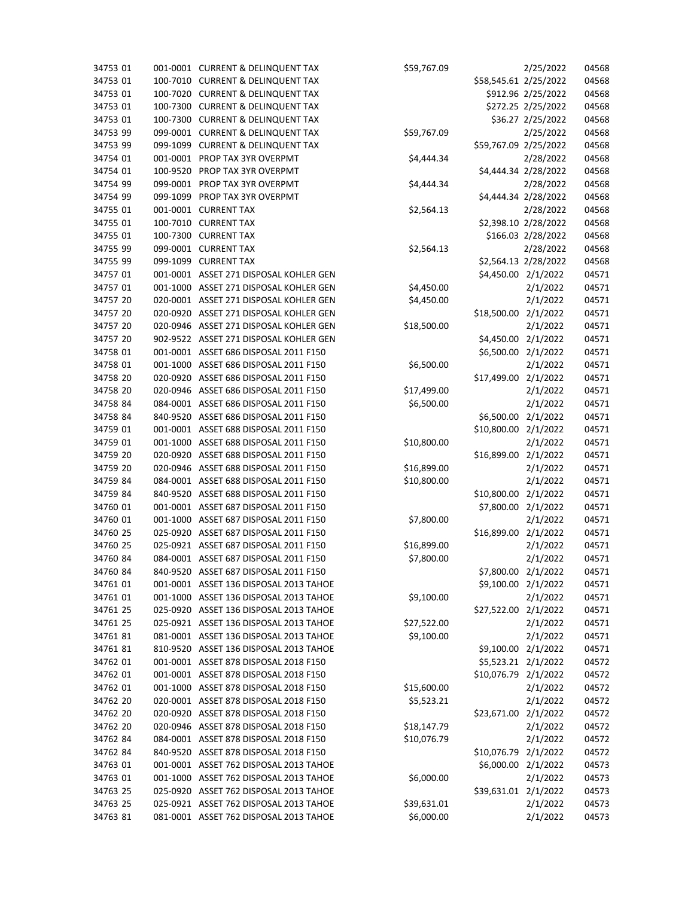| | | | | | | |
|---|---|---|---|---|---|---|
| 34753 01 | 001-0001 | CURRENT & DELINQUENT TAX | $59,767.09 | | 2/25/2022 | 04568 |
| 34753 01 | 100-7010 | CURRENT & DELINQUENT TAX | | $58,545.61 | 2/25/2022 | 04568 |
| 34753 01 | 100-7020 | CURRENT & DELINQUENT TAX | | $912.96 | 2/25/2022 | 04568 |
| 34753 01 | 100-7300 | CURRENT & DELINQUENT TAX | | $272.25 | 2/25/2022 | 04568 |
| 34753 01 | 100-7300 | CURRENT & DELINQUENT TAX | | $36.27 | 2/25/2022 | 04568 |
| 34753 99 | 099-0001 | CURRENT & DELINQUENT TAX | $59,767.09 | | 2/25/2022 | 04568 |
| 34753 99 | 099-1099 | CURRENT & DELINQUENT TAX | | $59,767.09 | 2/25/2022 | 04568 |
| 34754 01 | 001-0001 | PROP TAX 3YR OVERPMT | $4,444.34 | | 2/28/2022 | 04568 |
| 34754 01 | 100-9520 | PROP TAX 3YR OVERPMT | | $4,444.34 | 2/28/2022 | 04568 |
| 34754 99 | 099-0001 | PROP TAX 3YR OVERPMT | $4,444.34 | | 2/28/2022 | 04568 |
| 34754 99 | 099-1099 | PROP TAX 3YR OVERPMT | | $4,444.34 | 2/28/2022 | 04568 |
| 34755 01 | 001-0001 | CURRENT TAX | $2,564.13 | | 2/28/2022 | 04568 |
| 34755 01 | 100-7010 | CURRENT TAX | | $2,398.10 | 2/28/2022 | 04568 |
| 34755 01 | 100-7300 | CURRENT TAX | | $166.03 | 2/28/2022 | 04568 |
| 34755 99 | 099-0001 | CURRENT TAX | $2,564.13 | | 2/28/2022 | 04568 |
| 34755 99 | 099-1099 | CURRENT TAX | | $2,564.13 | 2/28/2022 | 04568 |
| 34757 01 | 001-0001 | ASSET 271 DISPOSAL KOHLER GEN | | $4,450.00 | 2/1/2022 | 04571 |
| 34757 01 | 001-1000 | ASSET 271 DISPOSAL KOHLER GEN | $4,450.00 | | 2/1/2022 | 04571 |
| 34757 20 | 020-0001 | ASSET 271 DISPOSAL KOHLER GEN | $4,450.00 | | 2/1/2022 | 04571 |
| 34757 20 | 020-0920 | ASSET 271 DISPOSAL KOHLER GEN | | $18,500.00 | 2/1/2022 | 04571 |
| 34757 20 | 020-0946 | ASSET 271 DISPOSAL KOHLER GEN | $18,500.00 | | 2/1/2022 | 04571 |
| 34757 20 | 902-9522 | ASSET 271 DISPOSAL KOHLER GEN | | $4,450.00 | 2/1/2022 | 04571 |
| 34758 01 | 001-0001 | ASSET 686 DISPOSAL 2011 F150 | | $6,500.00 | 2/1/2022 | 04571 |
| 34758 01 | 001-1000 | ASSET 686 DISPOSAL 2011 F150 | $6,500.00 | | 2/1/2022 | 04571 |
| 34758 20 | 020-0920 | ASSET 686 DISPOSAL 2011 F150 | | $17,499.00 | 2/1/2022 | 04571 |
| 34758 20 | 020-0946 | ASSET 686 DISPOSAL 2011 F150 | $17,499.00 | | 2/1/2022 | 04571 |
| 34758 84 | 084-0001 | ASSET 686 DISPOSAL 2011 F150 | $6,500.00 | | 2/1/2022 | 04571 |
| 34758 84 | 840-9520 | ASSET 686 DISPOSAL 2011 F150 | | $6,500.00 | 2/1/2022 | 04571 |
| 34759 01 | 001-0001 | ASSET 688 DISPOSAL 2011 F150 | | $10,800.00 | 2/1/2022 | 04571 |
| 34759 01 | 001-1000 | ASSET 688 DISPOSAL 2011 F150 | $10,800.00 | | 2/1/2022 | 04571 |
| 34759 20 | 020-0920 | ASSET 688 DISPOSAL 2011 F150 | | $16,899.00 | 2/1/2022 | 04571 |
| 34759 20 | 020-0946 | ASSET 688 DISPOSAL 2011 F150 | $16,899.00 | | 2/1/2022 | 04571 |
| 34759 84 | 084-0001 | ASSET 688 DISPOSAL 2011 F150 | $10,800.00 | | 2/1/2022 | 04571 |
| 34759 84 | 840-9520 | ASSET 688 DISPOSAL 2011 F150 | | $10,800.00 | 2/1/2022 | 04571 |
| 34760 01 | 001-0001 | ASSET 687 DISPOSAL 2011 F150 | | $7,800.00 | 2/1/2022 | 04571 |
| 34760 01 | 001-1000 | ASSET 687 DISPOSAL 2011 F150 | $7,800.00 | | 2/1/2022 | 04571 |
| 34760 25 | 025-0920 | ASSET 687 DISPOSAL 2011 F150 | | $16,899.00 | 2/1/2022 | 04571 |
| 34760 25 | 025-0921 | ASSET 687 DISPOSAL 2011 F150 | $16,899.00 | | 2/1/2022 | 04571 |
| 34760 84 | 084-0001 | ASSET 687 DISPOSAL 2011 F150 | $7,800.00 | | 2/1/2022 | 04571 |
| 34760 84 | 840-9520 | ASSET 687 DISPOSAL 2011 F150 | | $7,800.00 | 2/1/2022 | 04571 |
| 34761 01 | 001-0001 | ASSET 136 DISPOSAL 2013 TAHOE | | $9,100.00 | 2/1/2022 | 04571 |
| 34761 01 | 001-1000 | ASSET 136 DISPOSAL 2013 TAHOE | $9,100.00 | | 2/1/2022 | 04571 |
| 34761 25 | 025-0920 | ASSET 136 DISPOSAL 2013 TAHOE | | $27,522.00 | 2/1/2022 | 04571 |
| 34761 25 | 025-0921 | ASSET 136 DISPOSAL 2013 TAHOE | $27,522.00 | | 2/1/2022 | 04571 |
| 34761 81 | 081-0001 | ASSET 136 DISPOSAL 2013 TAHOE | $9,100.00 | | 2/1/2022 | 04571 |
| 34761 81 | 810-9520 | ASSET 136 DISPOSAL 2013 TAHOE | | $9,100.00 | 2/1/2022 | 04571 |
| 34762 01 | 001-0001 | ASSET 878 DISPOSAL 2018 F150 | | $5,523.21 | 2/1/2022 | 04572 |
| 34762 01 | 001-0001 | ASSET 878 DISPOSAL 2018 F150 | | $10,076.79 | 2/1/2022 | 04572 |
| 34762 01 | 001-1000 | ASSET 878 DISPOSAL 2018 F150 | $15,600.00 | | 2/1/2022 | 04572 |
| 34762 20 | 020-0001 | ASSET 878 DISPOSAL 2018 F150 | $5,523.21 | | 2/1/2022 | 04572 |
| 34762 20 | 020-0920 | ASSET 878 DISPOSAL 2018 F150 | | $23,671.00 | 2/1/2022 | 04572 |
| 34762 20 | 020-0946 | ASSET 878 DISPOSAL 2018 F150 | $18,147.79 | | 2/1/2022 | 04572 |
| 34762 84 | 084-0001 | ASSET 878 DISPOSAL 2018 F150 | $10,076.79 | | 2/1/2022 | 04572 |
| 34762 84 | 840-9520 | ASSET 878 DISPOSAL 2018 F150 | | $10,076.79 | 2/1/2022 | 04572 |
| 34763 01 | 001-0001 | ASSET 762 DISPOSAL 2013 TAHOE | | $6,000.00 | 2/1/2022 | 04573 |
| 34763 01 | 001-1000 | ASSET 762 DISPOSAL 2013 TAHOE | $6,000.00 | | 2/1/2022 | 04573 |
| 34763 25 | 025-0920 | ASSET 762 DISPOSAL 2013 TAHOE | | $39,631.01 | 2/1/2022 | 04573 |
| 34763 25 | 025-0921 | ASSET 762 DISPOSAL 2013 TAHOE | $39,631.01 | | 2/1/2022 | 04573 |
| 34763 81 | 081-0001 | ASSET 762 DISPOSAL 2013 TAHOE | $6,000.00 | | 2/1/2022 | 04573 |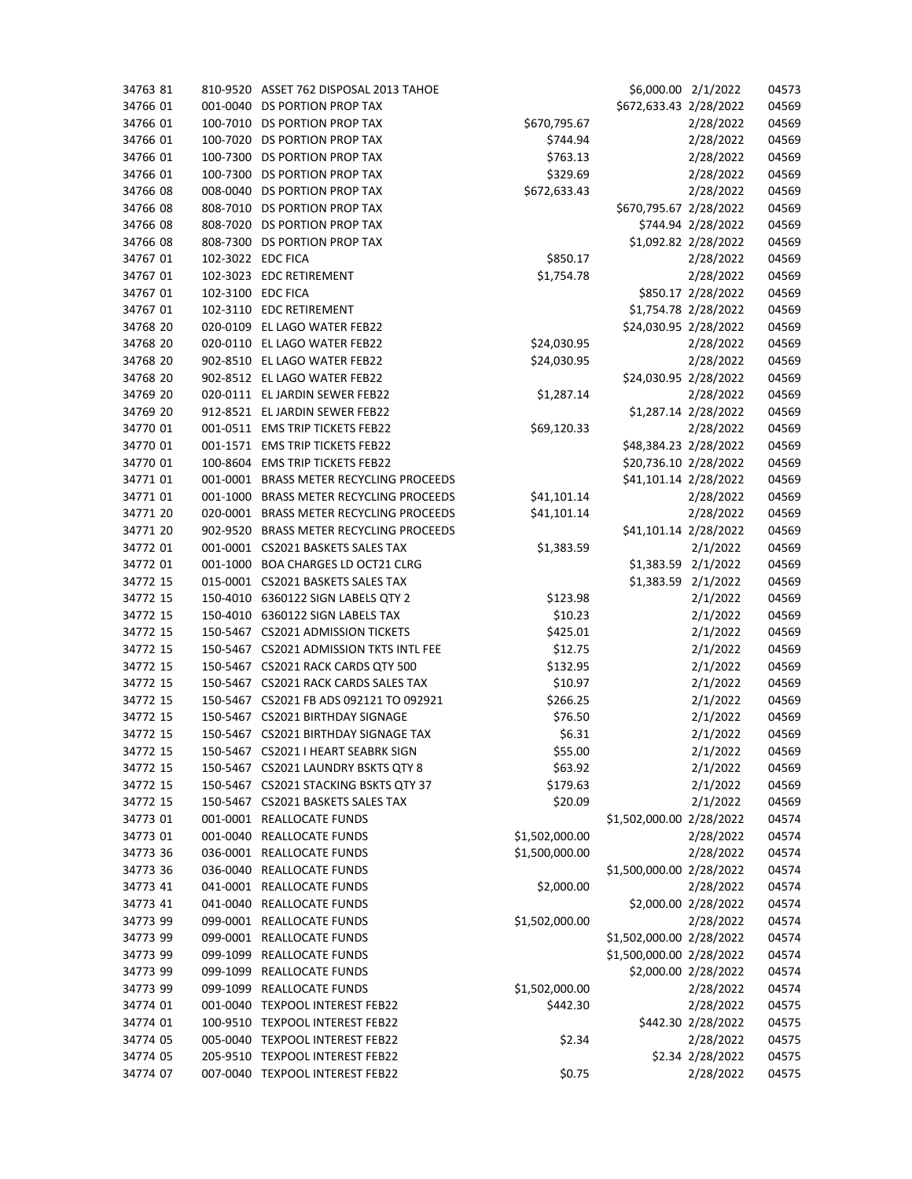| | | | | | | |
|---|---|---|---|---|---|---|
| 34763 81 | 810-9520 | ASSET 762 DISPOSAL 2013 TAHOE | | $6,000.00 | 2/1/2022 | 04573 |
| 34766 01 | 001-0040 | DS PORTION PROP TAX | | $672,633.43 | 2/28/2022 | 04569 |
| 34766 01 | 100-7010 | DS PORTION PROP TAX | $670,795.67 | | 2/28/2022 | 04569 |
| 34766 01 | 100-7020 | DS PORTION PROP TAX | $744.94 | | 2/28/2022 | 04569 |
| 34766 01 | 100-7300 | DS PORTION PROP TAX | $763.13 | | 2/28/2022 | 04569 |
| 34766 01 | 100-7300 | DS PORTION PROP TAX | $329.69 | | 2/28/2022 | 04569 |
| 34766 08 | 008-0040 | DS PORTION PROP TAX | $672,633.43 | | 2/28/2022 | 04569 |
| 34766 08 | 808-7010 | DS PORTION PROP TAX | | $670,795.67 | 2/28/2022 | 04569 |
| 34766 08 | 808-7020 | DS PORTION PROP TAX | | $744.94 | 2/28/2022 | 04569 |
| 34766 08 | 808-7300 | DS PORTION PROP TAX | | $1,092.82 | 2/28/2022 | 04569 |
| 34767 01 | 102-3022 | EDC FICA | $850.17 | | 2/28/2022 | 04569 |
| 34767 01 | 102-3023 | EDC RETIREMENT | $1,754.78 | | 2/28/2022 | 04569 |
| 34767 01 | 102-3100 | EDC FICA | | $850.17 | 2/28/2022 | 04569 |
| 34767 01 | 102-3110 | EDC RETIREMENT | | $1,754.78 | 2/28/2022 | 04569 |
| 34768 20 | 020-0109 | EL LAGO WATER FEB22 | | $24,030.95 | 2/28/2022 | 04569 |
| 34768 20 | 020-0110 | EL LAGO WATER FEB22 | $24,030.95 | | 2/28/2022 | 04569 |
| 34768 20 | 902-8510 | EL LAGO WATER FEB22 | $24,030.95 | | 2/28/2022 | 04569 |
| 34768 20 | 902-8512 | EL LAGO WATER FEB22 | | $24,030.95 | 2/28/2022 | 04569 |
| 34769 20 | 020-0111 | EL JARDIN SEWER FEB22 | $1,287.14 | | 2/28/2022 | 04569 |
| 34769 20 | 912-8521 | EL JARDIN SEWER FEB22 | | $1,287.14 | 2/28/2022 | 04569 |
| 34770 01 | 001-0511 | EMS TRIP TICKETS FEB22 | $69,120.33 | | 2/28/2022 | 04569 |
| 34770 01 | 001-1571 | EMS TRIP TICKETS FEB22 | | $48,384.23 | 2/28/2022 | 04569 |
| 34770 01 | 100-8604 | EMS TRIP TICKETS FEB22 | | $20,736.10 | 2/28/2022 | 04569 |
| 34771 01 | 001-0001 | BRASS METER RECYCLING PROCEEDS | | $41,101.14 | 2/28/2022 | 04569 |
| 34771 01 | 001-1000 | BRASS METER RECYCLING PROCEEDS | $41,101.14 | | 2/28/2022 | 04569 |
| 34771 20 | 020-0001 | BRASS METER RECYCLING PROCEEDS | $41,101.14 | | 2/28/2022 | 04569 |
| 34771 20 | 902-9520 | BRASS METER RECYCLING PROCEEDS | | $41,101.14 | 2/28/2022 | 04569 |
| 34772 01 | 001-0001 | CS2021 BASKETS SALES TAX | $1,383.59 | | 2/1/2022 | 04569 |
| 34772 01 | 001-1000 | BOA CHARGES LD OCT21 CLRG | | $1,383.59 | 2/1/2022 | 04569 |
| 34772 15 | 015-0001 | CS2021 BASKETS SALES TAX | | $1,383.59 | 2/1/2022 | 04569 |
| 34772 15 | 150-4010 | 6360122 SIGN LABELS QTY 2 | $123.98 | | 2/1/2022 | 04569 |
| 34772 15 | 150-4010 | 6360122 SIGN LABELS TAX | $10.23 | | 2/1/2022 | 04569 |
| 34772 15 | 150-5467 | CS2021 ADMISSION TICKETS | $425.01 | | 2/1/2022 | 04569 |
| 34772 15 | 150-5467 | CS2021 ADMISSION TKTS INTL FEE | $12.75 | | 2/1/2022 | 04569 |
| 34772 15 | 150-5467 | CS2021 RACK CARDS QTY 500 | $132.95 | | 2/1/2022 | 04569 |
| 34772 15 | 150-5467 | CS2021 RACK CARDS SALES TAX | $10.97 | | 2/1/2022 | 04569 |
| 34772 15 | 150-5467 | CS2021 FB ADS 092121 TO 092921 | $266.25 | | 2/1/2022 | 04569 |
| 34772 15 | 150-5467 | CS2021 BIRTHDAY SIGNAGE | $76.50 | | 2/1/2022 | 04569 |
| 34772 15 | 150-5467 | CS2021 BIRTHDAY SIGNAGE TAX | $6.31 | | 2/1/2022 | 04569 |
| 34772 15 | 150-5467 | CS2021 I HEART SEABRK SIGN | $55.00 | | 2/1/2022 | 04569 |
| 34772 15 | 150-5467 | CS2021 LAUNDRY BSKTS QTY 8 | $63.92 | | 2/1/2022 | 04569 |
| 34772 15 | 150-5467 | CS2021 STACKING BSKTS QTY 37 | $179.63 | | 2/1/2022 | 04569 |
| 34772 15 | 150-5467 | CS2021 BASKETS SALES TAX | $20.09 | | 2/1/2022 | 04569 |
| 34773 01 | 001-0001 | REALLOCATE FUNDS | | $1,502,000.00 | 2/28/2022 | 04574 |
| 34773 01 | 001-0040 | REALLOCATE FUNDS | $1,502,000.00 | | 2/28/2022 | 04574 |
| 34773 36 | 036-0001 | REALLOCATE FUNDS | $1,500,000.00 | | 2/28/2022 | 04574 |
| 34773 36 | 036-0040 | REALLOCATE FUNDS | | $1,500,000.00 | 2/28/2022 | 04574 |
| 34773 41 | 041-0001 | REALLOCATE FUNDS | $2,000.00 | | 2/28/2022 | 04574 |
| 34773 41 | 041-0040 | REALLOCATE FUNDS | | $2,000.00 | 2/28/2022 | 04574 |
| 34773 99 | 099-0001 | REALLOCATE FUNDS | $1,502,000.00 | | 2/28/2022 | 04574 |
| 34773 99 | 099-0001 | REALLOCATE FUNDS | | $1,502,000.00 | 2/28/2022 | 04574 |
| 34773 99 | 099-1099 | REALLOCATE FUNDS | | $1,500,000.00 | 2/28/2022 | 04574 |
| 34773 99 | 099-1099 | REALLOCATE FUNDS | | $2,000.00 | 2/28/2022 | 04574 |
| 34773 99 | 099-1099 | REALLOCATE FUNDS | $1,502,000.00 | | 2/28/2022 | 04574 |
| 34774 01 | 001-0040 | TEXPOOL INTEREST FEB22 | $442.30 | | 2/28/2022 | 04575 |
| 34774 01 | 100-9510 | TEXPOOL INTEREST FEB22 | | $442.30 | 2/28/2022 | 04575 |
| 34774 05 | 005-0040 | TEXPOOL INTEREST FEB22 | $2.34 | | 2/28/2022 | 04575 |
| 34774 05 | 205-9510 | TEXPOOL INTEREST FEB22 | | $2.34 | 2/28/2022 | 04575 |
| 34774 07 | 007-0040 | TEXPOOL INTEREST FEB22 | $0.75 | | 2/28/2022 | 04575 |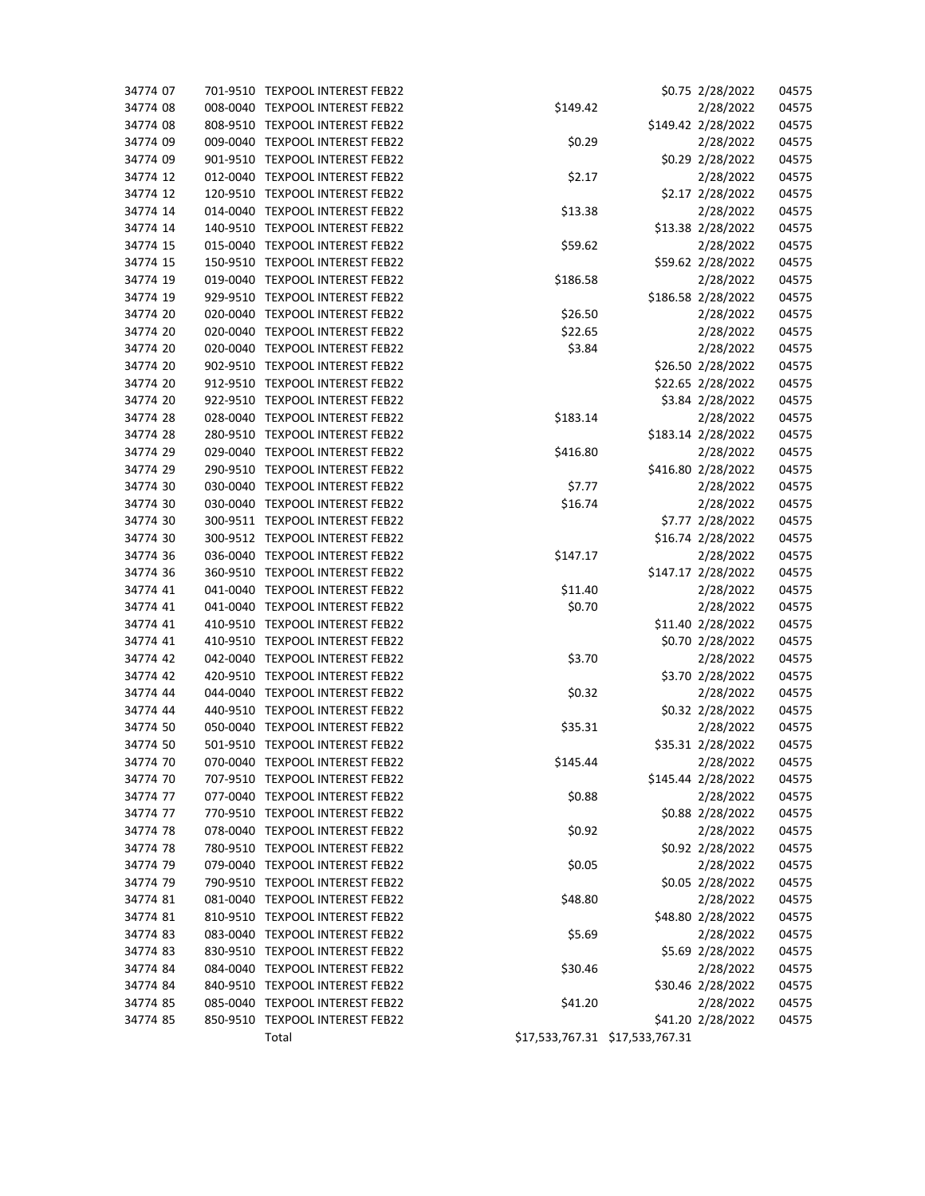| | | | | | | |
|---|---|---|---|---|---|---|
| 34774 07 | 701-9510 | TEXPOOL INTEREST FEB22 | | $0.75 | 2/28/2022 | 04575 |
| 34774 08 | 008-0040 | TEXPOOL INTEREST FEB22 | $149.42 | | 2/28/2022 | 04575 |
| 34774 08 | 808-9510 | TEXPOOL INTEREST FEB22 | | $149.42 | 2/28/2022 | 04575 |
| 34774 09 | 009-0040 | TEXPOOL INTEREST FEB22 | $0.29 | | 2/28/2022 | 04575 |
| 34774 09 | 901-9510 | TEXPOOL INTEREST FEB22 | | $0.29 | 2/28/2022 | 04575 |
| 34774 12 | 012-0040 | TEXPOOL INTEREST FEB22 | $2.17 | | 2/28/2022 | 04575 |
| 34774 12 | 120-9510 | TEXPOOL INTEREST FEB22 | | $2.17 | 2/28/2022 | 04575 |
| 34774 14 | 014-0040 | TEXPOOL INTEREST FEB22 | $13.38 | | 2/28/2022 | 04575 |
| 34774 14 | 140-9510 | TEXPOOL INTEREST FEB22 | | $13.38 | 2/28/2022 | 04575 |
| 34774 15 | 015-0040 | TEXPOOL INTEREST FEB22 | $59.62 | | 2/28/2022 | 04575 |
| 34774 15 | 150-9510 | TEXPOOL INTEREST FEB22 | | $59.62 | 2/28/2022 | 04575 |
| 34774 19 | 019-0040 | TEXPOOL INTEREST FEB22 | $186.58 | | 2/28/2022 | 04575 |
| 34774 19 | 929-9510 | TEXPOOL INTEREST FEB22 | | $186.58 | 2/28/2022 | 04575 |
| 34774 20 | 020-0040 | TEXPOOL INTEREST FEB22 | $26.50 | | 2/28/2022 | 04575 |
| 34774 20 | 020-0040 | TEXPOOL INTEREST FEB22 | $22.65 | | 2/28/2022 | 04575 |
| 34774 20 | 020-0040 | TEXPOOL INTEREST FEB22 | $3.84 | | 2/28/2022 | 04575 |
| 34774 20 | 902-9510 | TEXPOOL INTEREST FEB22 | | $26.50 | 2/28/2022 | 04575 |
| 34774 20 | 912-9510 | TEXPOOL INTEREST FEB22 | | $22.65 | 2/28/2022 | 04575 |
| 34774 20 | 922-9510 | TEXPOOL INTEREST FEB22 | | $3.84 | 2/28/2022 | 04575 |
| 34774 28 | 028-0040 | TEXPOOL INTEREST FEB22 | $183.14 | | 2/28/2022 | 04575 |
| 34774 28 | 280-9510 | TEXPOOL INTEREST FEB22 | | $183.14 | 2/28/2022 | 04575 |
| 34774 29 | 029-0040 | TEXPOOL INTEREST FEB22 | $416.80 | | 2/28/2022 | 04575 |
| 34774 29 | 290-9510 | TEXPOOL INTEREST FEB22 | | $416.80 | 2/28/2022 | 04575 |
| 34774 30 | 030-0040 | TEXPOOL INTEREST FEB22 | $7.77 | | 2/28/2022 | 04575 |
| 34774 30 | 030-0040 | TEXPOOL INTEREST FEB22 | $16.74 | | 2/28/2022 | 04575 |
| 34774 30 | 300-9511 | TEXPOOL INTEREST FEB22 | | $7.77 | 2/28/2022 | 04575 |
| 34774 30 | 300-9512 | TEXPOOL INTEREST FEB22 | | $16.74 | 2/28/2022 | 04575 |
| 34774 36 | 036-0040 | TEXPOOL INTEREST FEB22 | $147.17 | | 2/28/2022 | 04575 |
| 34774 36 | 360-9510 | TEXPOOL INTEREST FEB22 | | $147.17 | 2/28/2022 | 04575 |
| 34774 41 | 041-0040 | TEXPOOL INTEREST FEB22 | $11.40 | | 2/28/2022 | 04575 |
| 34774 41 | 041-0040 | TEXPOOL INTEREST FEB22 | $0.70 | | 2/28/2022 | 04575 |
| 34774 41 | 410-9510 | TEXPOOL INTEREST FEB22 | | $11.40 | 2/28/2022 | 04575 |
| 34774 41 | 410-9510 | TEXPOOL INTEREST FEB22 | | $0.70 | 2/28/2022 | 04575 |
| 34774 42 | 042-0040 | TEXPOOL INTEREST FEB22 | $3.70 | | 2/28/2022 | 04575 |
| 34774 42 | 420-9510 | TEXPOOL INTEREST FEB22 | | $3.70 | 2/28/2022 | 04575 |
| 34774 44 | 044-0040 | TEXPOOL INTEREST FEB22 | $0.32 | | 2/28/2022 | 04575 |
| 34774 44 | 440-9510 | TEXPOOL INTEREST FEB22 | | $0.32 | 2/28/2022 | 04575 |
| 34774 50 | 050-0040 | TEXPOOL INTEREST FEB22 | $35.31 | | 2/28/2022 | 04575 |
| 34774 50 | 501-9510 | TEXPOOL INTEREST FEB22 | | $35.31 | 2/28/2022 | 04575 |
| 34774 70 | 070-0040 | TEXPOOL INTEREST FEB22 | $145.44 | | 2/28/2022 | 04575 |
| 34774 70 | 707-9510 | TEXPOOL INTEREST FEB22 | | $145.44 | 2/28/2022 | 04575 |
| 34774 77 | 077-0040 | TEXPOOL INTEREST FEB22 | $0.88 | | 2/28/2022 | 04575 |
| 34774 77 | 770-9510 | TEXPOOL INTEREST FEB22 | | $0.88 | 2/28/2022 | 04575 |
| 34774 78 | 078-0040 | TEXPOOL INTEREST FEB22 | $0.92 | | 2/28/2022 | 04575 |
| 34774 78 | 780-9510 | TEXPOOL INTEREST FEB22 | | $0.92 | 2/28/2022 | 04575 |
| 34774 79 | 079-0040 | TEXPOOL INTEREST FEB22 | $0.05 | | 2/28/2022 | 04575 |
| 34774 79 | 790-9510 | TEXPOOL INTEREST FEB22 | | $0.05 | 2/28/2022 | 04575 |
| 34774 81 | 081-0040 | TEXPOOL INTEREST FEB22 | $48.80 | | 2/28/2022 | 04575 |
| 34774 81 | 810-9510 | TEXPOOL INTEREST FEB22 | | $48.80 | 2/28/2022 | 04575 |
| 34774 83 | 083-0040 | TEXPOOL INTEREST FEB22 | $5.69 | | 2/28/2022 | 04575 |
| 34774 83 | 830-9510 | TEXPOOL INTEREST FEB22 | | $5.69 | 2/28/2022 | 04575 |
| 34774 84 | 084-0040 | TEXPOOL INTEREST FEB22 | $30.46 | | 2/28/2022 | 04575 |
| 34774 84 | 840-9510 | TEXPOOL INTEREST FEB22 | | $30.46 | 2/28/2022 | 04575 |
| 34774 85 | 085-0040 | TEXPOOL INTEREST FEB22 | $41.20 | | 2/28/2022 | 04575 |
| 34774 85 | 850-9510 | TEXPOOL INTEREST FEB22 | | $41.20 | 2/28/2022 | 04575 |
| | | Total | $17,533,767.31 | $17,533,767.31 | | |